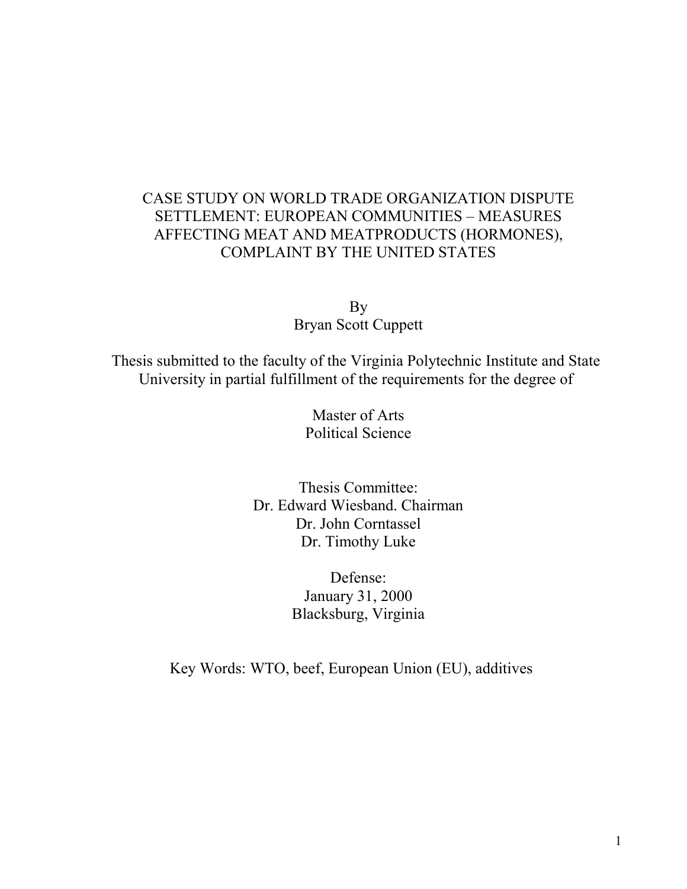# CASE STUDY ON WORLD TRADE ORGANIZATION DISPUTE SETTLEMENT: EUROPEAN COMMUNITIES – MEASURES AFFECTING MEAT AND MEATPRODUCTS (HORMONES), COMPLAINT BY THE UNITED STATES

By
Bryan Scott Cuppett

Thesis submitted to the faculty of the Virginia Polytechnic Institute and State University in partial fulfillment of the requirements for the degree of

Master of Arts
Political Science

Thesis Committee:
Dr. Edward Wiesband. Chairman
Dr. John Corntassel
Dr. Timothy Luke

Defense:
January 31, 2000
Blacksburg, Virginia

Key Words: WTO, beef, European Union (EU), additives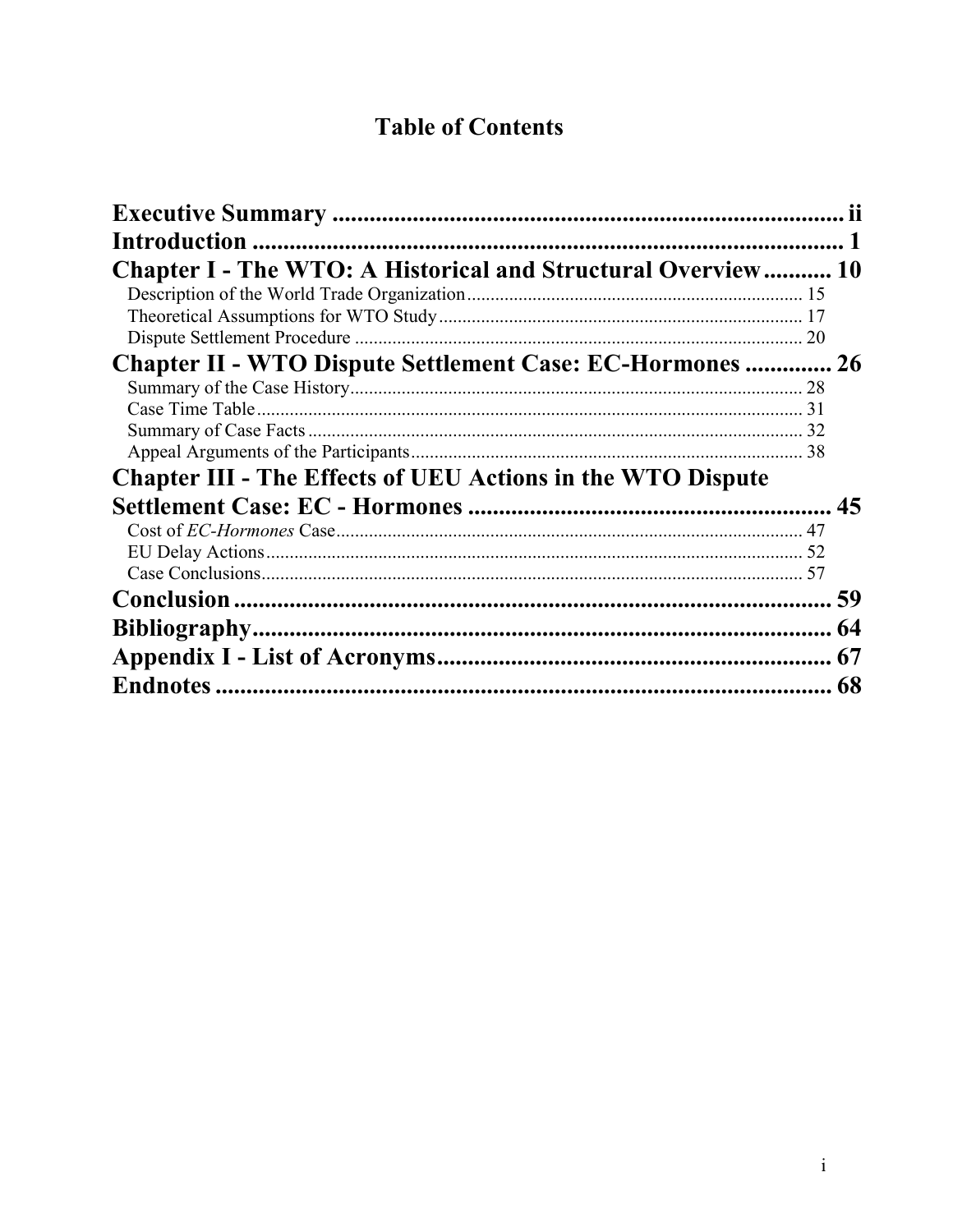# Table of Contents

**Executive Summary** ..................................................................................... ii
**Introduction** .............................................................................................. 1
**Chapter I - The WTO: A Historical and Structural Overview** ........... 10
- Description of the World Trade Organization ........................................................................ 15
- Theoretical Assumptions for WTO Study .............................................................................. 17
- Dispute Settlement Procedure ............................................................................................... 20

**Chapter II - WTO Dispute Settlement Case: EC-Hormones** .............. 26
- Summary of the Case History ................................................................................................ 28
- Case Time Table ..................................................................................................................... 31
- Summary of Case Facts .......................................................................................................... 32
- Appeal Arguments of the Participants .................................................................................... 38

**Chapter III - The Effects of UEU Actions in the WTO Dispute Settlement Case: EC - Hormones** ........................................................... 45
- Cost of *EC-Hormones* Case .................................................................................................... 47
- EU Delay Actions .................................................................................................................... 52
- Case Conclusions .................................................................................................................... 57

**Conclusion** .................................................................................................. 59
**Bibliography** ............................................................................................... 64
**Appendix I - List of Acronyms** ................................................................. 67
**Endnotes** ...................................................................................................... 68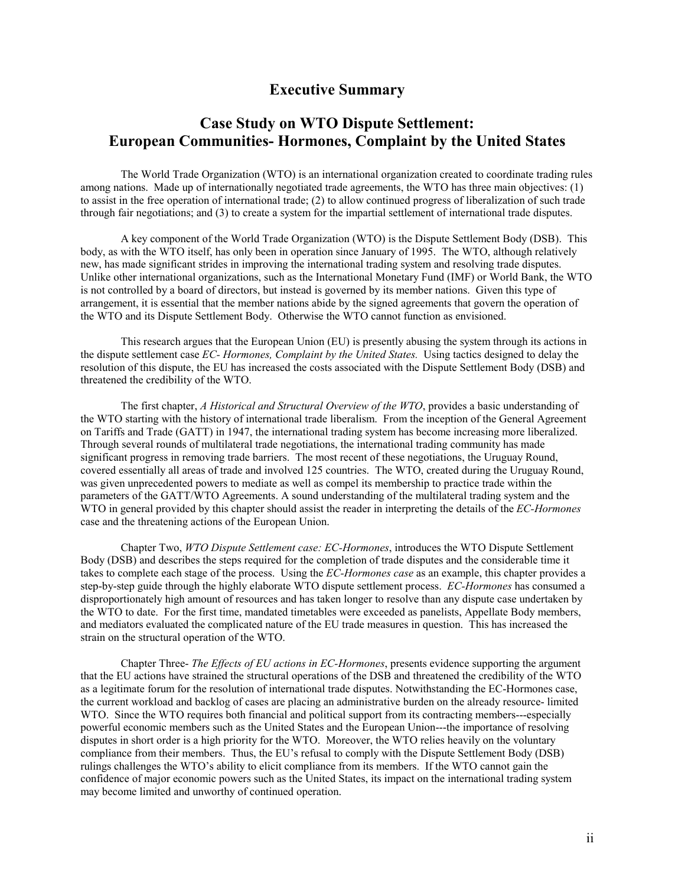## Executive Summary

## Case Study on WTO Dispute Settlement: European Communities- Hormones, Complaint by the United States

The World Trade Organization (WTO) is an international organization created to coordinate trading rules among nations. Made up of internationally negotiated trade agreements, the WTO has three main objectives: (1) to assist in the free operation of international trade; (2) to allow continued progress of liberalization of such trade through fair negotiations; and (3) to create a system for the impartial settlement of international trade disputes.

A key component of the World Trade Organization (WTO) is the Dispute Settlement Body (DSB). This body, as with the WTO itself, has only been in operation since January of 1995. The WTO, although relatively new, has made significant strides in improving the international trading system and resolving trade disputes. Unlike other international organizations, such as the International Monetary Fund (IMF) or World Bank, the WTO is not controlled by a board of directors, but instead is governed by its member nations. Given this type of arrangement, it is essential that the member nations abide by the signed agreements that govern the operation of the WTO and its Dispute Settlement Body. Otherwise the WTO cannot function as envisioned.

This research argues that the European Union (EU) is presently abusing the system through its actions in the dispute settlement case *EC- Hormones, Complaint by the United States.* Using tactics designed to delay the resolution of this dispute, the EU has increased the costs associated with the Dispute Settlement Body (DSB) and threatened the credibility of the WTO.

The first chapter, *A Historical and Structural Overview of the WTO*, provides a basic understanding of the WTO starting with the history of international trade liberalism. From the inception of the General Agreement on Tariffs and Trade (GATT) in 1947, the international trading system has become increasing more liberalized. Through several rounds of multilateral trade negotiations, the international trading community has made significant progress in removing trade barriers. The most recent of these negotiations, the Uruguay Round, covered essentially all areas of trade and involved 125 countries. The WTO, created during the Uruguay Round, was given unprecedented powers to mediate as well as compel its membership to practice trade within the parameters of the GATT/WTO Agreements. A sound understanding of the multilateral trading system and the WTO in general provided by this chapter should assist the reader in interpreting the details of the *EC-Hormones* case and the threatening actions of the European Union.

Chapter Two, *WTO Dispute Settlement case: EC-Hormones*, introduces the WTO Dispute Settlement Body (DSB) and describes the steps required for the completion of trade disputes and the considerable time it takes to complete each stage of the process. Using the *EC-Hormones case* as an example, this chapter provides a step-by-step guide through the highly elaborate WTO dispute settlement process. *EC-Hormones* has consumed a disproportionately high amount of resources and has taken longer to resolve than any dispute case undertaken by the WTO to date. For the first time, mandated timetables were exceeded as panelists, Appellate Body members, and mediators evaluated the complicated nature of the EU trade measures in question. This has increased the strain on the structural operation of the WTO.

Chapter Three- *The Effects of EU actions in EC-Hormones*, presents evidence supporting the argument that the EU actions have strained the structural operations of the DSB and threatened the credibility of the WTO as a legitimate forum for the resolution of international trade disputes. Notwithstanding the EC-Hormones case, the current workload and backlog of cases are placing an administrative burden on the already resource- limited WTO. Since the WTO requires both financial and political support from its contracting members---especially powerful economic members such as the United States and the European Union---the importance of resolving disputes in short order is a high priority for the WTO. Moreover, the WTO relies heavily on the voluntary compliance from their members. Thus, the EU's refusal to comply with the Dispute Settlement Body (DSB) rulings challenges the WTO's ability to elicit compliance from its members. If the WTO cannot gain the confidence of major economic powers such as the United States, its impact on the international trading system may become limited and unworthy of continued operation.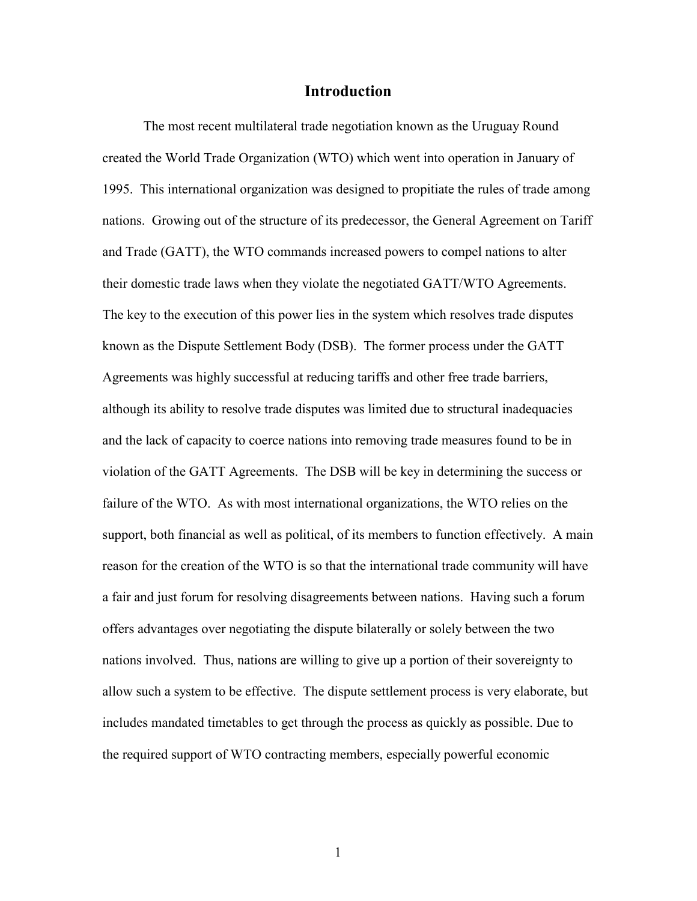# Introduction

The most recent multilateral trade negotiation known as the Uruguay Round created the World Trade Organization (WTO) which went into operation in January of 1995. This international organization was designed to propitiate the rules of trade among nations. Growing out of the structure of its predecessor, the General Agreement on Tariff and Trade (GATT), the WTO commands increased powers to compel nations to alter their domestic trade laws when they violate the negotiated GATT/WTO Agreements. The key to the execution of this power lies in the system which resolves trade disputes known as the Dispute Settlement Body (DSB). The former process under the GATT Agreements was highly successful at reducing tariffs and other free trade barriers, although its ability to resolve trade disputes was limited due to structural inadequacies and the lack of capacity to coerce nations into removing trade measures found to be in violation of the GATT Agreements. The DSB will be key in determining the success or failure of the WTO. As with most international organizations, the WTO relies on the support, both financial as well as political, of its members to function effectively. A main reason for the creation of the WTO is so that the international trade community will have a fair and just forum for resolving disagreements between nations. Having such a forum offers advantages over negotiating the dispute bilaterally or solely between the two nations involved. Thus, nations are willing to give up a portion of their sovereignty to allow such a system to be effective. The dispute settlement process is very elaborate, but includes mandated timetables to get through the process as quickly as possible. Due to the required support of WTO contracting members, especially powerful economic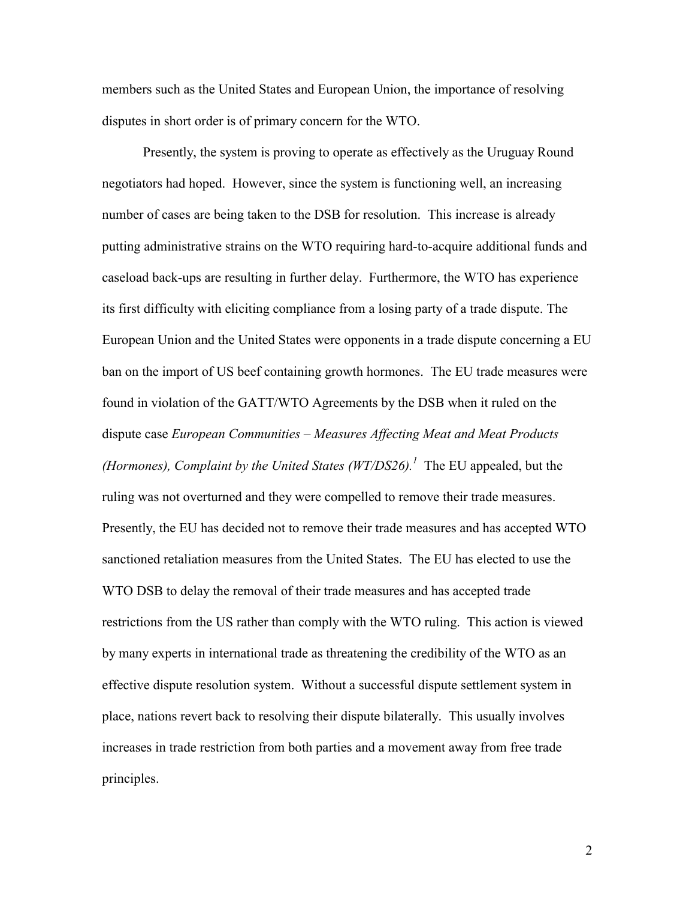members such as the United States and European Union, the importance of resolving disputes in short order is of primary concern for the WTO.

Presently, the system is proving to operate as effectively as the Uruguay Round negotiators had hoped. However, since the system is functioning well, an increasing number of cases are being taken to the DSB for resolution. This increase is already putting administrative strains on the WTO requiring hard-to-acquire additional funds and caseload back-ups are resulting in further delay. Furthermore, the WTO has experience its first difficulty with eliciting compliance from a losing party of a trade dispute. The European Union and the United States were opponents in a trade dispute concerning a EU ban on the import of US beef containing growth hormones. The EU trade measures were found in violation of the GATT/WTO Agreements by the DSB when it ruled on the dispute case *European Communities – Measures Affecting Meat and Meat Products (Hormones), Complaint by the United States (WT/DS26).*[1] The EU appealed, but the ruling was not overturned and they were compelled to remove their trade measures. Presently, the EU has decided not to remove their trade measures and has accepted WTO sanctioned retaliation measures from the United States. The EU has elected to use the WTO DSB to delay the removal of their trade measures and has accepted trade restrictions from the US rather than comply with the WTO ruling. This action is viewed by many experts in international trade as threatening the credibility of the WTO as an effective dispute resolution system. Without a successful dispute settlement system in place, nations revert back to resolving their dispute bilaterally. This usually involves increases in trade restriction from both parties and a movement away from free trade principles.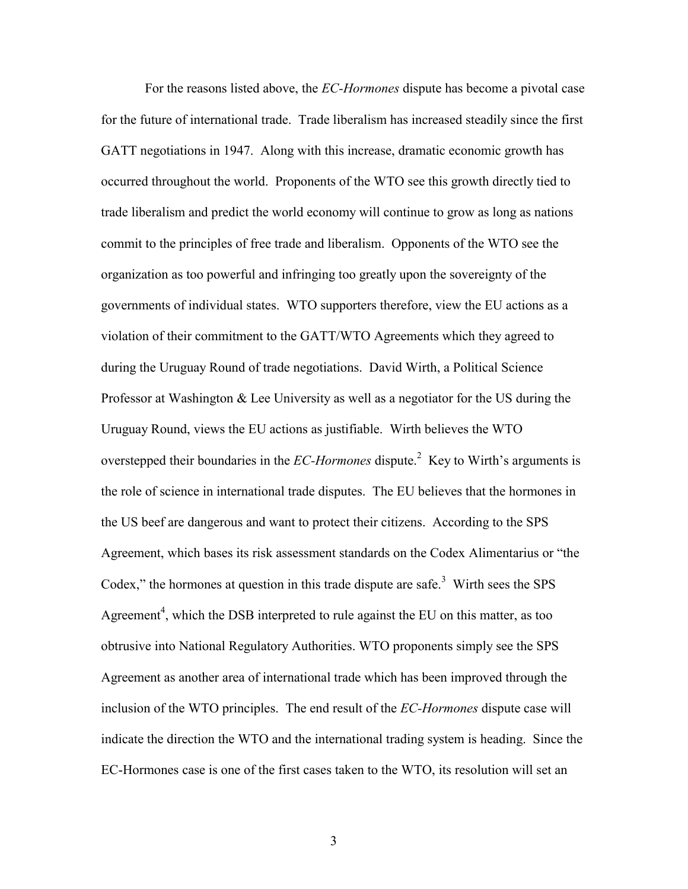For the reasons listed above, the *EC-Hormones* dispute has become a pivotal case for the future of international trade. Trade liberalism has increased steadily since the first GATT negotiations in 1947. Along with this increase, dramatic economic growth has occurred throughout the world. Proponents of the WTO see this growth directly tied to trade liberalism and predict the world economy will continue to grow as long as nations commit to the principles of free trade and liberalism. Opponents of the WTO see the organization as too powerful and infringing too greatly upon the sovereignty of the governments of individual states. WTO supporters therefore, view the EU actions as a violation of their commitment to the GATT/WTO Agreements which they agreed to during the Uruguay Round of trade negotiations. David Wirth, a Political Science Professor at Washington & Lee University as well as a negotiator for the US during the Uruguay Round, views the EU actions as justifiable. Wirth believes the WTO overstepped their boundaries in the *EC-Hormones* dispute.[2] Key to Wirth's arguments is the role of science in international trade disputes. The EU believes that the hormones in the US beef are dangerous and want to protect their citizens. According to the SPS Agreement, which bases its risk assessment standards on the Codex Alimentarius or "the Codex," the hormones at question in this trade dispute are safe.[3] Wirth sees the SPS Agreement[4], which the DSB interpreted to rule against the EU on this matter, as too obtrusive into National Regulatory Authorities. WTO proponents simply see the SPS Agreement as another area of international trade which has been improved through the inclusion of the WTO principles. The end result of the *EC-Hormones* dispute case will indicate the direction the WTO and the international trading system is heading. Since the EC-Hormones case is one of the first cases taken to the WTO, its resolution will set an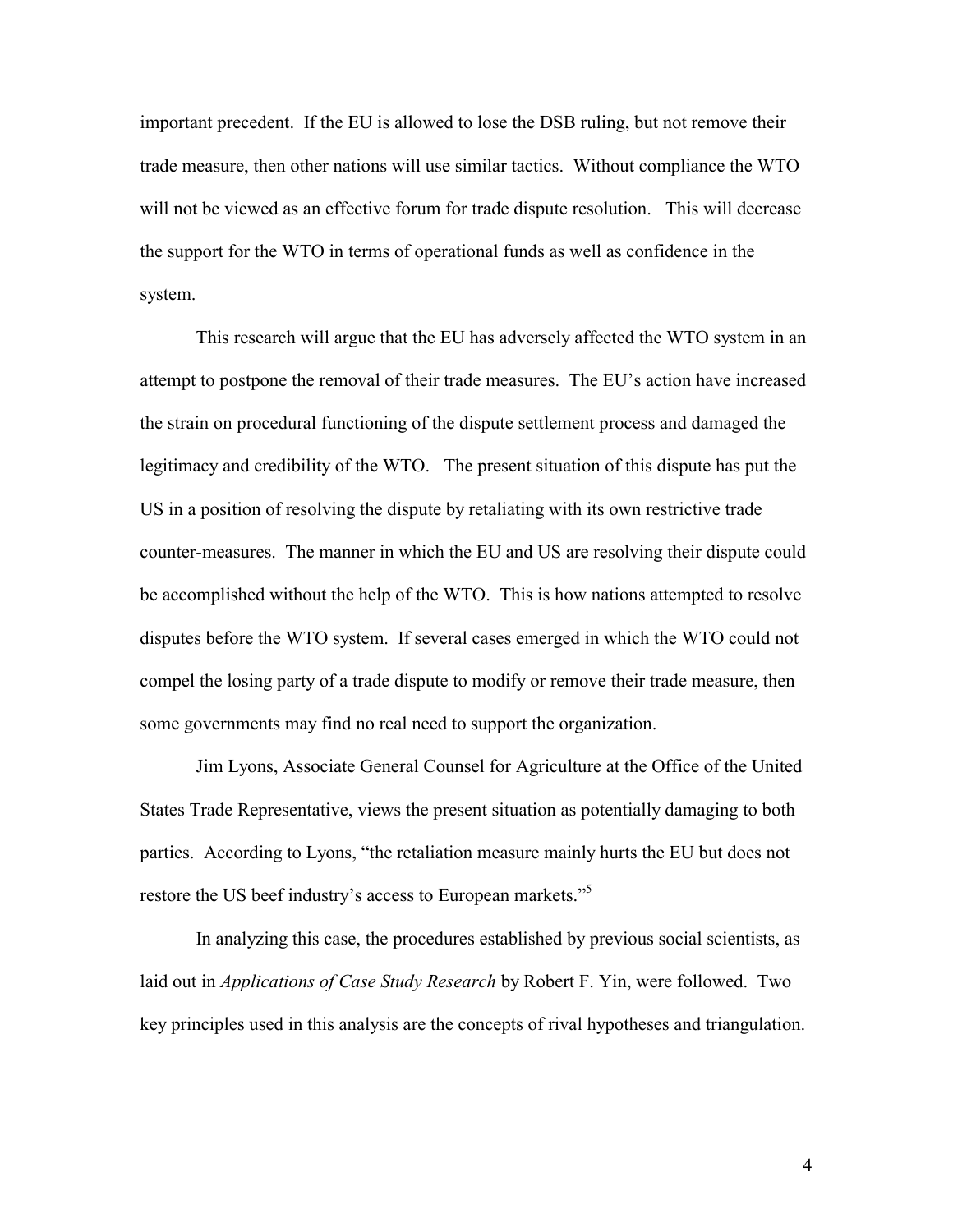important precedent. If the EU is allowed to lose the DSB ruling, but not remove their trade measure, then other nations will use similar tactics. Without compliance the WTO will not be viewed as an effective forum for trade dispute resolution. This will decrease the support for the WTO in terms of operational funds as well as confidence in the system.

This research will argue that the EU has adversely affected the WTO system in an attempt to postpone the removal of their trade measures. The EU's action have increased the strain on procedural functioning of the dispute settlement process and damaged the legitimacy and credibility of the WTO. The present situation of this dispute has put the US in a position of resolving the dispute by retaliating with its own restrictive trade counter-measures. The manner in which the EU and US are resolving their dispute could be accomplished without the help of the WTO. This is how nations attempted to resolve disputes before the WTO system. If several cases emerged in which the WTO could not compel the losing party of a trade dispute to modify or remove their trade measure, then some governments may find no real need to support the organization.

Jim Lyons, Associate General Counsel for Agriculture at the Office of the United States Trade Representative, views the present situation as potentially damaging to both parties. According to Lyons, "the retaliation measure mainly hurts the EU but does not restore the US beef industry's access to European markets."[5]

In analyzing this case, the procedures established by previous social scientists, as laid out in *Applications of Case Study Research* by Robert F. Yin, were followed. Two key principles used in this analysis are the concepts of rival hypotheses and triangulation.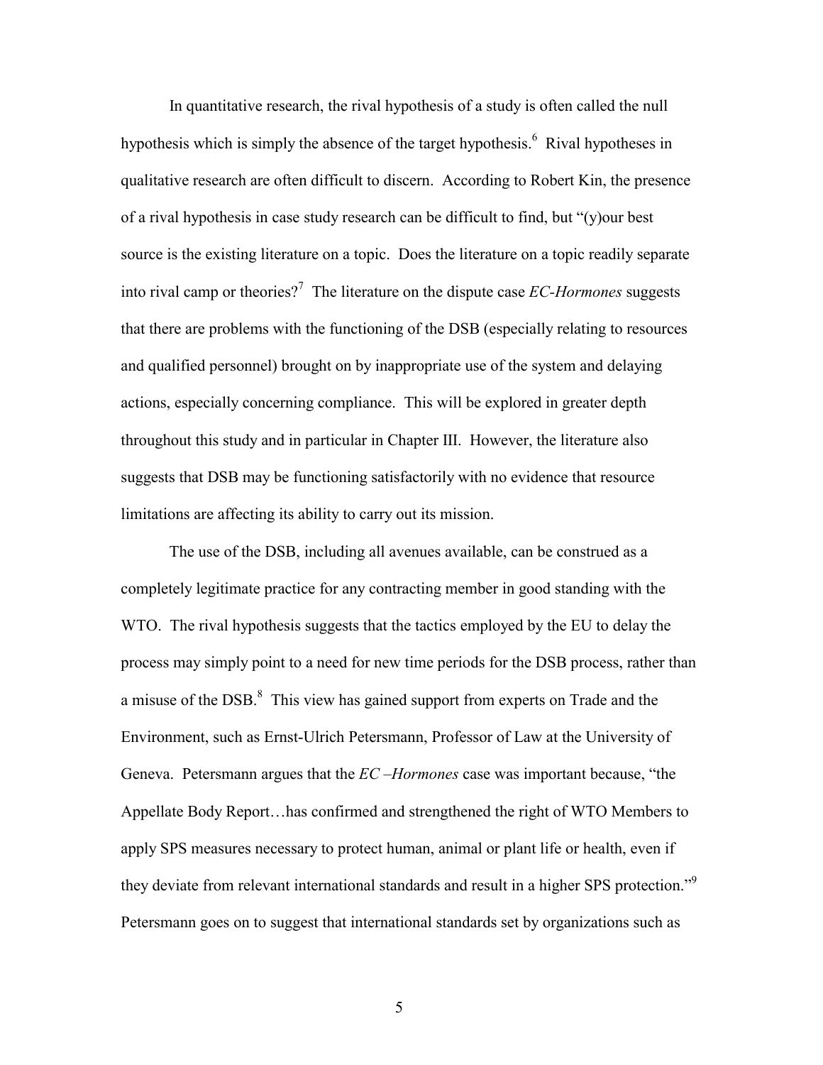In quantitative research, the rival hypothesis of a study is often called the null hypothesis which is simply the absence of the target hypothesis.[6] Rival hypotheses in qualitative research are often difficult to discern. According to Robert Kin, the presence of a rival hypothesis in case study research can be difficult to find, but "(y)our best source is the existing literature on a topic. Does the literature on a topic readily separate into rival camp or theories?[7] The literature on the dispute case *EC-Hormones* suggests that there are problems with the functioning of the DSB (especially relating to resources and qualified personnel) brought on by inappropriate use of the system and delaying actions, especially concerning compliance. This will be explored in greater depth throughout this study and in particular in Chapter III. However, the literature also suggests that DSB may be functioning satisfactorily with no evidence that resource limitations are affecting its ability to carry out its mission.

The use of the DSB, including all avenues available, can be construed as a completely legitimate practice for any contracting member in good standing with the WTO. The rival hypothesis suggests that the tactics employed by the EU to delay the process may simply point to a need for new time periods for the DSB process, rather than a misuse of the DSB.[8] This view has gained support from experts on Trade and the Environment, such as Ernst-Ulrich Petersmann, Professor of Law at the University of Geneva. Petersmann argues that the *EC –Hormones* case was important because, "the Appellate Body Report…has confirmed and strengthened the right of WTO Members to apply SPS measures necessary to protect human, animal or plant life or health, even if they deviate from relevant international standards and result in a higher SPS protection."[9] Petersmann goes on to suggest that international standards set by organizations such as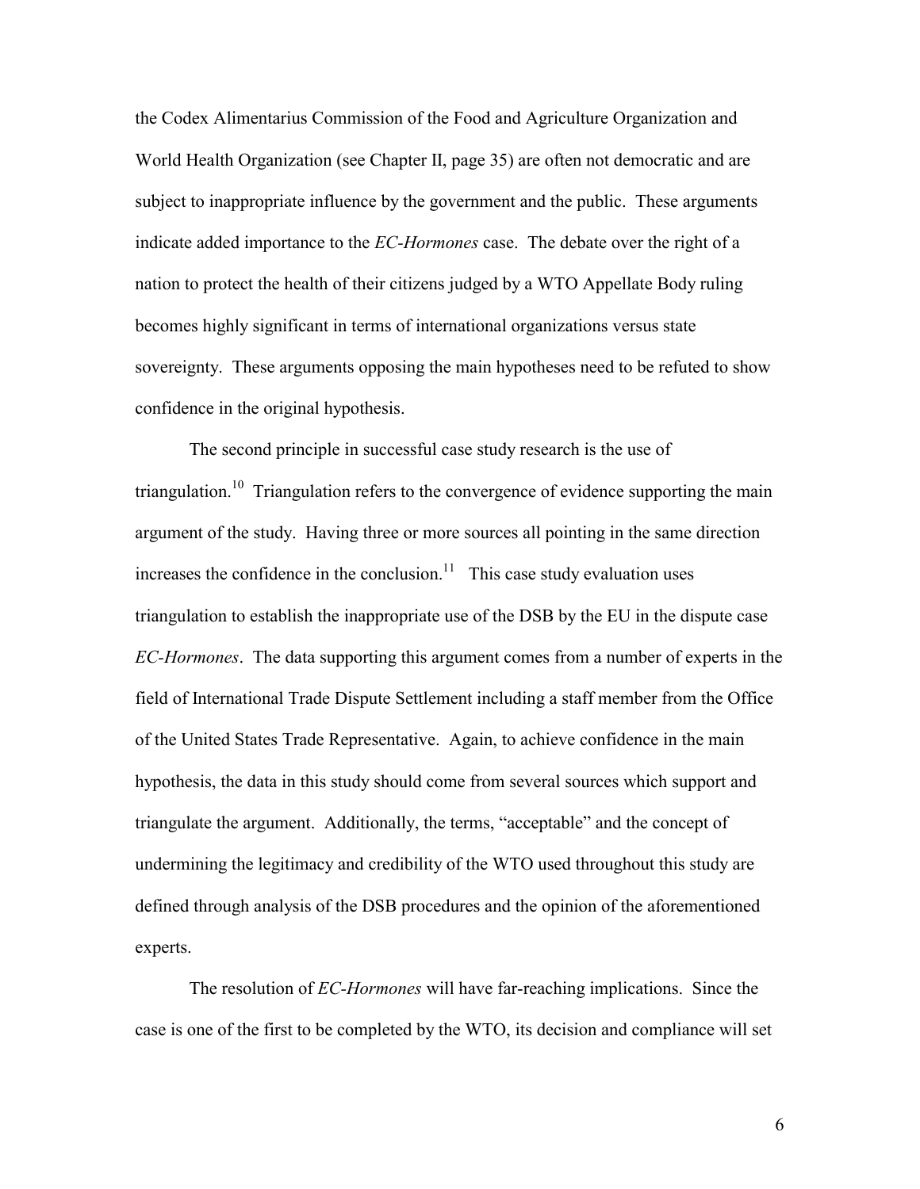the Codex Alimentarius Commission of the Food and Agriculture Organization and World Health Organization (see Chapter II, page 35) are often not democratic and are subject to inappropriate influence by the government and the public. These arguments indicate added importance to the *EC-Hormones* case. The debate over the right of a nation to protect the health of their citizens judged by a WTO Appellate Body ruling becomes highly significant in terms of international organizations versus state sovereignty. These arguments opposing the main hypotheses need to be refuted to show confidence in the original hypothesis.

The second principle in successful case study research is the use of triangulation.[10] Triangulation refers to the convergence of evidence supporting the main argument of the study. Having three or more sources all pointing in the same direction increases the confidence in the conclusion.[11] This case study evaluation uses triangulation to establish the inappropriate use of the DSB by the EU in the dispute case *EC-Hormones*. The data supporting this argument comes from a number of experts in the field of International Trade Dispute Settlement including a staff member from the Office of the United States Trade Representative. Again, to achieve confidence in the main hypothesis, the data in this study should come from several sources which support and triangulate the argument. Additionally, the terms, "acceptable" and the concept of undermining the legitimacy and credibility of the WTO used throughout this study are defined through analysis of the DSB procedures and the opinion of the aforementioned experts.

The resolution of *EC-Hormones* will have far-reaching implications. Since the case is one of the first to be completed by the WTO, its decision and compliance will set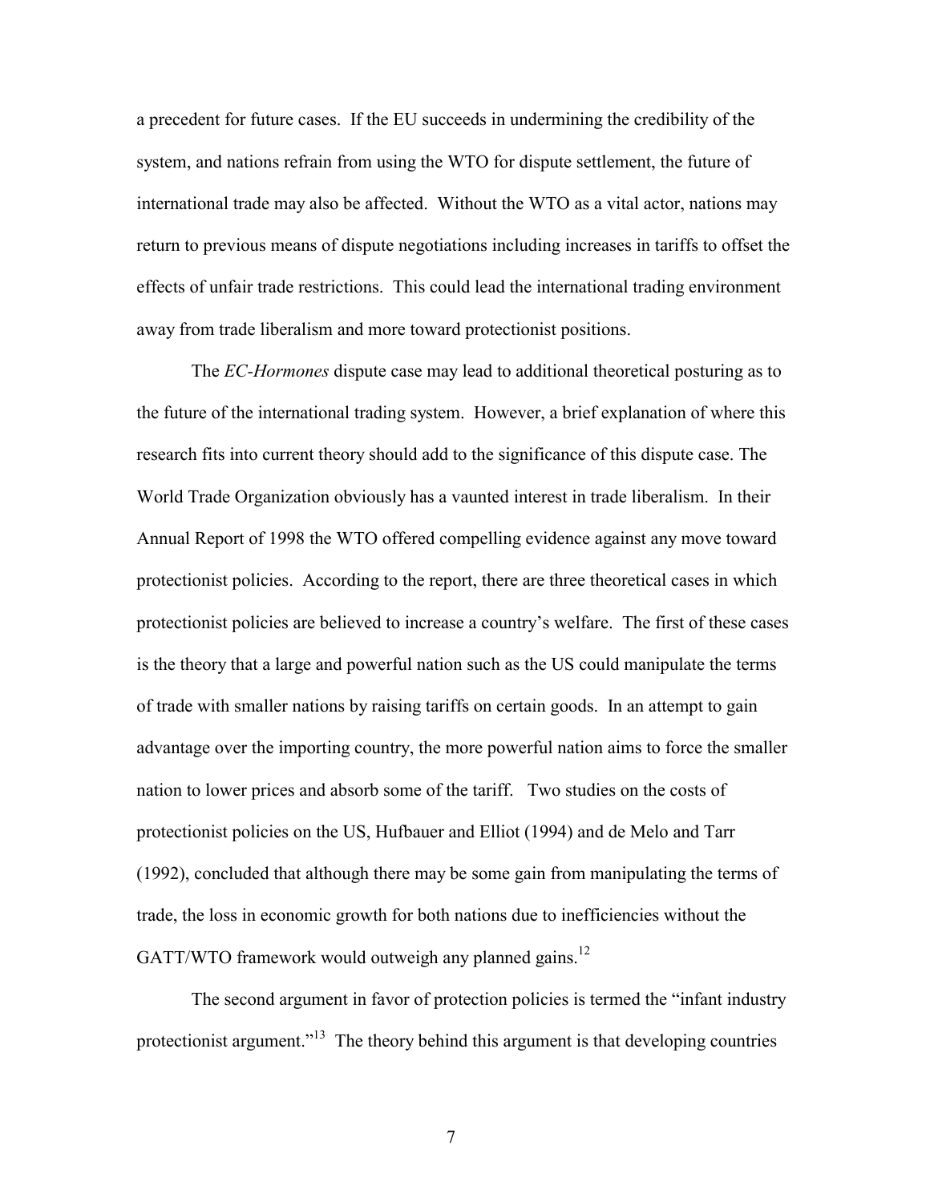a precedent for future cases. If the EU succeeds in undermining the credibility of the system, and nations refrain from using the WTO for dispute settlement, the future of international trade may also be affected. Without the WTO as a vital actor, nations may return to previous means of dispute negotiations including increases in tariffs to offset the effects of unfair trade restrictions. This could lead the international trading environment away from trade liberalism and more toward protectionist positions.

The *EC-Hormones* dispute case may lead to additional theoretical posturing as to the future of the international trading system. However, a brief explanation of where this research fits into current theory should add to the significance of this dispute case. The World Trade Organization obviously has a vaunted interest in trade liberalism. In their Annual Report of 1998 the WTO offered compelling evidence against any move toward protectionist policies. According to the report, there are three theoretical cases in which protectionist policies are believed to increase a country's welfare. The first of these cases is the theory that a large and powerful nation such as the US could manipulate the terms of trade with smaller nations by raising tariffs on certain goods. In an attempt to gain advantage over the importing country, the more powerful nation aims to force the smaller nation to lower prices and absorb some of the tariff. Two studies on the costs of protectionist policies on the US, Hufbauer and Elliot (1994) and de Melo and Tarr (1992), concluded that although there may be some gain from manipulating the terms of trade, the loss in economic growth for both nations due to inefficiencies without the GATT/WTO framework would outweigh any planned gains.[12]

The second argument in favor of protection policies is termed the "infant industry protectionist argument."[13] The theory behind this argument is that developing countries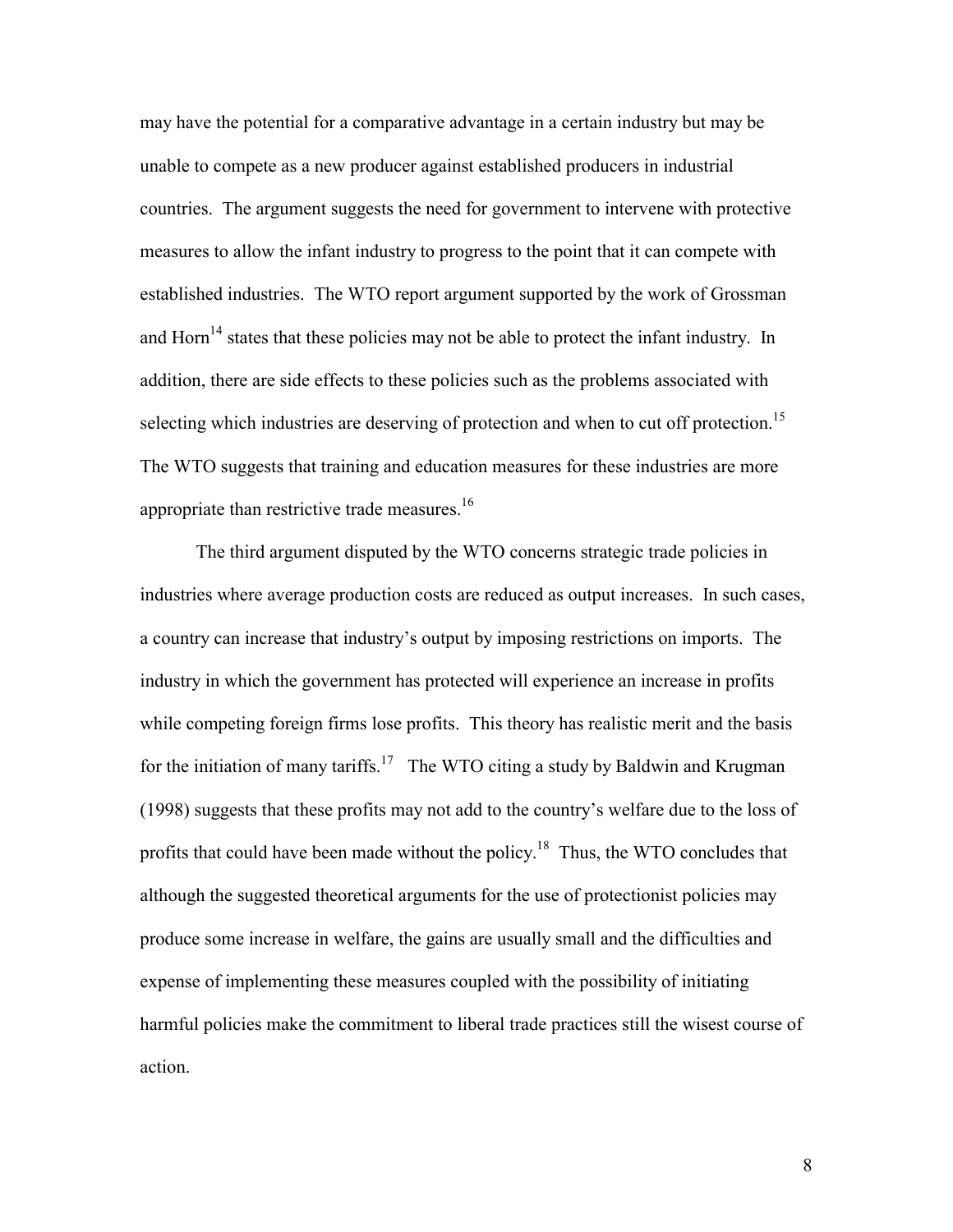may have the potential for a comparative advantage in a certain industry but may be unable to compete as a new producer against established producers in industrial countries. The argument suggests the need for government to intervene with protective measures to allow the infant industry to progress to the point that it can compete with established industries. The WTO report argument supported by the work of Grossman and Horn[14] states that these policies may not be able to protect the infant industry. In addition, there are side effects to these policies such as the problems associated with selecting which industries are deserving of protection and when to cut off protection.[15] The WTO suggests that training and education measures for these industries are more appropriate than restrictive trade measures.[16]

The third argument disputed by the WTO concerns strategic trade policies in industries where average production costs are reduced as output increases. In such cases, a country can increase that industry's output by imposing restrictions on imports. The industry in which the government has protected will experience an increase in profits while competing foreign firms lose profits. This theory has realistic merit and the basis for the initiation of many tariffs.[17] The WTO citing a study by Baldwin and Krugman (1998) suggests that these profits may not add to the country's welfare due to the loss of profits that could have been made without the policy.[18] Thus, the WTO concludes that although the suggested theoretical arguments for the use of protectionist policies may produce some increase in welfare, the gains are usually small and the difficulties and expense of implementing these measures coupled with the possibility of initiating harmful policies make the commitment to liberal trade practices still the wisest course of action.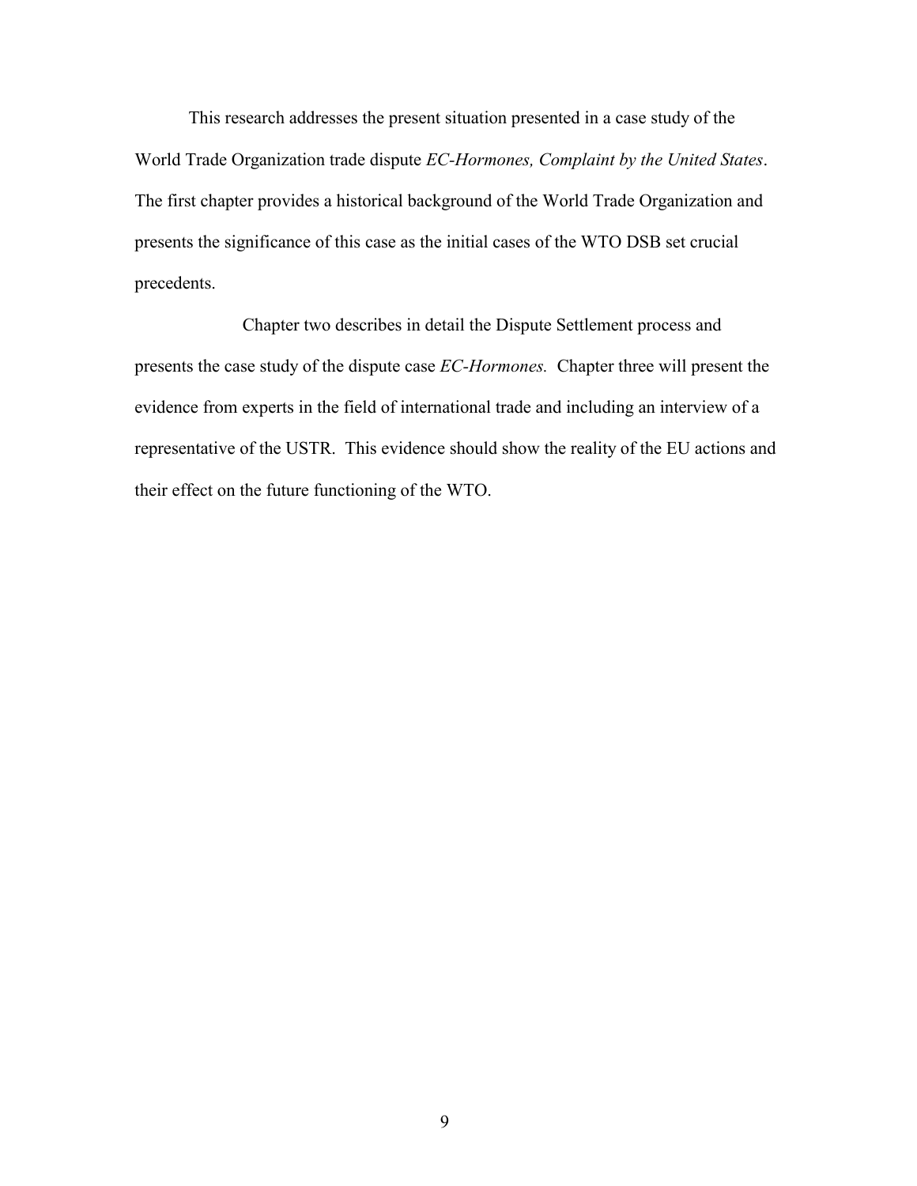This research addresses the present situation presented in a case study of the World Trade Organization trade dispute *EC-Hormones, Complaint by the United States*. The first chapter provides a historical background of the World Trade Organization and presents the significance of this case as the initial cases of the WTO DSB set crucial precedents.

Chapter two describes in detail the Dispute Settlement process and presents the case study of the dispute case *EC-Hormones.* Chapter three will present the evidence from experts in the field of international trade and including an interview of a representative of the USTR. This evidence should show the reality of the EU actions and their effect on the future functioning of the WTO.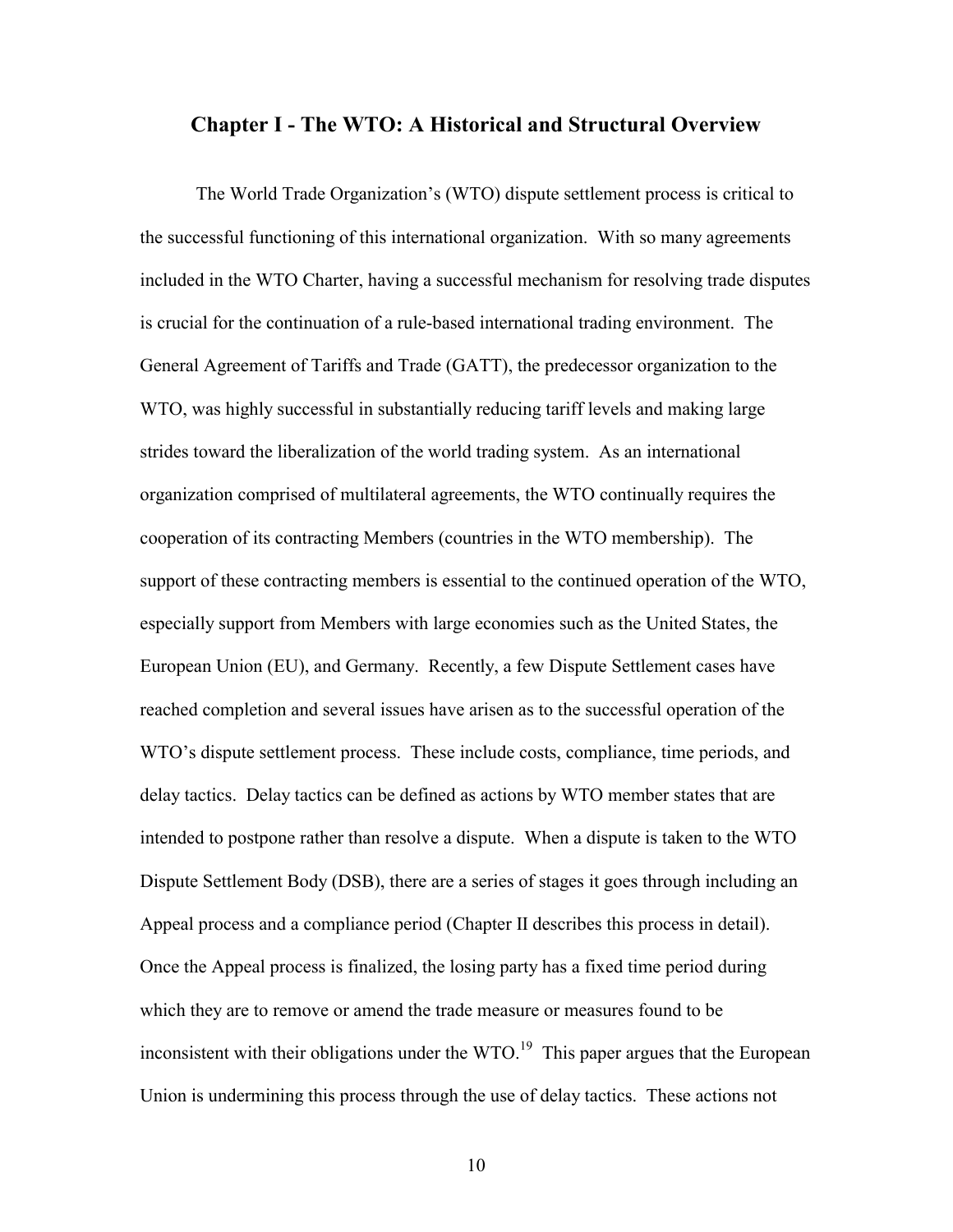## Chapter I - The WTO: A Historical and Structural Overview

The World Trade Organization's (WTO) dispute settlement process is critical to the successful functioning of this international organization. With so many agreements included in the WTO Charter, having a successful mechanism for resolving trade disputes is crucial for the continuation of a rule-based international trading environment. The General Agreement of Tariffs and Trade (GATT), the predecessor organization to the WTO, was highly successful in substantially reducing tariff levels and making large strides toward the liberalization of the world trading system. As an international organization comprised of multilateral agreements, the WTO continually requires the cooperation of its contracting Members (countries in the WTO membership). The support of these contracting members is essential to the continued operation of the WTO, especially support from Members with large economies such as the United States, the European Union (EU), and Germany. Recently, a few Dispute Settlement cases have reached completion and several issues have arisen as to the successful operation of the WTO's dispute settlement process. These include costs, compliance, time periods, and delay tactics. Delay tactics can be defined as actions by WTO member states that are intended to postpone rather than resolve a dispute. When a dispute is taken to the WTO Dispute Settlement Body (DSB), there are a series of stages it goes through including an Appeal process and a compliance period (Chapter II describes this process in detail). Once the Appeal process is finalized, the losing party has a fixed time period during which they are to remove or amend the trade measure or measures found to be inconsistent with their obligations under the WTO.[19] This paper argues that the European Union is undermining this process through the use of delay tactics. These actions not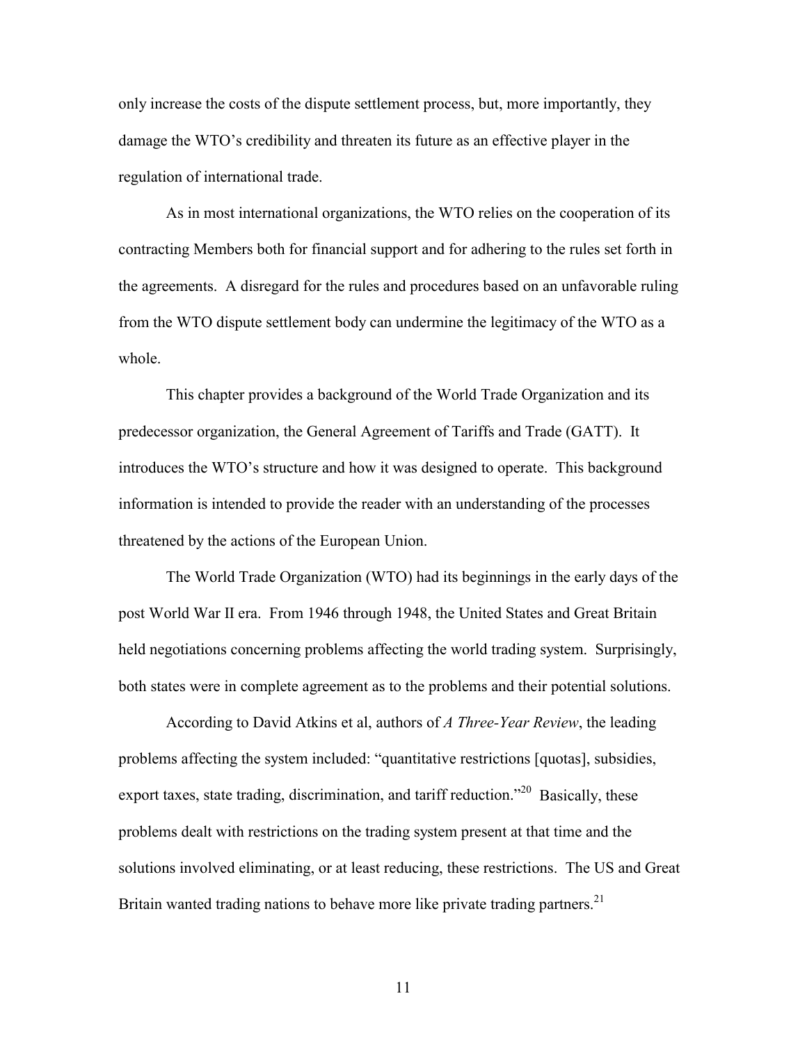only increase the costs of the dispute settlement process, but, more importantly, they damage the WTO's credibility and threaten its future as an effective player in the regulation of international trade.

As in most international organizations, the WTO relies on the cooperation of its contracting Members both for financial support and for adhering to the rules set forth in the agreements. A disregard for the rules and procedures based on an unfavorable ruling from the WTO dispute settlement body can undermine the legitimacy of the WTO as a whole.

This chapter provides a background of the World Trade Organization and its predecessor organization, the General Agreement of Tariffs and Trade (GATT). It introduces the WTO's structure and how it was designed to operate. This background information is intended to provide the reader with an understanding of the processes threatened by the actions of the European Union.

The World Trade Organization (WTO) had its beginnings in the early days of the post World War II era. From 1946 through 1948, the United States and Great Britain held negotiations concerning problems affecting the world trading system. Surprisingly, both states were in complete agreement as to the problems and their potential solutions.

According to David Atkins et al, authors of *A Three-Year Review*, the leading problems affecting the system included: "quantitative restrictions [quotas], subsidies, export taxes, state trading, discrimination, and tariff reduction."[20] Basically, these problems dealt with restrictions on the trading system present at that time and the solutions involved eliminating, or at least reducing, these restrictions. The US and Great Britain wanted trading nations to behave more like private trading partners.[21]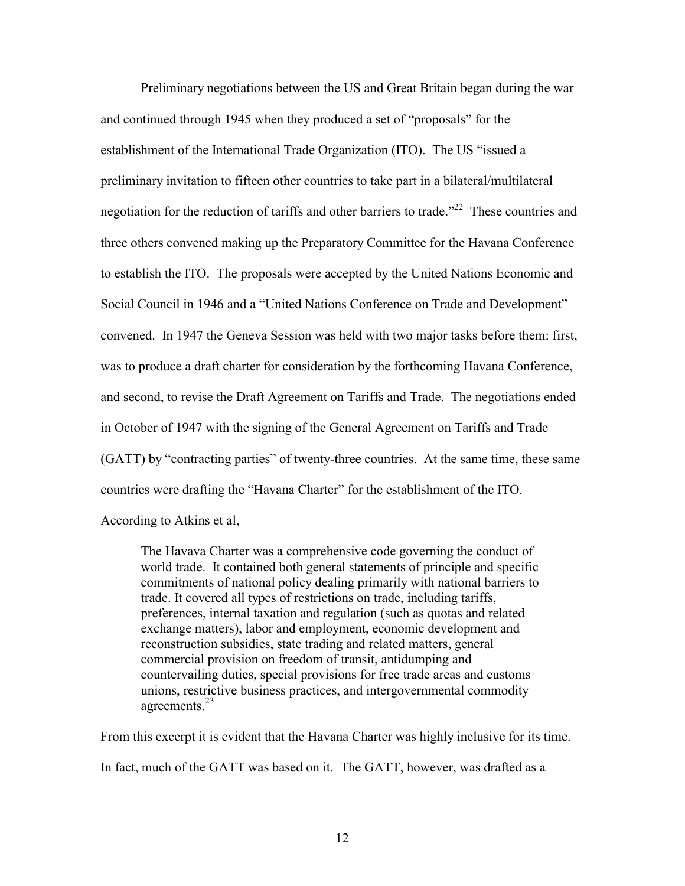Preliminary negotiations between the US and Great Britain began during the war and continued through 1945 when they produced a set of "proposals" for the establishment of the International Trade Organization (ITO). The US "issued a preliminary invitation to fifteen other countries to take part in a bilateral/multilateral negotiation for the reduction of tariffs and other barriers to trade."[22] These countries and three others convened making up the Preparatory Committee for the Havana Conference to establish the ITO. The proposals were accepted by the United Nations Economic and Social Council in 1946 and a "United Nations Conference on Trade and Development" convened. In 1947 the Geneva Session was held with two major tasks before them: first, was to produce a draft charter for consideration by the forthcoming Havana Conference, and second, to revise the Draft Agreement on Tariffs and Trade. The negotiations ended in October of 1947 with the signing of the General Agreement on Tariffs and Trade (GATT) by "contracting parties" of twenty-three countries. At the same time, these same countries were drafting the "Havana Charter" for the establishment of the ITO. According to Atkins et al,

> The Havava Charter was a comprehensive code governing the conduct of world trade. It contained both general statements of principle and specific commitments of national policy dealing primarily with national barriers to trade. It covered all types of restrictions on trade, including tariffs, preferences, internal taxation and regulation (such as quotas and related exchange matters), labor and employment, economic development and reconstruction subsidies, state trading and related matters, general commercial provision on freedom of transit, antidumping and countervailing duties, special provisions for free trade areas and customs unions, restrictive business practices, and intergovernmental commodity agreements.[23]

From this excerpt it is evident that the Havana Charter was highly inclusive for its time. In fact, much of the GATT was based on it. The GATT, however, was drafted as a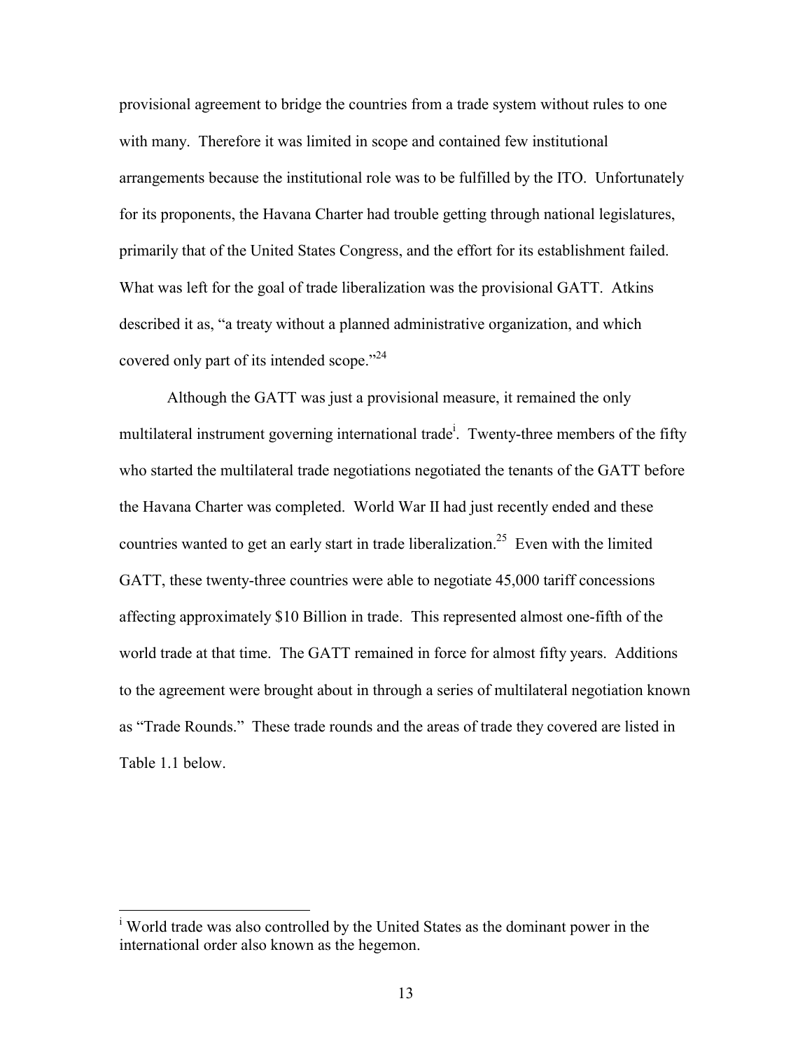provisional agreement to bridge the countries from a trade system without rules to one with many. Therefore it was limited in scope and contained few institutional arrangements because the institutional role was to be fulfilled by the ITO. Unfortunately for its proponents, the Havana Charter had trouble getting through national legislatures, primarily that of the United States Congress, and the effort for its establishment failed. What was left for the goal of trade liberalization was the provisional GATT. Atkins described it as, "a treaty without a planned administrative organization, and which covered only part of its intended scope."[24]

Although the GATT was just a provisional measure, it remained the only multilateral instrument governing international trade[i]. Twenty-three members of the fifty who started the multilateral trade negotiations negotiated the tenants of the GATT before the Havana Charter was completed. World War II had just recently ended and these countries wanted to get an early start in trade liberalization.[25] Even with the limited GATT, these twenty-three countries were able to negotiate 45,000 tariff concessions affecting approximately $10 Billion in trade. This represented almost one-fifth of the world trade at that time. The GATT remained in force for almost fifty years. Additions to the agreement were brought about in through a series of multilateral negotiation known as "Trade Rounds." These trade rounds and the areas of trade they covered are listed in Table 1.1 below.

[i] World trade was also controlled by the United States as the dominant power in the international order also known as the hegemon.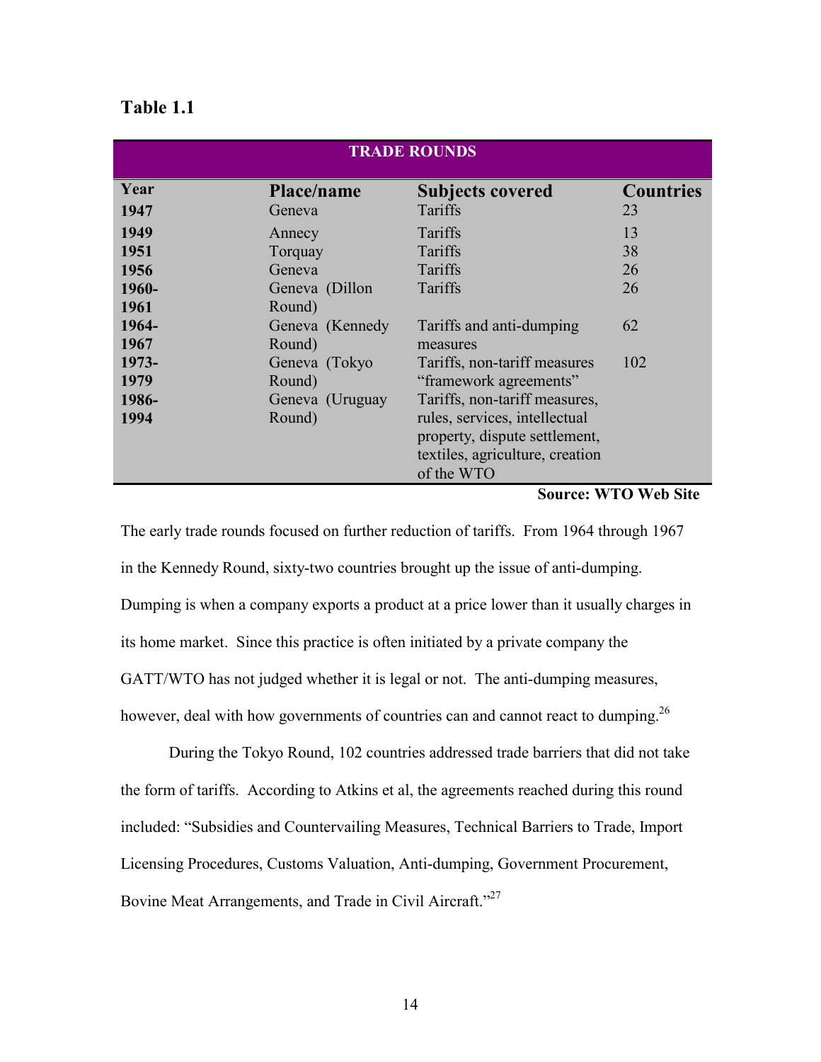**Table 1.1**

| TRADE ROUNDS | | | |
|---|---|---|---|
| **Year** | **Place/name** | **Subjects covered** | **Countries** |
| **1947** | Geneva | Tariffs | 23 |
| **1949** | Annecy | Tariffs | 13 |
| **1951** | Torquay | Tariffs | 38 |
| **1956** | Geneva | Tariffs | 26 |
| **1960-1961** | Geneva (Dillon Round) | Tariffs | 26 |
| **1964-1967** | Geneva (Kennedy Round) | Tariffs and anti-dumping measures | 62 |
| **1973-1979** | Geneva (Tokyo Round) | Tariffs, non-tariff measures "framework agreements" | 102 |
| **1986-1994** | Geneva (Uruguay Round) | Tariffs, non-tariff measures, rules, services, intellectual property, dispute settlement, textiles, agriculture, creation of the WTO | |

**Source: WTO Web Site**

The early trade rounds focused on further reduction of tariffs. From 1964 through 1967 in the Kennedy Round, sixty-two countries brought up the issue of anti-dumping. Dumping is when a company exports a product at a price lower than it usually charges in its home market. Since this practice is often initiated by a private company the GATT/WTO has not judged whether it is legal or not. The anti-dumping measures, however, deal with how governments of countries can and cannot react to dumping.[26]

During the Tokyo Round, 102 countries addressed trade barriers that did not take the form of tariffs. According to Atkins et al, the agreements reached during this round included: "Subsidies and Countervailing Measures, Technical Barriers to Trade, Import Licensing Procedures, Customs Valuation, Anti-dumping, Government Procurement, Bovine Meat Arrangements, and Trade in Civil Aircraft."[27]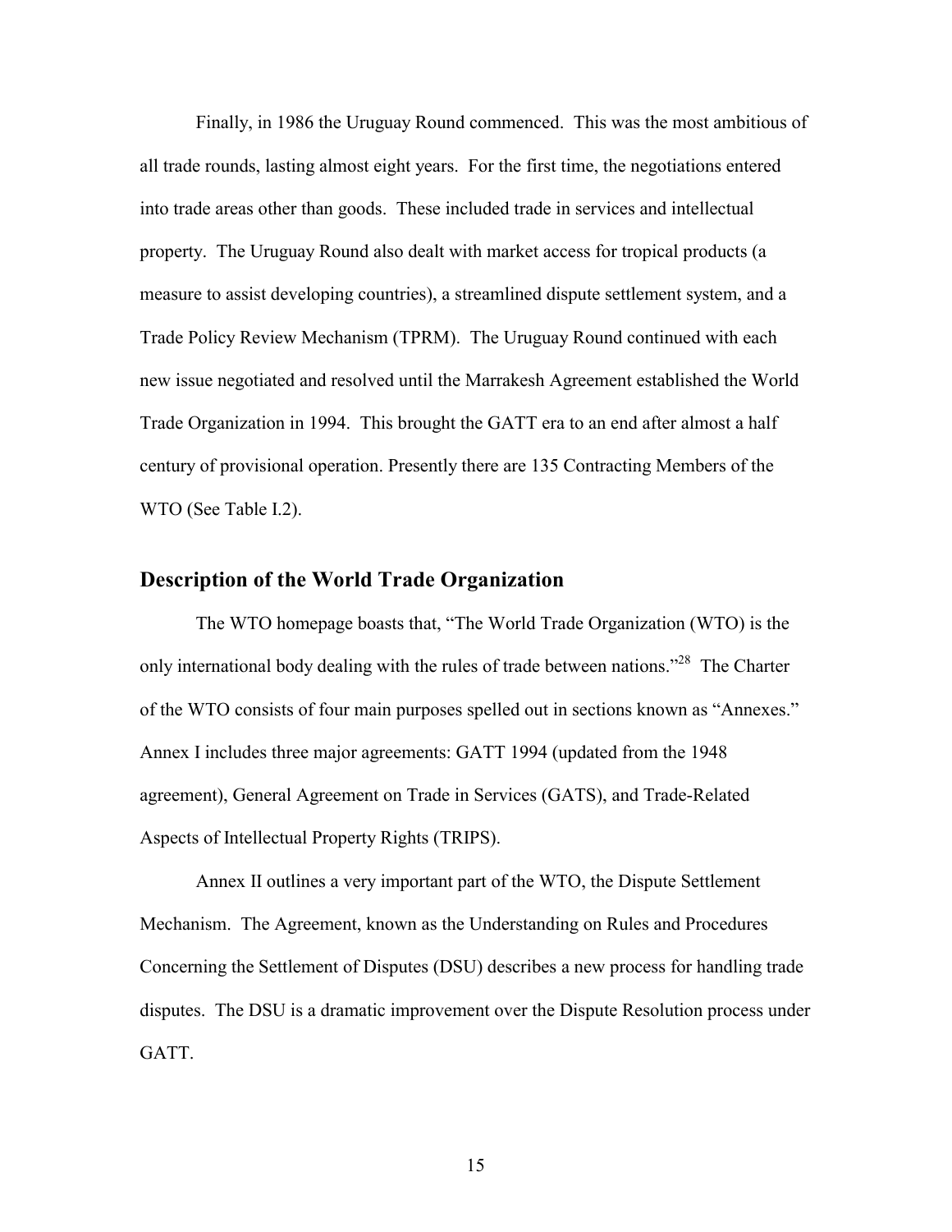Finally, in 1986 the Uruguay Round commenced. This was the most ambitious of all trade rounds, lasting almost eight years. For the first time, the negotiations entered into trade areas other than goods. These included trade in services and intellectual property. The Uruguay Round also dealt with market access for tropical products (a measure to assist developing countries), a streamlined dispute settlement system, and a Trade Policy Review Mechanism (TPRM). The Uruguay Round continued with each new issue negotiated and resolved until the Marrakesh Agreement established the World Trade Organization in 1994. This brought the GATT era to an end after almost a half century of provisional operation. Presently there are 135 Contracting Members of the WTO (See Table I.2).

## Description of the World Trade Organization

The WTO homepage boasts that, "The World Trade Organization (WTO) is the only international body dealing with the rules of trade between nations."[28] The Charter of the WTO consists of four main purposes spelled out in sections known as "Annexes." Annex I includes three major agreements: GATT 1994 (updated from the 1948 agreement), General Agreement on Trade in Services (GATS), and Trade-Related Aspects of Intellectual Property Rights (TRIPS).

Annex II outlines a very important part of the WTO, the Dispute Settlement Mechanism. The Agreement, known as the Understanding on Rules and Procedures Concerning the Settlement of Disputes (DSU) describes a new process for handling trade disputes. The DSU is a dramatic improvement over the Dispute Resolution process under GATT.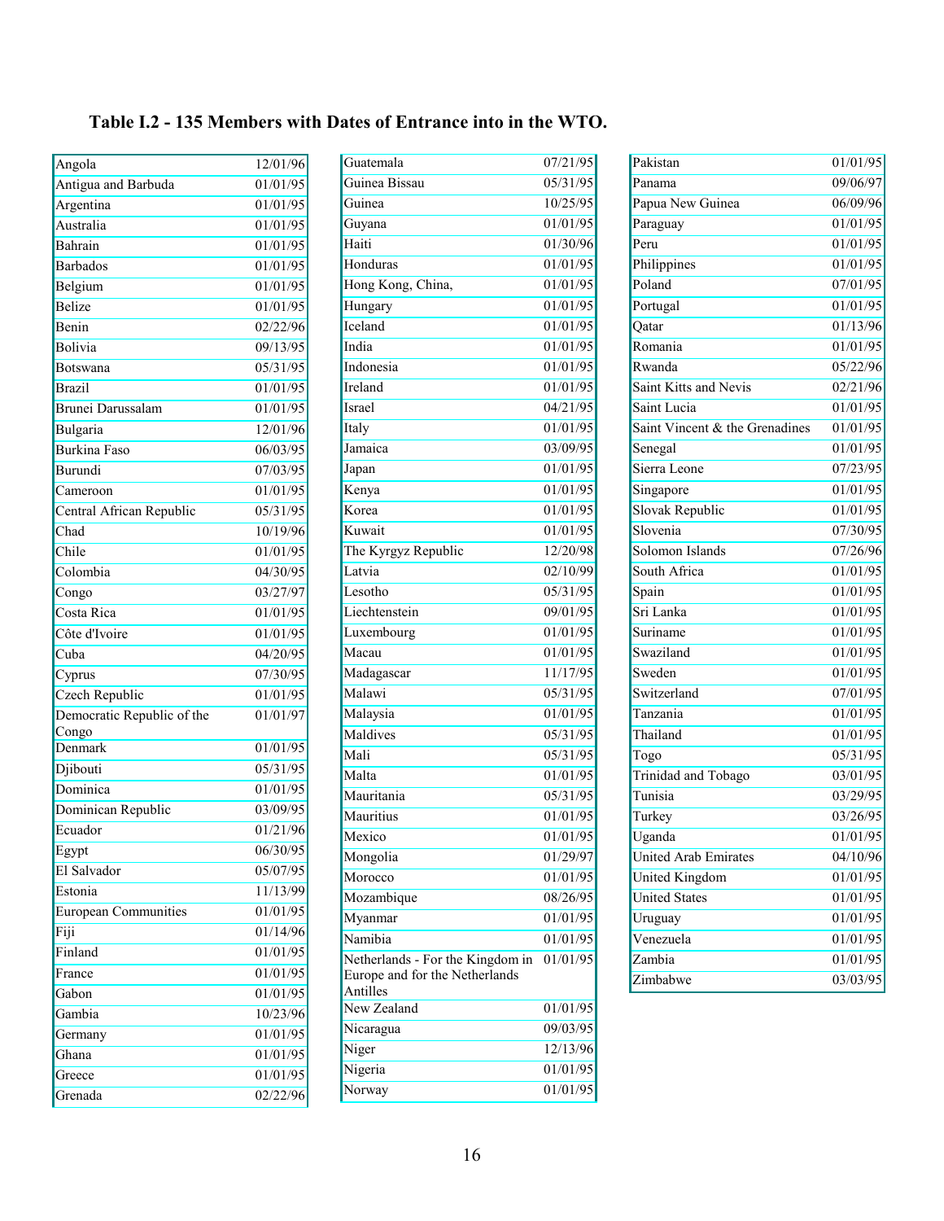**Table I.2 - 135 Members with Dates of Entrance into in the WTO.**

| | |
|---|---|
| Angola | 12/01/96 |
| Antigua and Barbuda | 01/01/95 |
| Argentina | 01/01/95 |
| Australia | 01/01/95 |
| Bahrain | 01/01/95 |
| Barbados | 01/01/95 |
| Belgium | 01/01/95 |
| Belize | 01/01/95 |
| Benin | 02/22/96 |
| Bolivia | 09/13/95 |
| Botswana | 05/31/95 |
| Brazil | 01/01/95 |
| Brunei Darussalam | 01/01/95 |
| Bulgaria | 12/01/96 |
| Burkina Faso | 06/03/95 |
| Burundi | 07/03/95 |
| Cameroon | 01/01/95 |
| Central African Republic | 05/31/95 |
| Chad | 10/19/96 |
| Chile | 01/01/95 |
| Colombia | 04/30/95 |
| Congo | 03/27/97 |
| Costa Rica | 01/01/95 |
| Côte d'Ivoire | 01/01/95 |
| Cuba | 04/20/95 |
| Cyprus | 07/30/95 |
| Czech Republic | 01/01/95 |
| Democratic Republic of the Congo | 01/01/97 |
| Denmark | 01/01/95 |
| Djibouti | 05/31/95 |
| Dominica | 01/01/95 |
| Dominican Republic | 03/09/95 |
| Ecuador | 01/21/96 |
| Egypt | 06/30/95 |
| El Salvador | 05/07/95 |
| Estonia | 11/13/99 |
| European Communities | 01/01/95 |
| Fiji | 01/14/96 |
| Finland | 01/01/95 |
| France | 01/01/95 |
| Gabon | 01/01/95 |
| Gambia | 10/23/96 |
| Germany | 01/01/95 |
| Ghana | 01/01/95 |
| Greece | 01/01/95 |
| Grenada | 02/22/96 |
| Guatemala | 07/21/95 |
| Guinea Bissau | 05/31/95 |
| Guinea | 10/25/95 |
| Guyana | 01/01/95 |
| Haiti | 01/30/96 |
| Honduras | 01/01/95 |
| Hong Kong, China, | 01/01/95 |
| Hungary | 01/01/95 |
| Iceland | 01/01/95 |
| India | 01/01/95 |
| Indonesia | 01/01/95 |
| Ireland | 01/01/95 |
| Israel | 04/21/95 |
| Italy | 01/01/95 |
| Jamaica | 03/09/95 |
| Japan | 01/01/95 |
| Kenya | 01/01/95 |
| Korea | 01/01/95 |
| Kuwait | 01/01/95 |
| The Kyrgyz Republic | 12/20/98 |
| Latvia | 02/10/99 |
| Lesotho | 05/31/95 |
| Liechtenstein | 09/01/95 |
| Luxembourg | 01/01/95 |
| Macau | 01/01/95 |
| Madagascar | 11/17/95 |
| Malawi | 05/31/95 |
| Malaysia | 01/01/95 |
| Maldives | 05/31/95 |
| Mali | 05/31/95 |
| Malta | 01/01/95 |
| Mauritania | 05/31/95 |
| Mauritius | 01/01/95 |
| Mexico | 01/01/95 |
| Mongolia | 01/29/97 |
| Morocco | 01/01/95 |
| Mozambique | 08/26/95 |
| Myanmar | 01/01/95 |
| Namibia | 01/01/95 |
| Netherlands - For the Kingdom in Europe and for the Netherlands Antilles | 01/01/95 |
| New Zealand | 01/01/95 |
| Nicaragua | 09/03/95 |
| Niger | 12/13/96 |
| Nigeria | 01/01/95 |
| Norway | 01/01/95 |
| Pakistan | 01/01/95 |
| Panama | 09/06/97 |
| Papua New Guinea | 06/09/96 |
| Paraguay | 01/01/95 |
| Peru | 01/01/95 |
| Philippines | 01/01/95 |
| Poland | 07/01/95 |
| Portugal | 01/01/95 |
| Qatar | 01/13/96 |
| Romania | 01/01/95 |
| Rwanda | 05/22/96 |
| Saint Kitts and Nevis | 02/21/96 |
| Saint Lucia | 01/01/95 |
| Saint Vincent & the Grenadines | 01/01/95 |
| Senegal | 01/01/95 |
| Sierra Leone | 07/23/95 |
| Singapore | 01/01/95 |
| Slovak Republic | 01/01/95 |
| Slovenia | 07/30/95 |
| Solomon Islands | 07/26/96 |
| South Africa | 01/01/95 |
| Spain | 01/01/95 |
| Sri Lanka | 01/01/95 |
| Suriname | 01/01/95 |
| Swaziland | 01/01/95 |
| Sweden | 01/01/95 |
| Switzerland | 07/01/95 |
| Tanzania | 01/01/95 |
| Thailand | 01/01/95 |
| Togo | 05/31/95 |
| Trinidad and Tobago | 03/01/95 |
| Tunisia | 03/29/95 |
| Turkey | 03/26/95 |
| Uganda | 01/01/95 |
| United Arab Emirates | 04/10/96 |
| United Kingdom | 01/01/95 |
| United States | 01/01/95 |
| Uruguay | 01/01/95 |
| Venezuela | 01/01/95 |
| Zambia | 01/01/95 |
| Zimbabwe | 03/03/95 |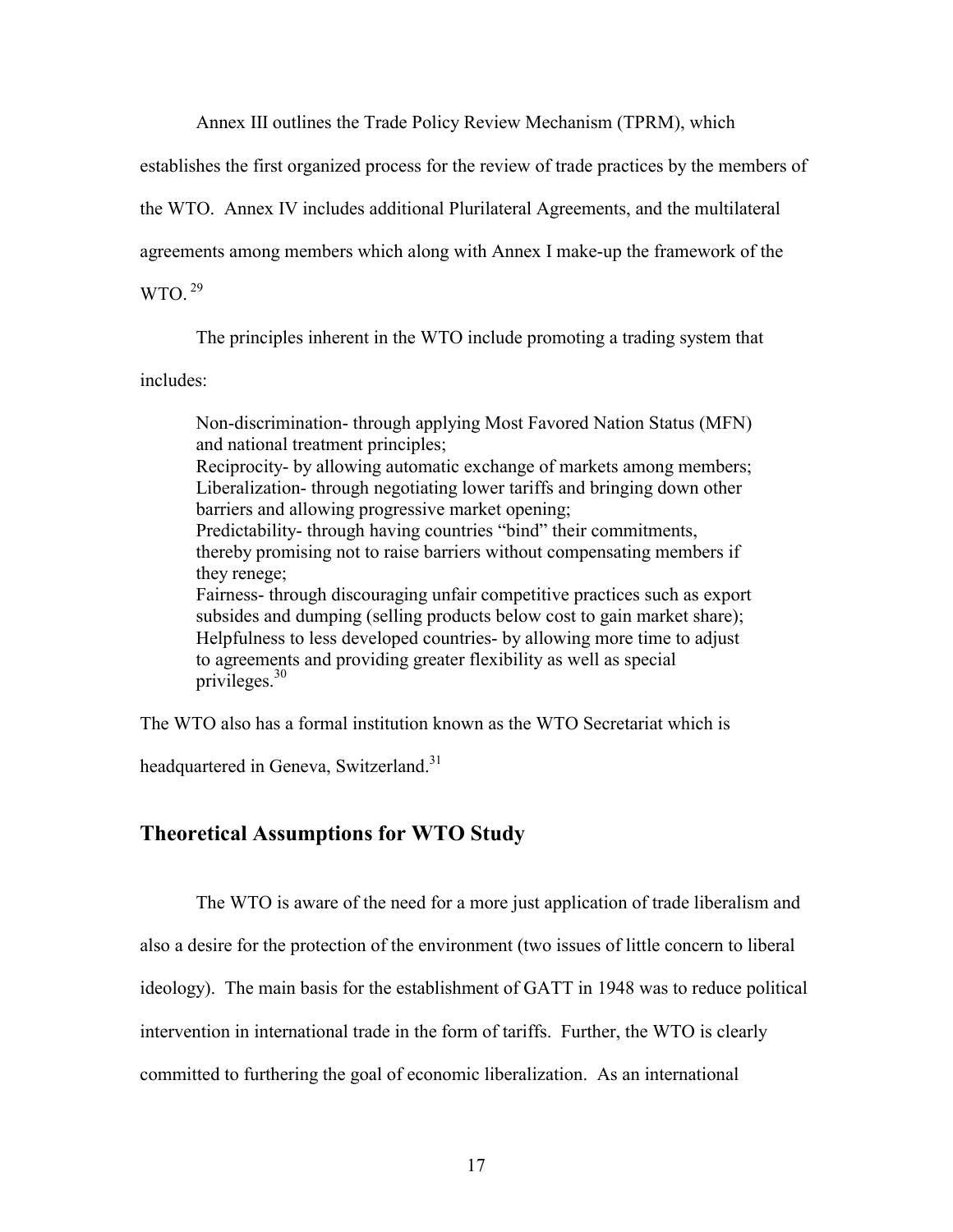Annex III outlines the Trade Policy Review Mechanism (TPRM), which establishes the first organized process for the review of trade practices by the members of the WTO. Annex IV includes additional Plurilateral Agreements, and the multilateral agreements among members which along with Annex I make-up the framework of the WTO. [29]

The principles inherent in the WTO include promoting a trading system that includes:

> Non-discrimination- through applying Most Favored Nation Status (MFN) and national treatment principles;
> Reciprocity- by allowing automatic exchange of markets among members;
> Liberalization- through negotiating lower tariffs and bringing down other barriers and allowing progressive market opening;
> Predictability- through having countries "bind" their commitments, thereby promising not to raise barriers without compensating members if they renege;
> Fairness- through discouraging unfair competitive practices such as export subsides and dumping (selling products below cost to gain market share);
> Helpfulness to less developed countries- by allowing more time to adjust to agreements and providing greater flexibility as well as special privileges.[30]

The WTO also has a formal institution known as the WTO Secretariat which is headquartered in Geneva, Switzerland.[31]

## Theoretical Assumptions for WTO Study

The WTO is aware of the need for a more just application of trade liberalism and also a desire for the protection of the environment (two issues of little concern to liberal ideology). The main basis for the establishment of GATT in 1948 was to reduce political intervention in international trade in the form of tariffs. Further, the WTO is clearly committed to furthering the goal of economic liberalization. As an international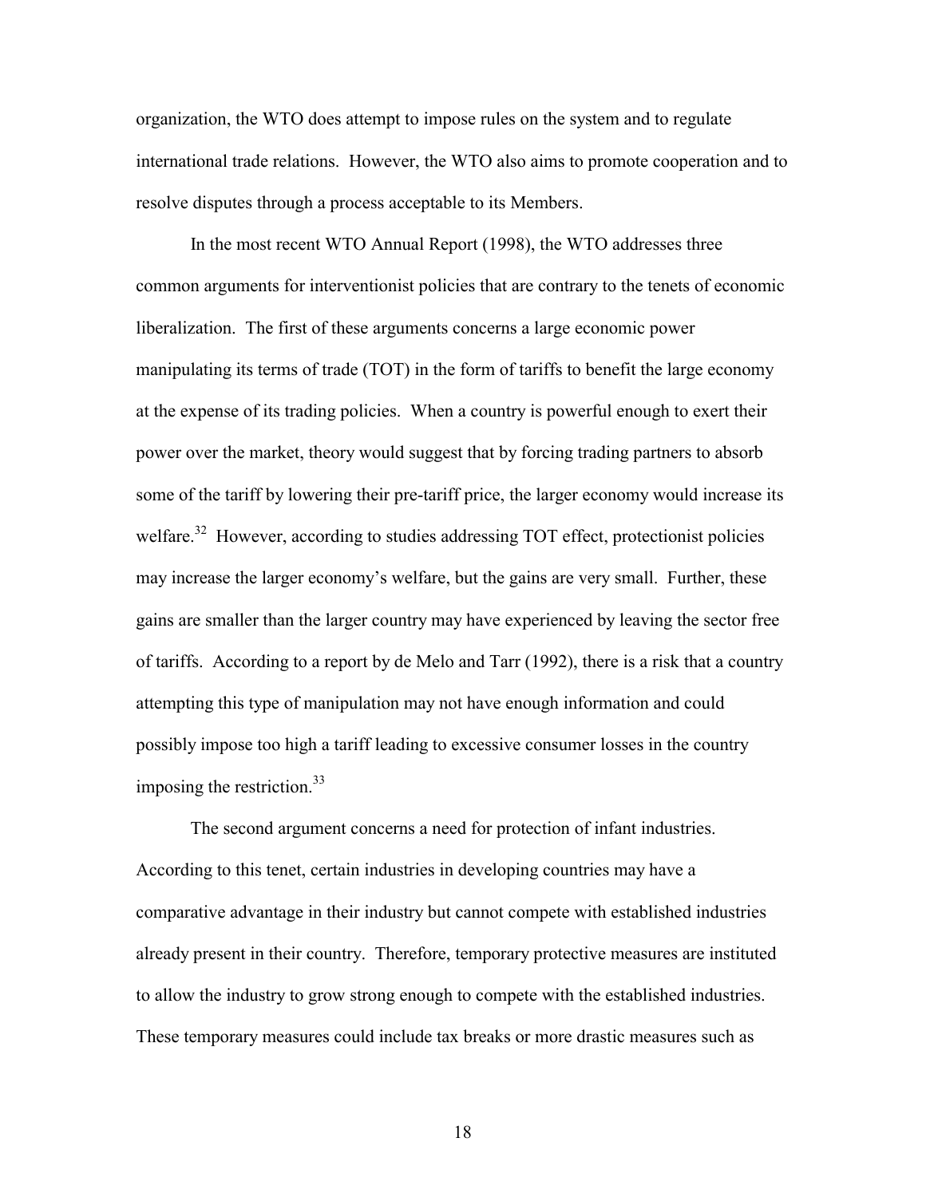organization, the WTO does attempt to impose rules on the system and to regulate international trade relations. However, the WTO also aims to promote cooperation and to resolve disputes through a process acceptable to its Members.

In the most recent WTO Annual Report (1998), the WTO addresses three common arguments for interventionist policies that are contrary to the tenets of economic liberalization. The first of these arguments concerns a large economic power manipulating its terms of trade (TOT) in the form of tariffs to benefit the large economy at the expense of its trading policies. When a country is powerful enough to exert their power over the market, theory would suggest that by forcing trading partners to absorb some of the tariff by lowering their pre-tariff price, the larger economy would increase its welfare.[32] However, according to studies addressing TOT effect, protectionist policies may increase the larger economy's welfare, but the gains are very small. Further, these gains are smaller than the larger country may have experienced by leaving the sector free of tariffs. According to a report by de Melo and Tarr (1992), there is a risk that a country attempting this type of manipulation may not have enough information and could possibly impose too high a tariff leading to excessive consumer losses in the country imposing the restriction.[33]

The second argument concerns a need for protection of infant industries. According to this tenet, certain industries in developing countries may have a comparative advantage in their industry but cannot compete with established industries already present in their country. Therefore, temporary protective measures are instituted to allow the industry to grow strong enough to compete with the established industries. These temporary measures could include tax breaks or more drastic measures such as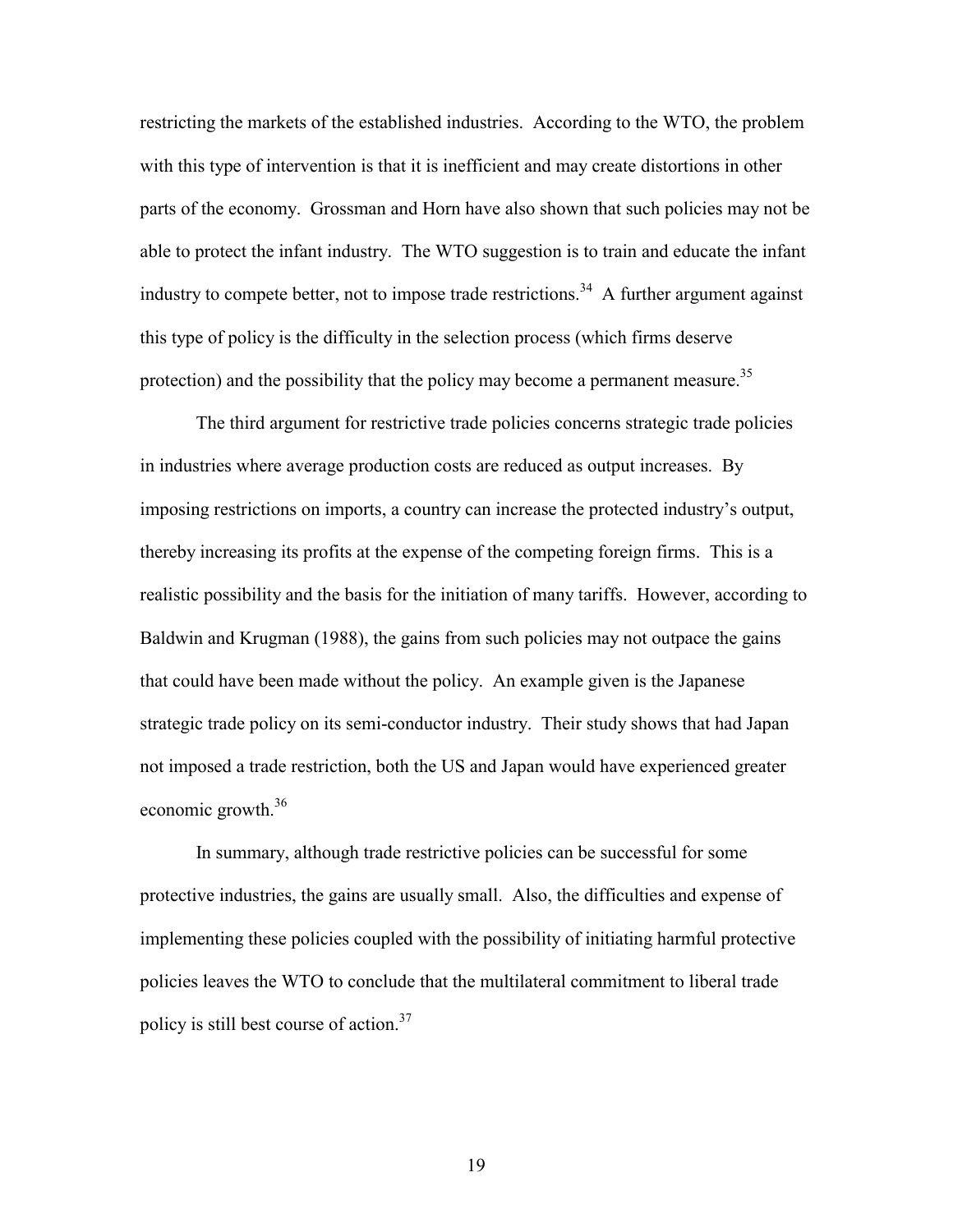restricting the markets of the established industries. According to the WTO, the problem with this type of intervention is that it is inefficient and may create distortions in other parts of the economy. Grossman and Horn have also shown that such policies may not be able to protect the infant industry. The WTO suggestion is to train and educate the infant industry to compete better, not to impose trade restrictions.[34] A further argument against this type of policy is the difficulty in the selection process (which firms deserve protection) and the possibility that the policy may become a permanent measure.[35]

The third argument for restrictive trade policies concerns strategic trade policies in industries where average production costs are reduced as output increases. By imposing restrictions on imports, a country can increase the protected industry's output, thereby increasing its profits at the expense of the competing foreign firms. This is a realistic possibility and the basis for the initiation of many tariffs. However, according to Baldwin and Krugman (1988), the gains from such policies may not outpace the gains that could have been made without the policy. An example given is the Japanese strategic trade policy on its semi-conductor industry. Their study shows that had Japan not imposed a trade restriction, both the US and Japan would have experienced greater economic growth.[36]

In summary, although trade restrictive policies can be successful for some protective industries, the gains are usually small. Also, the difficulties and expense of implementing these policies coupled with the possibility of initiating harmful protective policies leaves the WTO to conclude that the multilateral commitment to liberal trade policy is still best course of action.[37]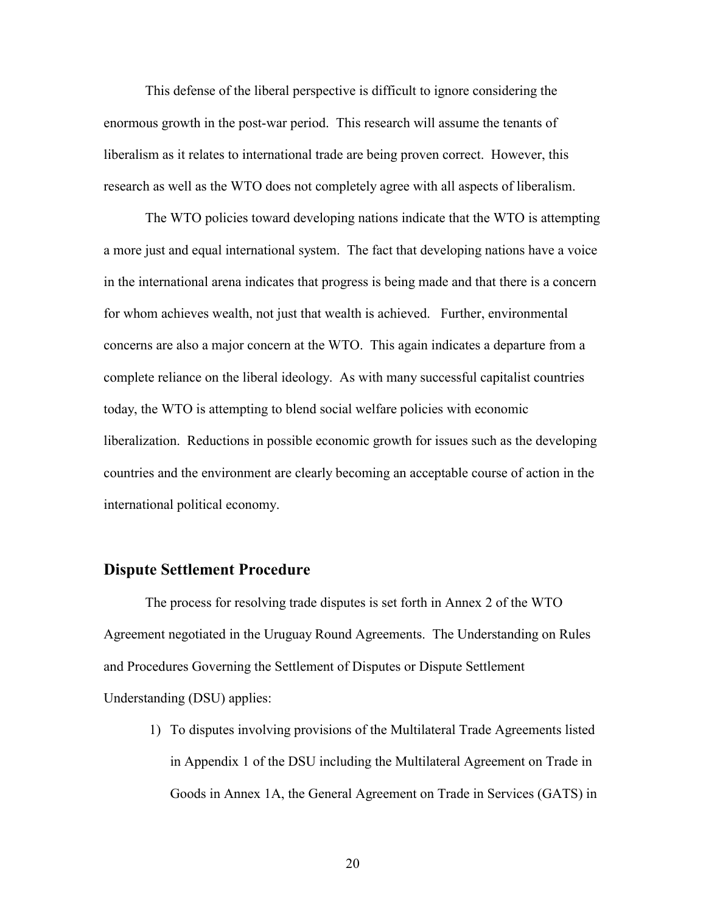This defense of the liberal perspective is difficult to ignore considering the enormous growth in the post-war period. This research will assume the tenants of liberalism as it relates to international trade are being proven correct. However, this research as well as the WTO does not completely agree with all aspects of liberalism.

The WTO policies toward developing nations indicate that the WTO is attempting a more just and equal international system. The fact that developing nations have a voice in the international arena indicates that progress is being made and that there is a concern for whom achieves wealth, not just that wealth is achieved. Further, environmental concerns are also a major concern at the WTO. This again indicates a departure from a complete reliance on the liberal ideology. As with many successful capitalist countries today, the WTO is attempting to blend social welfare policies with economic liberalization. Reductions in possible economic growth for issues such as the developing countries and the environment are clearly becoming an acceptable course of action in the international political economy.

## Dispute Settlement Procedure

The process for resolving trade disputes is set forth in Annex 2 of the WTO Agreement negotiated in the Uruguay Round Agreements. The Understanding on Rules and Procedures Governing the Settlement of Disputes or Dispute Settlement Understanding (DSU) applies:

1) To disputes involving provisions of the Multilateral Trade Agreements listed in Appendix 1 of the DSU including the Multilateral Agreement on Trade in Goods in Annex 1A, the General Agreement on Trade in Services (GATS) in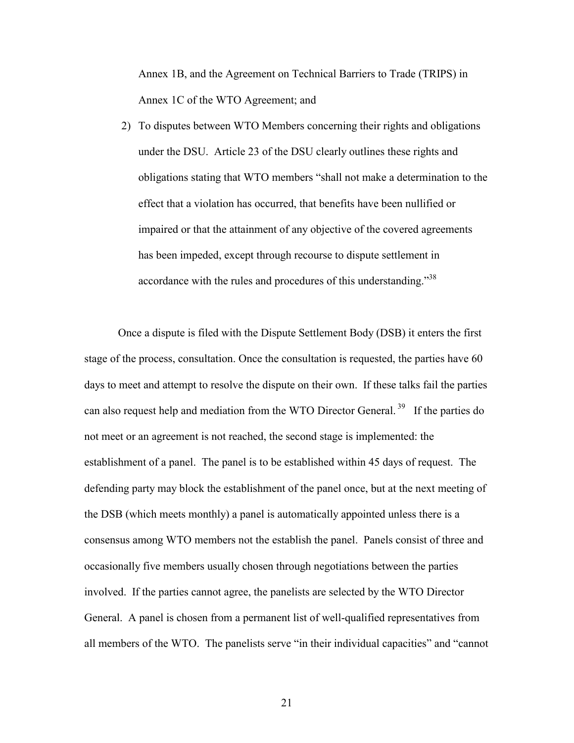Annex 1B, and the Agreement on Technical Barriers to Trade (TRIPS) in Annex 1C of the WTO Agreement; and

2) To disputes between WTO Members concerning their rights and obligations under the DSU. Article 23 of the DSU clearly outlines these rights and obligations stating that WTO members "shall not make a determination to the effect that a violation has occurred, that benefits have been nullified or impaired or that the attainment of any objective of the covered agreements has been impeded, except through recourse to dispute settlement in accordance with the rules and procedures of this understanding."[38]

Once a dispute is filed with the Dispute Settlement Body (DSB) it enters the first stage of the process, consultation. Once the consultation is requested, the parties have 60 days to meet and attempt to resolve the dispute on their own. If these talks fail the parties can also request help and mediation from the WTO Director General.[39] If the parties do not meet or an agreement is not reached, the second stage is implemented: the establishment of a panel. The panel is to be established within 45 days of request. The defending party may block the establishment of the panel once, but at the next meeting of the DSB (which meets monthly) a panel is automatically appointed unless there is a consensus among WTO members not the establish the panel. Panels consist of three and occasionally five members usually chosen through negotiations between the parties involved. If the parties cannot agree, the panelists are selected by the WTO Director General. A panel is chosen from a permanent list of well-qualified representatives from all members of the WTO. The panelists serve "in their individual capacities" and "cannot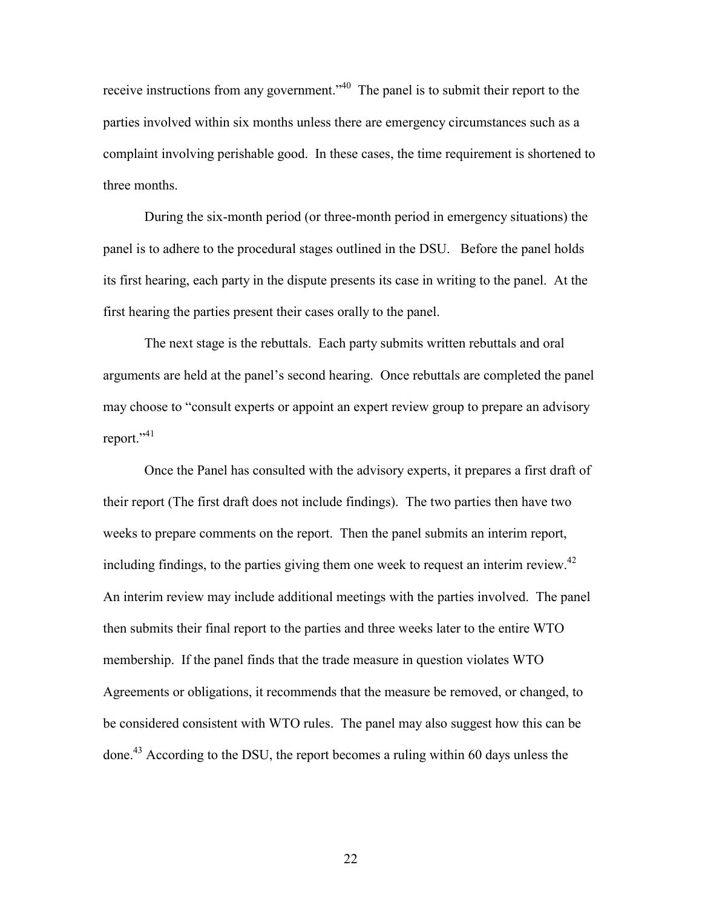receive instructions from any government."[40] The panel is to submit their report to the parties involved within six months unless there are emergency circumstances such as a complaint involving perishable good. In these cases, the time requirement is shortened to three months.

During the six-month period (or three-month period in emergency situations) the panel is to adhere to the procedural stages outlined in the DSU. Before the panel holds its first hearing, each party in the dispute presents its case in writing to the panel. At the first hearing the parties present their cases orally to the panel.

The next stage is the rebuttals. Each party submits written rebuttals and oral arguments are held at the panel's second hearing. Once rebuttals are completed the panel may choose to "consult experts or appoint an expert review group to prepare an advisory report."[41]

Once the Panel has consulted with the advisory experts, it prepares a first draft of their report (The first draft does not include findings). The two parties then have two weeks to prepare comments on the report. Then the panel submits an interim report, including findings, to the parties giving them one week to request an interim review.[42] An interim review may include additional meetings with the parties involved. The panel then submits their final report to the parties and three weeks later to the entire WTO membership. If the panel finds that the trade measure in question violates WTO Agreements or obligations, it recommends that the measure be removed, or changed, to be considered consistent with WTO rules. The panel may also suggest how this can be done.[43] According to the DSU, the report becomes a ruling within 60 days unless the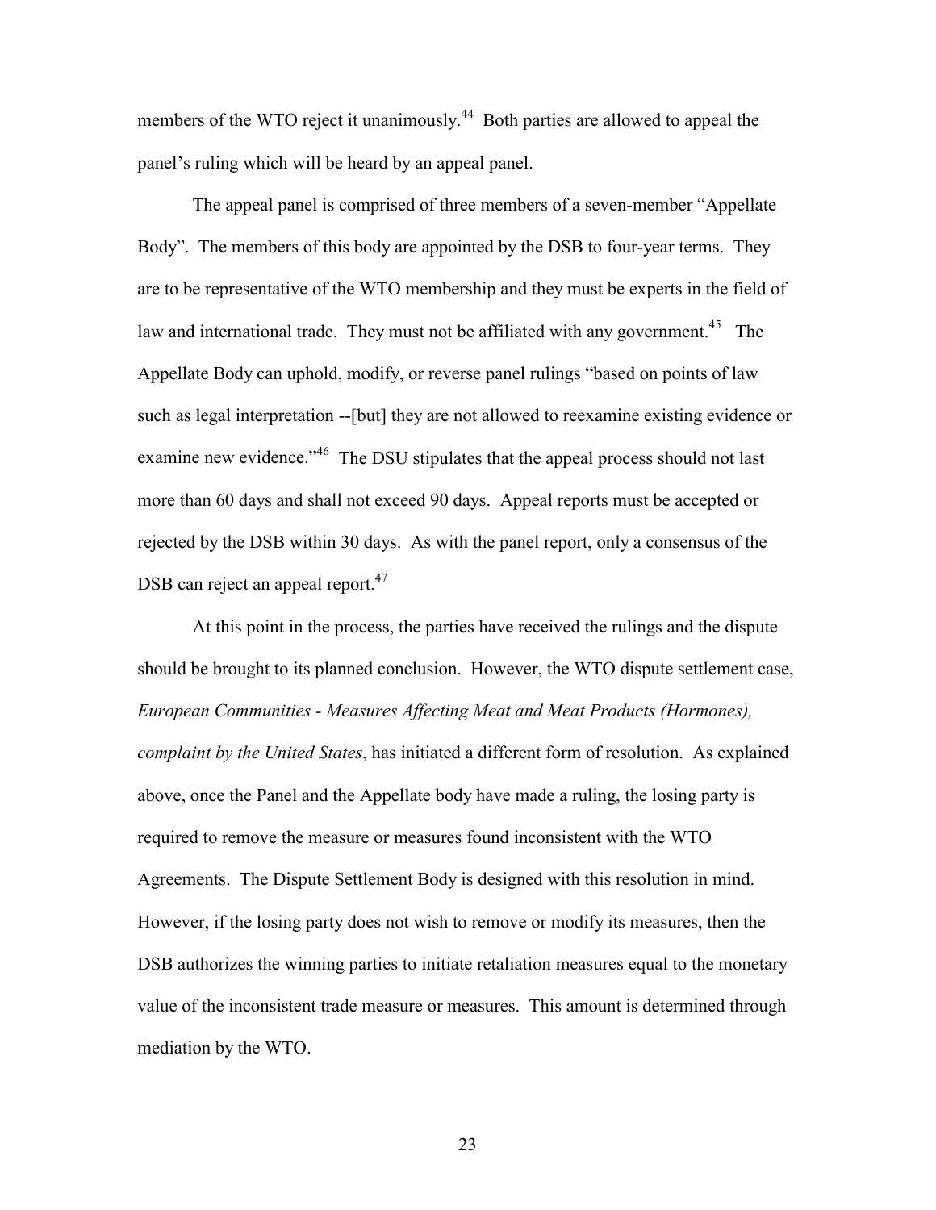members of the WTO reject it unanimously.[44] Both parties are allowed to appeal the panel's ruling which will be heard by an appeal panel.

The appeal panel is comprised of three members of a seven-member "Appellate Body". The members of this body are appointed by the DSB to four-year terms. They are to be representative of the WTO membership and they must be experts in the field of law and international trade. They must not be affiliated with any government.[45] The Appellate Body can uphold, modify, or reverse panel rulings "based on points of law such as legal interpretation --[but] they are not allowed to reexamine existing evidence or examine new evidence."[46] The DSU stipulates that the appeal process should not last more than 60 days and shall not exceed 90 days. Appeal reports must be accepted or rejected by the DSB within 30 days. As with the panel report, only a consensus of the DSB can reject an appeal report.[47]

At this point in the process, the parties have received the rulings and the dispute should be brought to its planned conclusion. However, the WTO dispute settlement case, *European Communities - Measures Affecting Meat and Meat Products (Hormones), complaint by the United States*, has initiated a different form of resolution. As explained above, once the Panel and the Appellate body have made a ruling, the losing party is required to remove the measure or measures found inconsistent with the WTO Agreements. The Dispute Settlement Body is designed with this resolution in mind. However, if the losing party does not wish to remove or modify its measures, then the DSB authorizes the winning parties to initiate retaliation measures equal to the monetary value of the inconsistent trade measure or measures. This amount is determined through mediation by the WTO.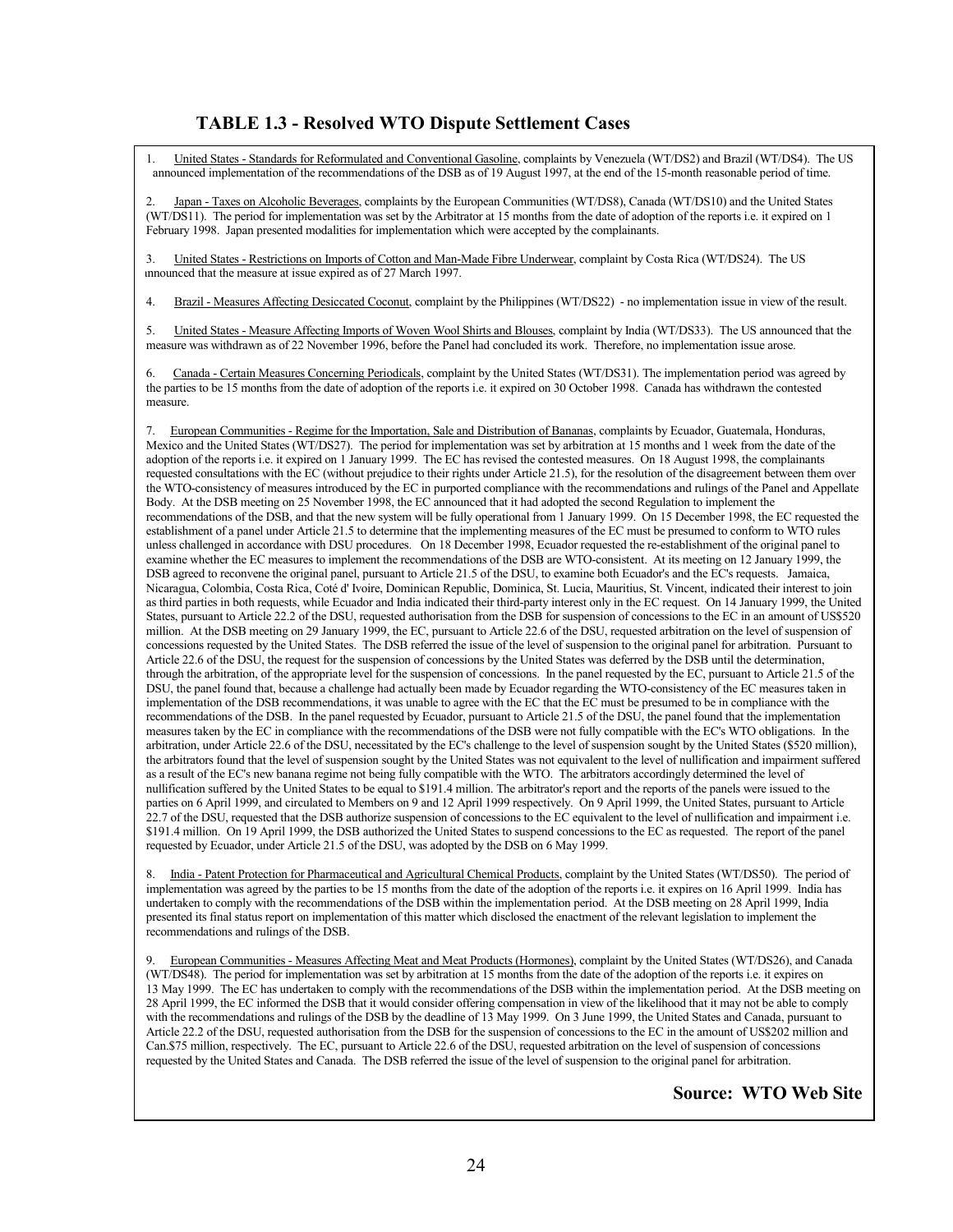## TABLE 1.3 - Resolved WTO Dispute Settlement Cases

1. United States - Standards for Reformulated and Conventional Gasoline, complaints by Venezuela (WT/DS2) and Brazil (WT/DS4). The US announced implementation of the recommendations of the DSB as of 19 August 1997, at the end of the 15-month reasonable period of time.

2. Japan - Taxes on Alcoholic Beverages, complaints by the European Communities (WT/DS8), Canada (WT/DS10) and the United States (WT/DS11). The period for implementation was set by the Arbitrator at 15 months from the date of adoption of the reports i.e. it expired on 1 February 1998. Japan presented modalities for implementation which were accepted by the complainants.

3. United States - Restrictions on Imports of Cotton and Man-Made Fibre Underwear, complaint by Costa Rica (WT/DS24). The US announced that the measure at issue expired as of 27 March 1997.

4. Brazil - Measures Affecting Desiccated Coconut, complaint by the Philippines (WT/DS22) - no implementation issue in view of the result.

5. United States - Measure Affecting Imports of Woven Wool Shirts and Blouses, complaint by India (WT/DS33). The US announced that the measure was withdrawn as of 22 November 1996, before the Panel had concluded its work. Therefore, no implementation issue arose.

6. Canada - Certain Measures Concerning Periodicals, complaint by the United States (WT/DS31). The implementation period was agreed by the parties to be 15 months from the date of adoption of the reports i.e. it expired on 30 October 1998. Canada has withdrawn the contested measure.

7. European Communities - Regime for the Importation, Sale and Distribution of Bananas, complaints by Ecuador, Guatemala, Honduras, Mexico and the United States (WT/DS27). The period for implementation was set by arbitration at 15 months and 1 week from the date of the adoption of the reports i.e. it expired on 1 January 1999. The EC has revised the contested measures. On 18 August 1998, the complainants requested consultations with the EC (without prejudice to their rights under Article 21.5), for the resolution of the disagreement between them over the WTO-consistency of measures introduced by the EC in purported compliance with the recommendations and rulings of the Panel and Appellate Body. At the DSB meeting on 25 November 1998, the EC announced that it had adopted the second Regulation to implement the recommendations of the DSB, and that the new system will be fully operational from 1 January 1999. On 15 December 1998, the EC requested the establishment of a panel under Article 21.5 to determine that the implementing measures of the EC must be presumed to conform to WTO rules unless challenged in accordance with DSU procedures. On 18 December 1998, Ecuador requested the re-establishment of the original panel to examine whether the EC measures to implement the recommendations of the DSB are WTO-consistent. At its meeting on 12 January 1999, the DSB agreed to reconvene the original panel, pursuant to Article 21.5 of the DSU, to examine both Ecuador's and the EC's requests. Jamaica, Nicaragua, Colombia, Costa Rica, Coté d' Ivoire, Dominican Republic, Dominica, St. Lucia, Mauritius, St. Vincent, indicated their interest to join as third parties in both requests, while Ecuador and India indicated their third-party interest only in the EC request. On 14 January 1999, the United States, pursuant to Article 22.2 of the DSU, requested authorisation from the DSB for suspension of concessions to the EC in an amount of US$520 million. At the DSB meeting on 29 January 1999, the EC, pursuant to Article 22.6 of the DSU, requested arbitration on the level of suspension of concessions requested by the United States. The DSB referred the issue of the level of suspension to the original panel for arbitration. Pursuant to Article 22.6 of the DSU, the request for the suspension of concessions by the United States was deferred by the DSB until the determination, through the arbitration, of the appropriate level for the suspension of concessions. In the panel requested by the EC, pursuant to Article 21.5 of the DSU, the panel found that, because a challenge had actually been made by Ecuador regarding the WTO-consistency of the EC measures taken in implementation of the DSB recommendations, it was unable to agree with the EC that the EC must be presumed to be in compliance with the recommendations of the DSB. In the panel requested by Ecuador, pursuant to Article 21.5 of the DSU, the panel found that the implementation measures taken by the EC in compliance with the recommendations of the DSB were not fully compatible with the EC's WTO obligations. In the arbitration, under Article 22.6 of the DSU, necessitated by the EC's challenge to the level of suspension sought by the United States ($520 million), the arbitrators found that the level of suspension sought by the United States was not equivalent to the level of nullification and impairment suffered as a result of the EC's new banana regime not being fully compatible with the WTO. The arbitrators accordingly determined the level of nullification suffered by the United States to be equal to $191.4 million. The arbitrator's report and the reports of the panels were issued to the parties on 6 April 1999, and circulated to Members on 9 and 12 April 1999 respectively. On 9 April 1999, the United States, pursuant to Article 22.7 of the DSU, requested that the DSB authorize suspension of concessions to the EC equivalent to the level of nullification and impairment i.e. $191.4 million. On 19 April 1999, the DSB authorized the United States to suspend concessions to the EC as requested. The report of the panel requested by Ecuador, under Article 21.5 of the DSU, was adopted by the DSB on 6 May 1999.

8. India - Patent Protection for Pharmaceutical and Agricultural Chemical Products, complaint by the United States (WT/DS50). The period of implementation was agreed by the parties to be 15 months from the date of the adoption of the reports i.e. it expires on 16 April 1999. India has undertaken to comply with the recommendations of the DSB within the implementation period. At the DSB meeting on 28 April 1999, India presented its final status report on implementation of this matter which disclosed the enactment of the relevant legislation to implement the recommendations and rulings of the DSB.

9. European Communities - Measures Affecting Meat and Meat Products (Hormones), complaint by the United States (WT/DS26), and Canada (WT/DS48). The period for implementation was set by arbitration at 15 months from the date of the adoption of the reports i.e. it expires on 13 May 1999. The EC has undertaken to comply with the recommendations of the DSB within the implementation period. At the DSB meeting on 28 April 1999, the EC informed the DSB that it would consider offering compensation in view of the likelihood that it may not be able to comply with the recommendations and rulings of the DSB by the deadline of 13 May 1999. On 3 June 1999, the United States and Canada, pursuant to Article 22.2 of the DSU, requested authorisation from the DSB for the suspension of concessions to the EC in the amount of US$202 million and Can.$75 million, respectively. The EC, pursuant to Article 22.6 of the DSU, requested arbitration on the level of suspension of concessions requested by the United States and Canada. The DSB referred the issue of the level of suspension to the original panel for arbitration.

**Source: WTO Web Site**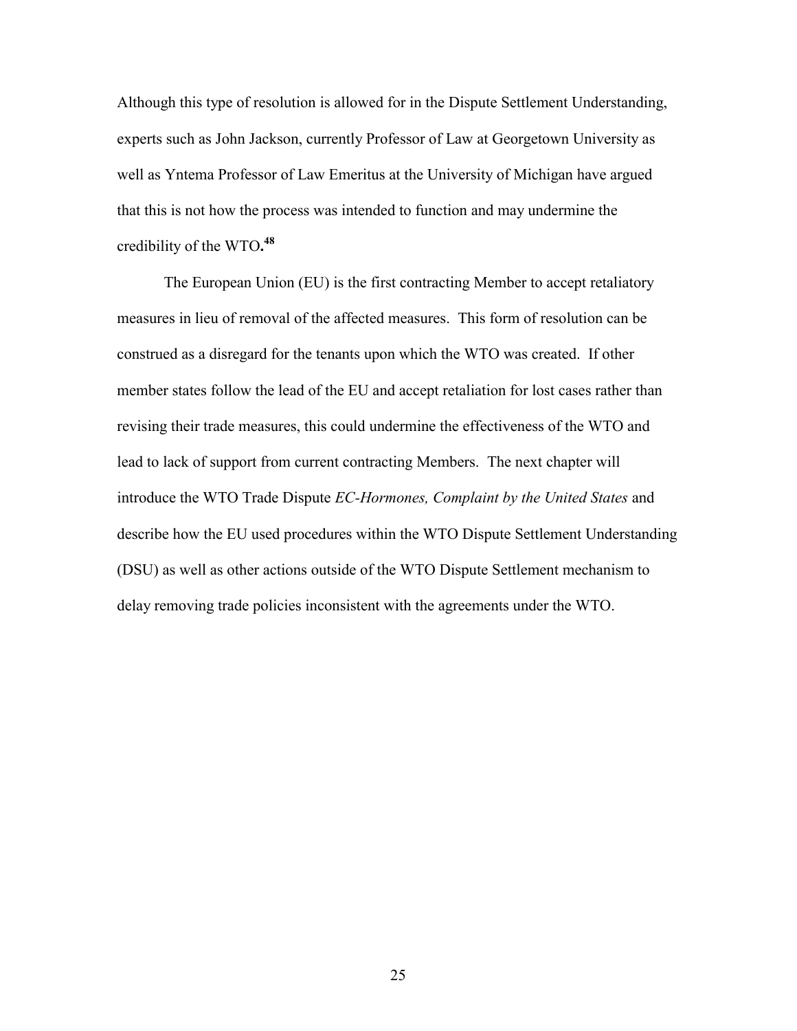Although this type of resolution is allowed for in the Dispute Settlement Understanding, experts such as John Jackson, currently Professor of Law at Georgetown University as well as Yntema Professor of Law Emeritus at the University of Michigan have argued that this is not how the process was intended to function and may undermine the credibility of the WTO.[48]

The European Union (EU) is the first contracting Member to accept retaliatory measures in lieu of removal of the affected measures. This form of resolution can be construed as a disregard for the tenants upon which the WTO was created. If other member states follow the lead of the EU and accept retaliation for lost cases rather than revising their trade measures, this could undermine the effectiveness of the WTO and lead to lack of support from current contracting Members. The next chapter will introduce the WTO Trade Dispute *EC-Hormones, Complaint by the United States* and describe how the EU used procedures within the WTO Dispute Settlement Understanding (DSU) as well as other actions outside of the WTO Dispute Settlement mechanism to delay removing trade policies inconsistent with the agreements under the WTO.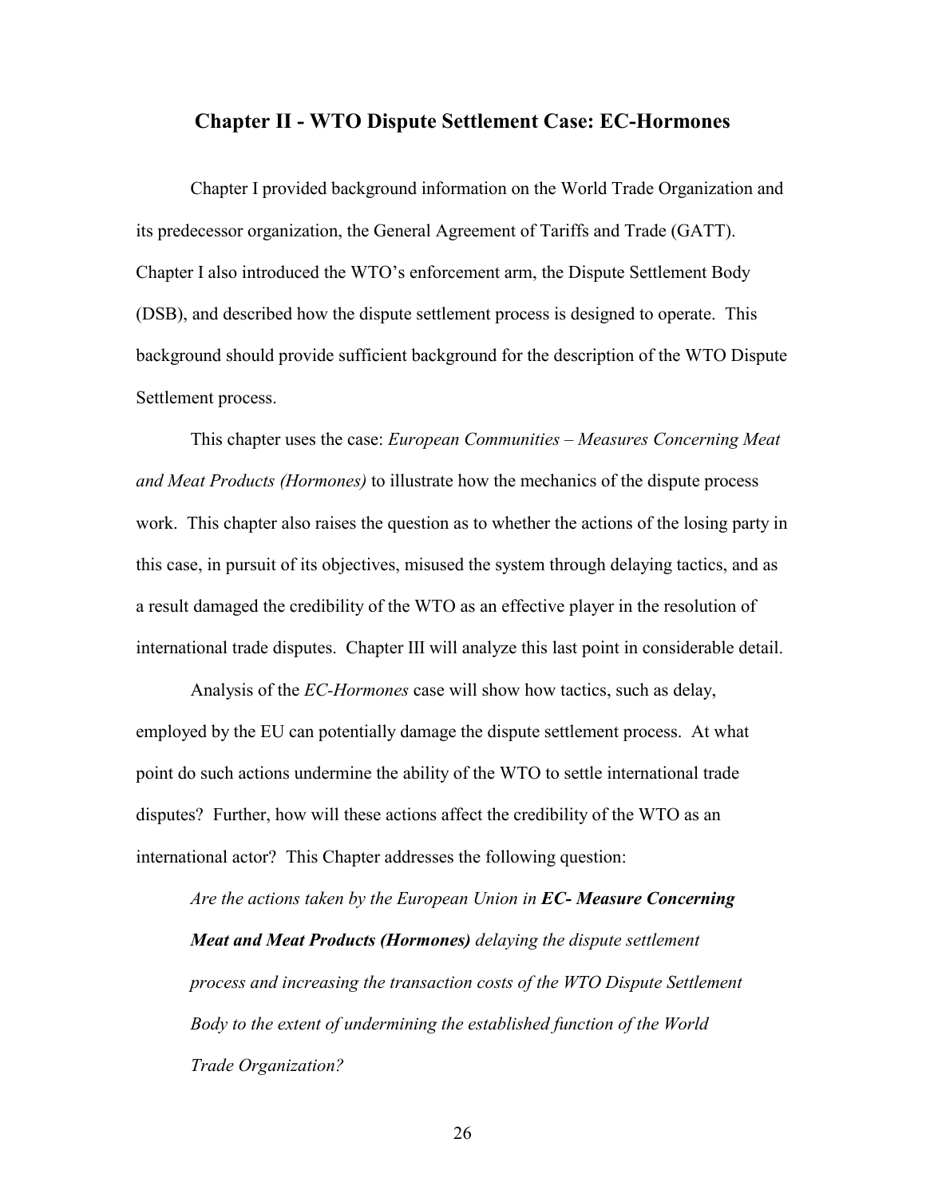## Chapter II - WTO Dispute Settlement Case: EC-Hormones

Chapter I provided background information on the World Trade Organization and its predecessor organization, the General Agreement of Tariffs and Trade (GATT). Chapter I also introduced the WTO's enforcement arm, the Dispute Settlement Body (DSB), and described how the dispute settlement process is designed to operate. This background should provide sufficient background for the description of the WTO Dispute Settlement process.

This chapter uses the case: *European Communities – Measures Concerning Meat and Meat Products (Hormones)* to illustrate how the mechanics of the dispute process work. This chapter also raises the question as to whether the actions of the losing party in this case, in pursuit of its objectives, misused the system through delaying tactics, and as a result damaged the credibility of the WTO as an effective player in the resolution of international trade disputes. Chapter III will analyze this last point in considerable detail.

Analysis of the *EC-Hormones* case will show how tactics, such as delay, employed by the EU can potentially damage the dispute settlement process. At what point do such actions undermine the ability of the WTO to settle international trade disputes? Further, how will these actions affect the credibility of the WTO as an international actor? This Chapter addresses the following question:

> *Are the actions taken by the European Union in* ***EC- Measure Concerning Meat and Meat Products (Hormones)*** *delaying the dispute settlement process and increasing the transaction costs of the WTO Dispute Settlement Body to the extent of undermining the established function of the World Trade Organization?*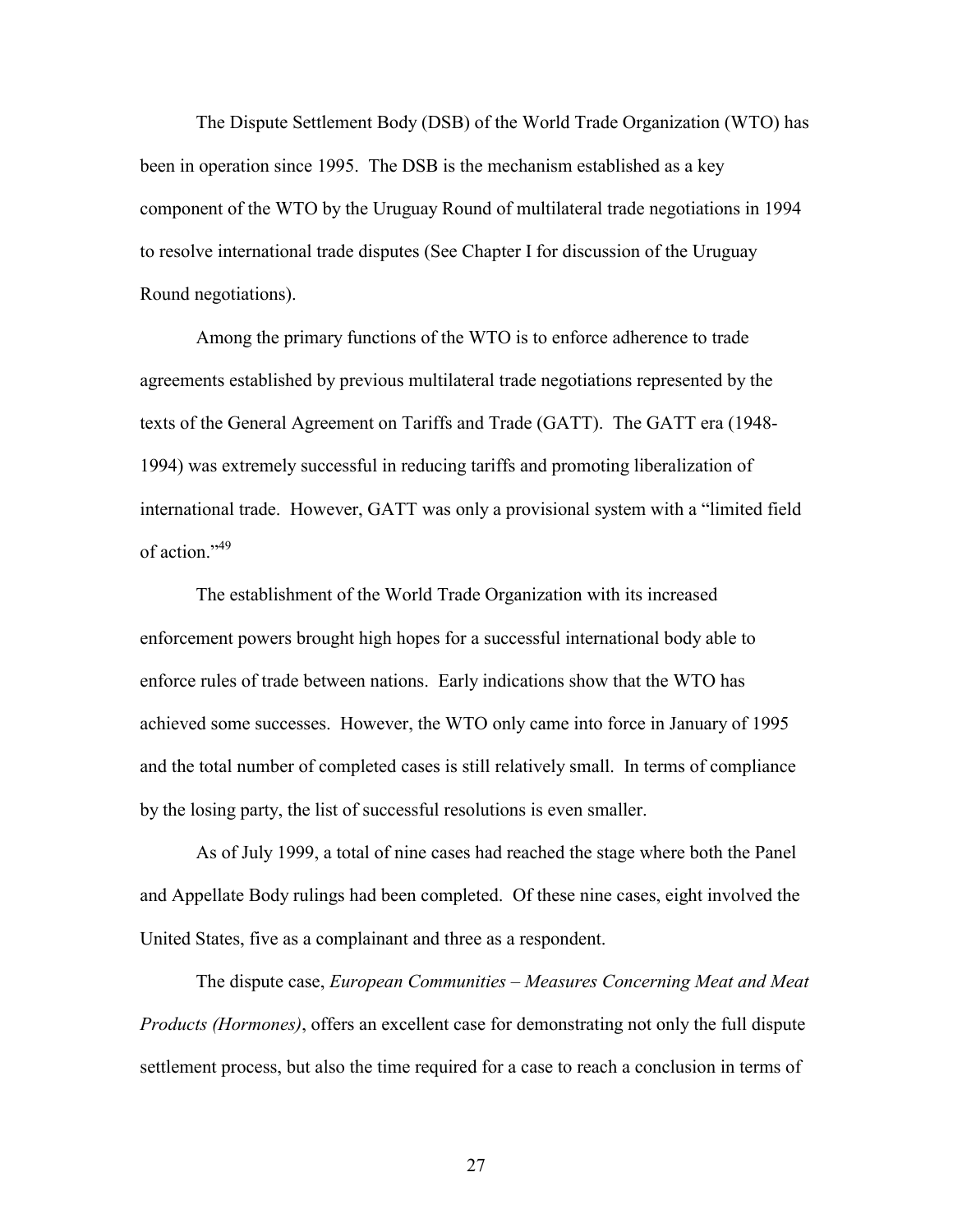The Dispute Settlement Body (DSB) of the World Trade Organization (WTO) has been in operation since 1995. The DSB is the mechanism established as a key component of the WTO by the Uruguay Round of multilateral trade negotiations in 1994 to resolve international trade disputes (See Chapter I for discussion of the Uruguay Round negotiations).

Among the primary functions of the WTO is to enforce adherence to trade agreements established by previous multilateral trade negotiations represented by the texts of the General Agreement on Tariffs and Trade (GATT). The GATT era (1948-1994) was extremely successful in reducing tariffs and promoting liberalization of international trade. However, GATT was only a provisional system with a "limited field of action."[49]

The establishment of the World Trade Organization with its increased enforcement powers brought high hopes for a successful international body able to enforce rules of trade between nations. Early indications show that the WTO has achieved some successes. However, the WTO only came into force in January of 1995 and the total number of completed cases is still relatively small. In terms of compliance by the losing party, the list of successful resolutions is even smaller.

As of July 1999, a total of nine cases had reached the stage where both the Panel and Appellate Body rulings had been completed. Of these nine cases, eight involved the United States, five as a complainant and three as a respondent.

The dispute case, *European Communities – Measures Concerning Meat and Meat Products (Hormones)*, offers an excellent case for demonstrating not only the full dispute settlement process, but also the time required for a case to reach a conclusion in terms of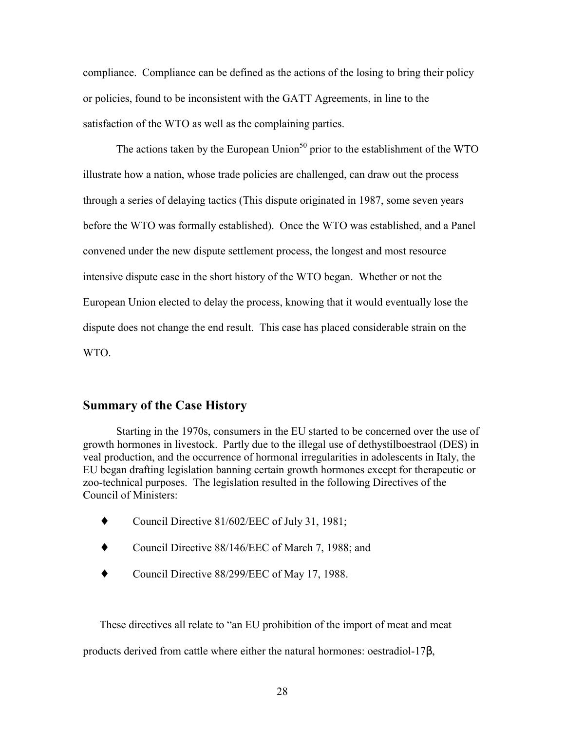compliance. Compliance can be defined as the actions of the losing to bring their policy or policies, found to be inconsistent with the GATT Agreements, in line to the satisfaction of the WTO as well as the complaining parties.

The actions taken by the European Union[50] prior to the establishment of the WTO illustrate how a nation, whose trade policies are challenged, can draw out the process through a series of delaying tactics (This dispute originated in 1987, some seven years before the WTO was formally established). Once the WTO was established, and a Panel convened under the new dispute settlement process, the longest and most resource intensive dispute case in the short history of the WTO began. Whether or not the European Union elected to delay the process, knowing that it would eventually lose the dispute does not change the end result. This case has placed considerable strain on the WTO.

## Summary of the Case History

Starting in the 1970s, consumers in the EU started to be concerned over the use of growth hormones in livestock. Partly due to the illegal use of dethystilboestraol (DES) in veal production, and the occurrence of hormonal irregularities in adolescents in Italy, the EU began drafting legislation banning certain growth hormones except for therapeutic or zoo-technical purposes. The legislation resulted in the following Directives of the Council of Ministers:

- Council Directive 81/602/EEC of July 31, 1981;
- Council Directive 88/146/EEC of March 7, 1988; and
- Council Directive 88/299/EEC of May 17, 1988.

These directives all relate to "an EU prohibition of the import of meat and meat products derived from cattle where either the natural hormones: oestradiol-17β,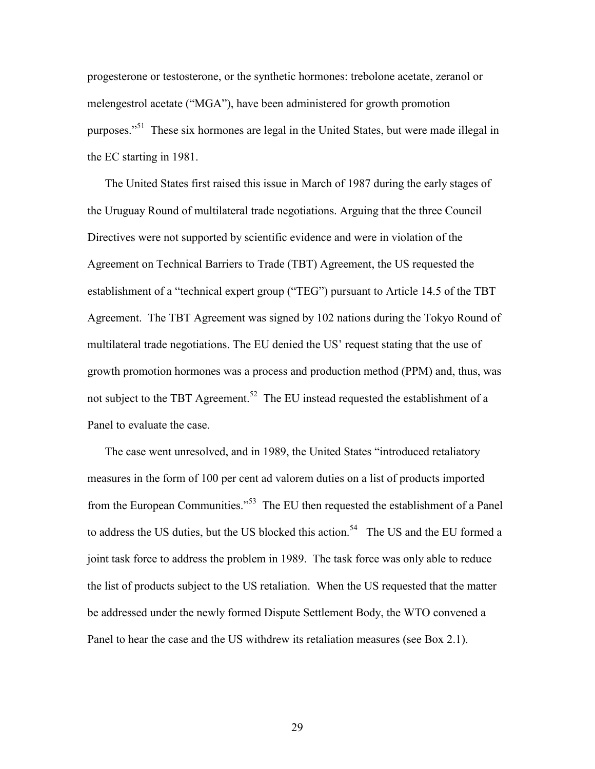progesterone or testosterone, or the synthetic hormones: trebolone acetate, zeranol or melengestrol acetate ("MGA"), have been administered for growth promotion purposes."[51] These six hormones are legal in the United States, but were made illegal in the EC starting in 1981.

The United States first raised this issue in March of 1987 during the early stages of the Uruguay Round of multilateral trade negotiations. Arguing that the three Council Directives were not supported by scientific evidence and were in violation of the Agreement on Technical Barriers to Trade (TBT) Agreement, the US requested the establishment of a "technical expert group ("TEG") pursuant to Article 14.5 of the TBT Agreement. The TBT Agreement was signed by 102 nations during the Tokyo Round of multilateral trade negotiations. The EU denied the US' request stating that the use of growth promotion hormones was a process and production method (PPM) and, thus, was not subject to the TBT Agreement.[52] The EU instead requested the establishment of a Panel to evaluate the case.

The case went unresolved, and in 1989, the United States "introduced retaliatory measures in the form of 100 per cent ad valorem duties on a list of products imported from the European Communities."[53] The EU then requested the establishment of a Panel to address the US duties, but the US blocked this action.[54] The US and the EU formed a joint task force to address the problem in 1989. The task force was only able to reduce the list of products subject to the US retaliation. When the US requested that the matter be addressed under the newly formed Dispute Settlement Body, the WTO convened a Panel to hear the case and the US withdrew its retaliation measures (see Box 2.1).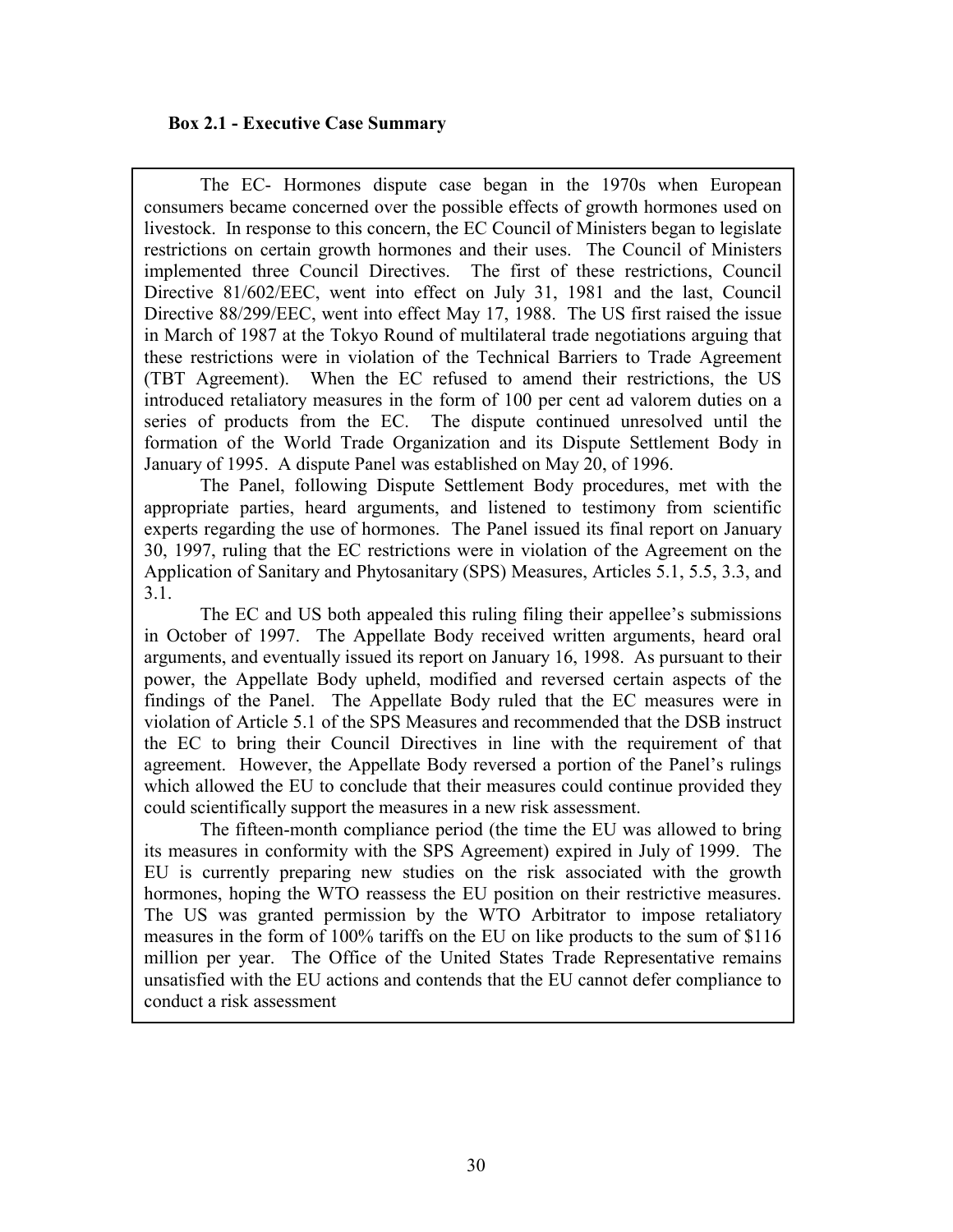**Box 2.1 - Executive Case Summary**

The EC- Hormones dispute case began in the 1970s when European consumers became concerned over the possible effects of growth hormones used on livestock. In response to this concern, the EC Council of Ministers began to legislate restrictions on certain growth hormones and their uses. The Council of Ministers implemented three Council Directives. The first of these restrictions, Council Directive 81/602/EEC, went into effect on July 31, 1981 and the last, Council Directive 88/299/EEC, went into effect May 17, 1988. The US first raised the issue in March of 1987 at the Tokyo Round of multilateral trade negotiations arguing that these restrictions were in violation of the Technical Barriers to Trade Agreement (TBT Agreement). When the EC refused to amend their restrictions, the US introduced retaliatory measures in the form of 100 per cent ad valorem duties on a series of products from the EC. The dispute continued unresolved until the formation of the World Trade Organization and its Dispute Settlement Body in January of 1995. A dispute Panel was established on May 20, of 1996.

The Panel, following Dispute Settlement Body procedures, met with the appropriate parties, heard arguments, and listened to testimony from scientific experts regarding the use of hormones. The Panel issued its final report on January 30, 1997, ruling that the EC restrictions were in violation of the Agreement on the Application of Sanitary and Phytosanitary (SPS) Measures, Articles 5.1, 5.5, 3.3, and 3.1.

The EC and US both appealed this ruling filing their appellee's submissions in October of 1997. The Appellate Body received written arguments, heard oral arguments, and eventually issued its report on January 16, 1998. As pursuant to their power, the Appellate Body upheld, modified and reversed certain aspects of the findings of the Panel. The Appellate Body ruled that the EC measures were in violation of Article 5.1 of the SPS Measures and recommended that the DSB instruct the EC to bring their Council Directives in line with the requirement of that agreement. However, the Appellate Body reversed a portion of the Panel's rulings which allowed the EU to conclude that their measures could continue provided they could scientifically support the measures in a new risk assessment.

The fifteen-month compliance period (the time the EU was allowed to bring its measures in conformity with the SPS Agreement) expired in July of 1999. The EU is currently preparing new studies on the risk associated with the growth hormones, hoping the WTO reassess the EU position on their restrictive measures. The US was granted permission by the WTO Arbitrator to impose retaliatory measures in the form of 100% tariffs on the EU on like products to the sum of $116 million per year. The Office of the United States Trade Representative remains unsatisfied with the EU actions and contends that the EU cannot defer compliance to conduct a risk assessment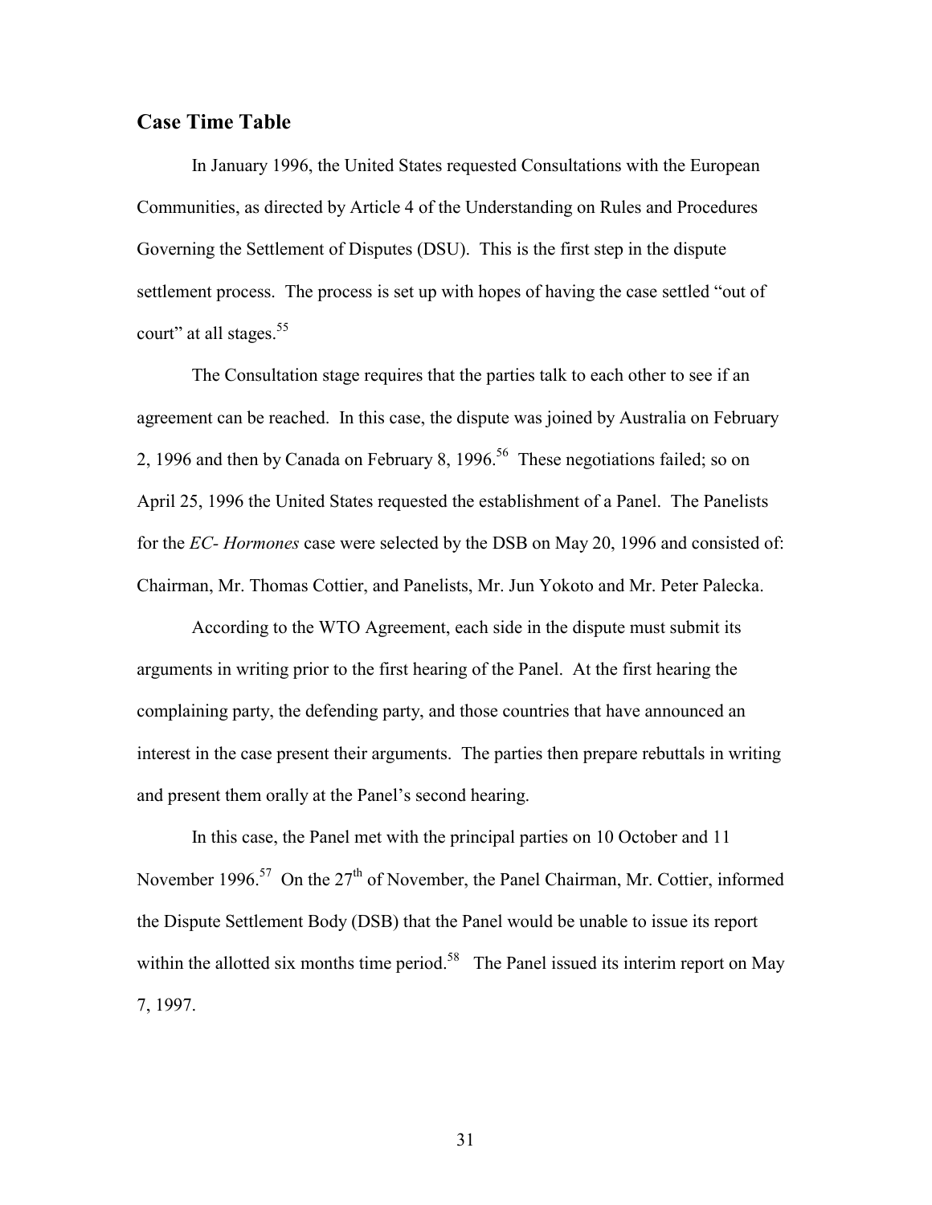## Case Time Table

In January 1996, the United States requested Consultations with the European Communities, as directed by Article 4 of the Understanding on Rules and Procedures Governing the Settlement of Disputes (DSU). This is the first step in the dispute settlement process. The process is set up with hopes of having the case settled "out of court" at all stages.[55]

The Consultation stage requires that the parties talk to each other to see if an agreement can be reached. In this case, the dispute was joined by Australia on February 2, 1996 and then by Canada on February 8, 1996.[56] These negotiations failed; so on April 25, 1996 the United States requested the establishment of a Panel. The Panelists for the *EC- Hormones* case were selected by the DSB on May 20, 1996 and consisted of: Chairman, Mr. Thomas Cottier, and Panelists, Mr. Jun Yokoto and Mr. Peter Palecka.

According to the WTO Agreement, each side in the dispute must submit its arguments in writing prior to the first hearing of the Panel. At the first hearing the complaining party, the defending party, and those countries that have announced an interest in the case present their arguments. The parties then prepare rebuttals in writing and present them orally at the Panel's second hearing.

In this case, the Panel met with the principal parties on 10 October and 11 November 1996.[57] On the 27th of November, the Panel Chairman, Mr. Cottier, informed the Dispute Settlement Body (DSB) that the Panel would be unable to issue its report within the allotted six months time period.[58] The Panel issued its interim report on May 7, 1997.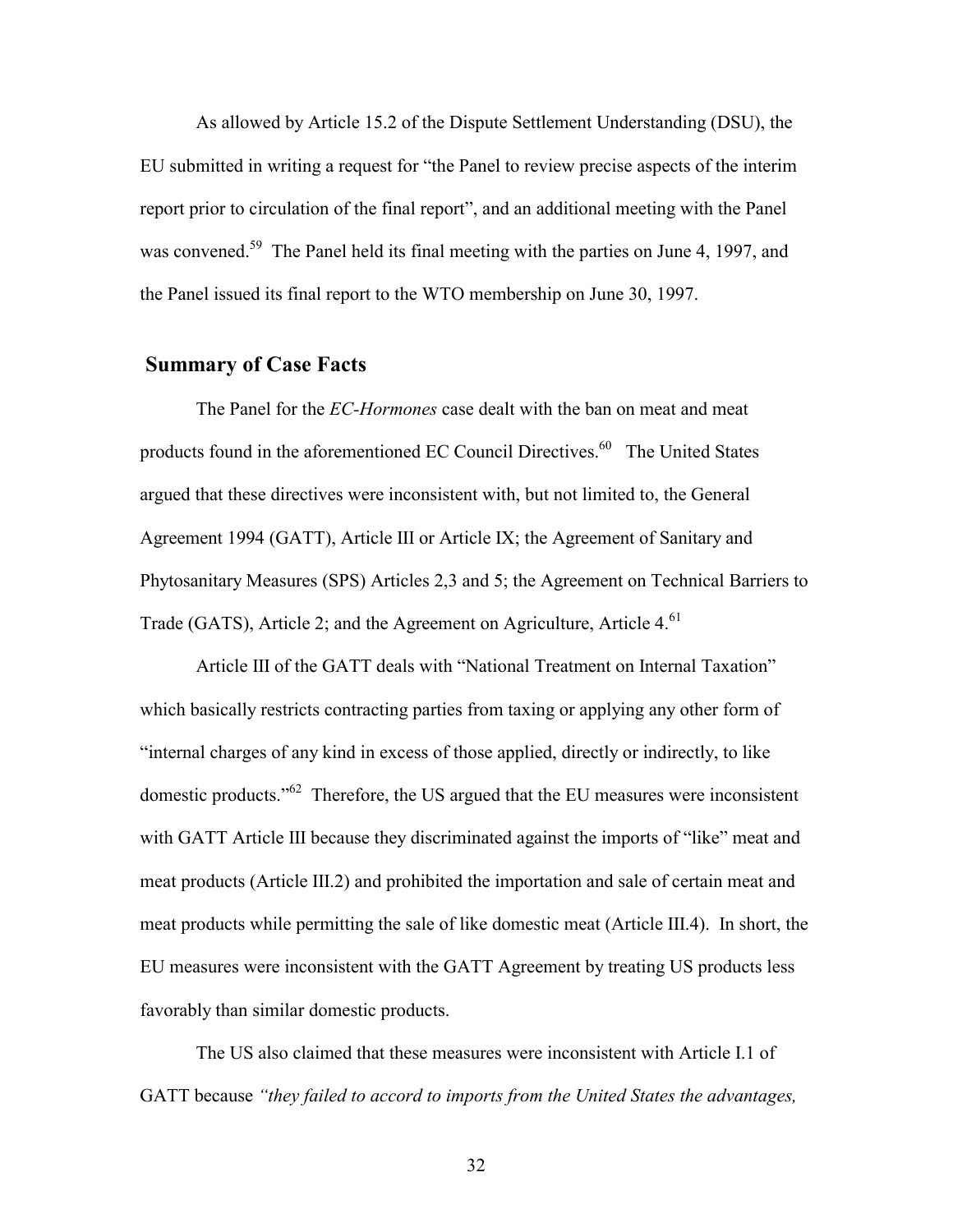As allowed by Article 15.2 of the Dispute Settlement Understanding (DSU), the EU submitted in writing a request for "the Panel to review precise aspects of the interim report prior to circulation of the final report", and an additional meeting with the Panel was convened.[59] The Panel held its final meeting with the parties on June 4, 1997, and the Panel issued its final report to the WTO membership on June 30, 1997.

## Summary of Case Facts

The Panel for the *EC-Hormones* case dealt with the ban on meat and meat products found in the aforementioned EC Council Directives.[60] The United States argued that these directives were inconsistent with, but not limited to, the General Agreement 1994 (GATT), Article III or Article IX; the Agreement of Sanitary and Phytosanitary Measures (SPS) Articles 2,3 and 5; the Agreement on Technical Barriers to Trade (GATS), Article 2; and the Agreement on Agriculture, Article 4.[61]

Article III of the GATT deals with "National Treatment on Internal Taxation" which basically restricts contracting parties from taxing or applying any other form of "internal charges of any kind in excess of those applied, directly or indirectly, to like domestic products."[62] Therefore, the US argued that the EU measures were inconsistent with GATT Article III because they discriminated against the imports of "like" meat and meat products (Article III.2) and prohibited the importation and sale of certain meat and meat products while permitting the sale of like domestic meat (Article III.4). In short, the EU measures were inconsistent with the GATT Agreement by treating US products less favorably than similar domestic products.

The US also claimed that these measures were inconsistent with Article I.1 of GATT because *"they failed to accord to imports from the United States the advantages,*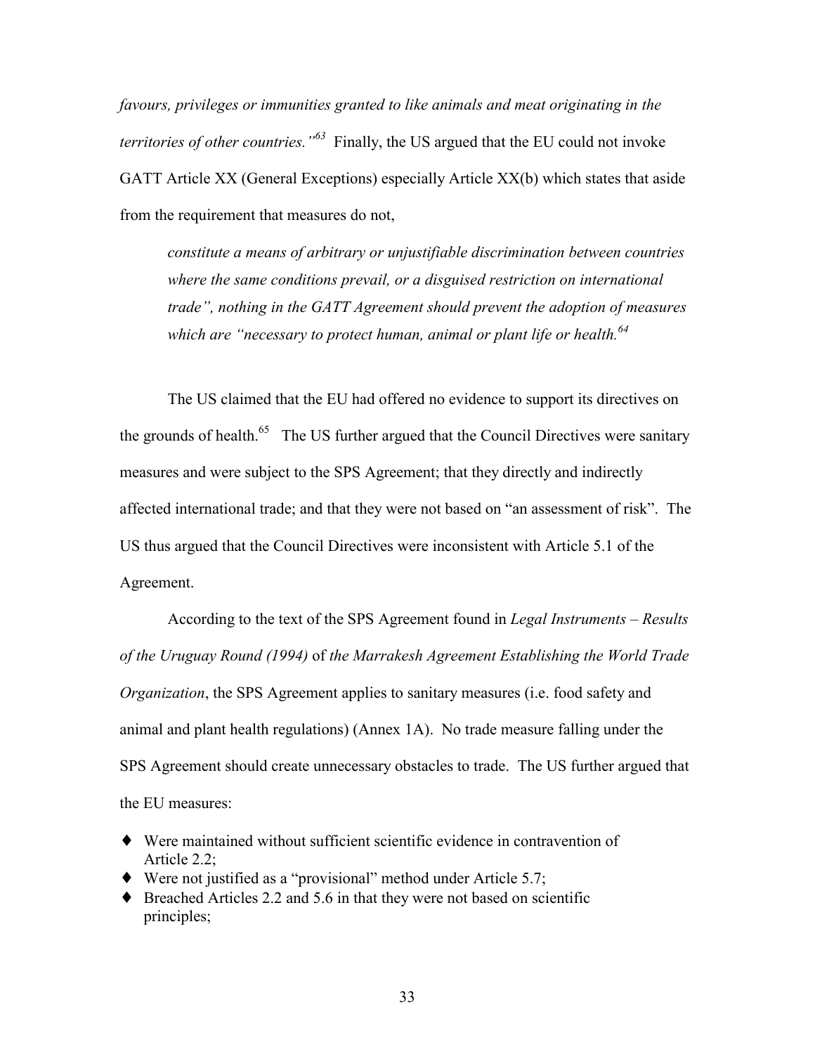*favours, privileges or immunities granted to like animals and meat originating in the territories of other countries."*[63] Finally, the US argued that the EU could not invoke GATT Article XX (General Exceptions) especially Article XX(b) which states that aside from the requirement that measures do not,

> *constitute a means of arbitrary or unjustifiable discrimination between countries where the same conditions prevail, or a disguised restriction on international trade", nothing in the GATT Agreement should prevent the adoption of measures which are "necessary to protect human, animal or plant life or health.*[64]

The US claimed that the EU had offered no evidence to support its directives on the grounds of health.[65] The US further argued that the Council Directives were sanitary measures and were subject to the SPS Agreement; that they directly and indirectly affected international trade; and that they were not based on "an assessment of risk". The US thus argued that the Council Directives were inconsistent with Article 5.1 of the Agreement.

According to the text of the SPS Agreement found in *Legal Instruments – Results of the Uruguay Round (1994)* of *the Marrakesh Agreement Establishing the World Trade Organization*, the SPS Agreement applies to sanitary measures (i.e. food safety and animal and plant health regulations) (Annex 1A). No trade measure falling under the SPS Agreement should create unnecessary obstacles to trade. The US further argued that the EU measures:

- Were maintained without sufficient scientific evidence in contravention of Article 2.2;
- Were not justified as a "provisional" method under Article 5.7;
- Breached Articles 2.2 and 5.6 in that they were not based on scientific principles;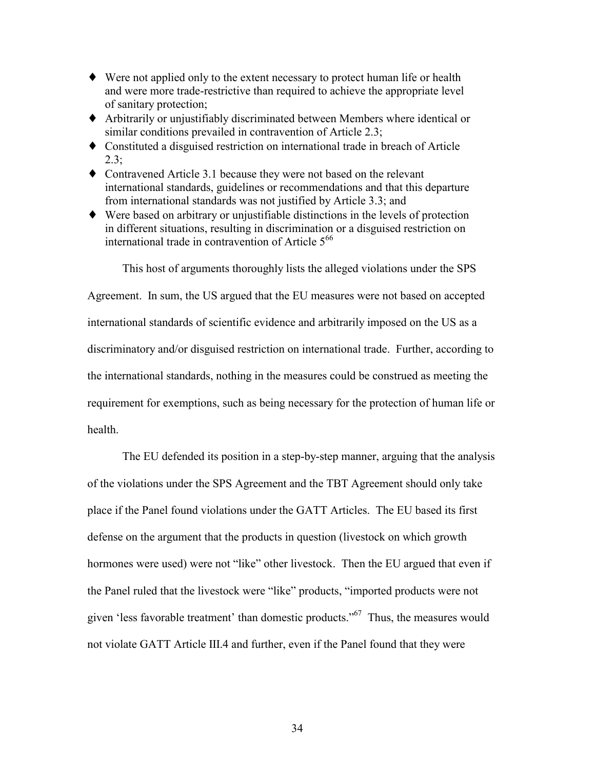- ♦ Were not applied only to the extent necessary to protect human life or health and were more trade-restrictive than required to achieve the appropriate level of sanitary protection;
- ♦ Arbitrarily or unjustifiably discriminated between Members where identical or similar conditions prevailed in contravention of Article 2.3;
- ♦ Constituted a disguised restriction on international trade in breach of Article 2.3;
- ♦ Contravened Article 3.1 because they were not based on the relevant international standards, guidelines or recommendations and that this departure from international standards was not justified by Article 3.3; and
- ♦ Were based on arbitrary or unjustifiable distinctions in the levels of protection in different situations, resulting in discrimination or a disguised restriction on international trade in contravention of Article 5[66]

This host of arguments thoroughly lists the alleged violations under the SPS Agreement. In sum, the US argued that the EU measures were not based on accepted international standards of scientific evidence and arbitrarily imposed on the US as a discriminatory and/or disguised restriction on international trade. Further, according to the international standards, nothing in the measures could be construed as meeting the requirement for exemptions, such as being necessary for the protection of human life or health.

The EU defended its position in a step-by-step manner, arguing that the analysis of the violations under the SPS Agreement and the TBT Agreement should only take place if the Panel found violations under the GATT Articles. The EU based its first defense on the argument that the products in question (livestock on which growth hormones were used) were not "like" other livestock. Then the EU argued that even if the Panel ruled that the livestock were "like" products, "imported products were not given 'less favorable treatment' than domestic products."[67] Thus, the measures would not violate GATT Article III.4 and further, even if the Panel found that they were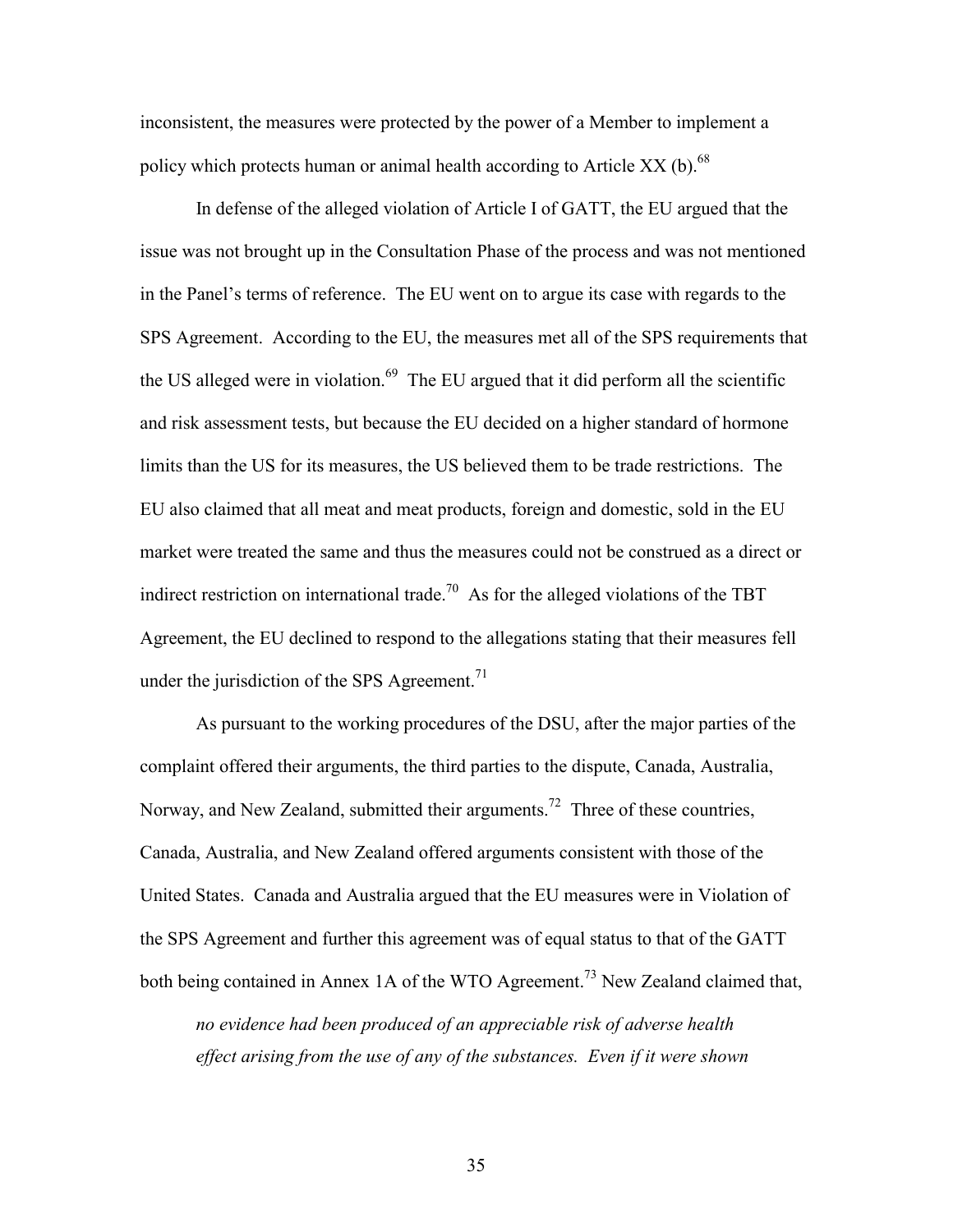inconsistent, the measures were protected by the power of a Member to implement a policy which protects human or animal health according to Article XX (b).[68]

In defense of the alleged violation of Article I of GATT, the EU argued that the issue was not brought up in the Consultation Phase of the process and was not mentioned in the Panel's terms of reference. The EU went on to argue its case with regards to the SPS Agreement. According to the EU, the measures met all of the SPS requirements that the US alleged were in violation.[69] The EU argued that it did perform all the scientific and risk assessment tests, but because the EU decided on a higher standard of hormone limits than the US for its measures, the US believed them to be trade restrictions. The EU also claimed that all meat and meat products, foreign and domestic, sold in the EU market were treated the same and thus the measures could not be construed as a direct or indirect restriction on international trade.[70] As for the alleged violations of the TBT Agreement, the EU declined to respond to the allegations stating that their measures fell under the jurisdiction of the SPS Agreement.[71]

As pursuant to the working procedures of the DSU, after the major parties of the complaint offered their arguments, the third parties to the dispute, Canada, Australia, Norway, and New Zealand, submitted their arguments.[72] Three of these countries, Canada, Australia, and New Zealand offered arguments consistent with those of the United States. Canada and Australia argued that the EU measures were in Violation of the SPS Agreement and further this agreement was of equal status to that of the GATT both being contained in Annex 1A of the WTO Agreement.[73] New Zealand claimed that,

> *no evidence had been produced of an appreciable risk of adverse health effect arising from the use of any of the substances. Even if it were shown*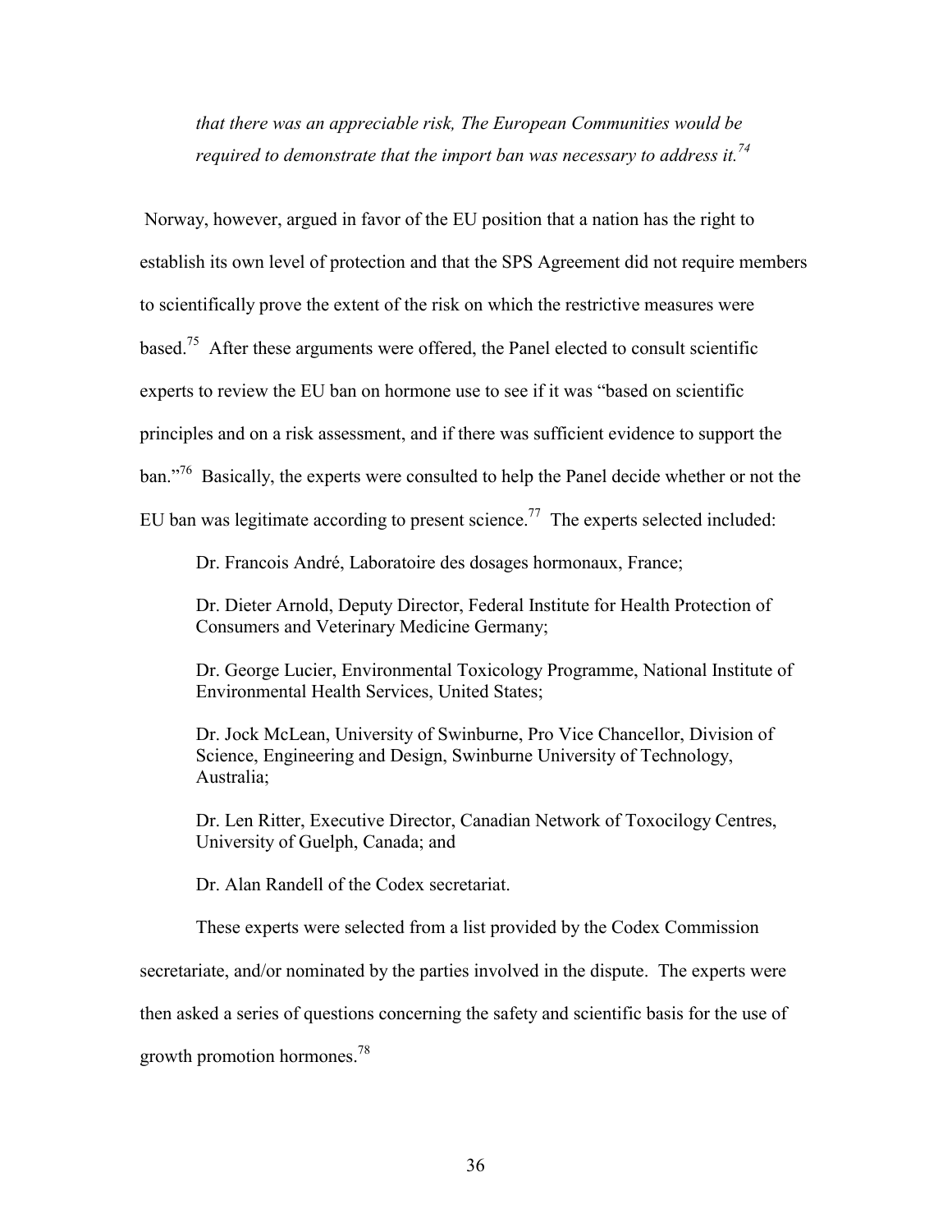*that there was an appreciable risk, The European Communities would be required to demonstrate that the import ban was necessary to address it.*[74]

Norway, however, argued in favor of the EU position that a nation has the right to establish its own level of protection and that the SPS Agreement did not require members to scientifically prove the extent of the risk on which the restrictive measures were based.[75] After these arguments were offered, the Panel elected to consult scientific experts to review the EU ban on hormone use to see if it was "based on scientific principles and on a risk assessment, and if there was sufficient evidence to support the ban."[76] Basically, the experts were consulted to help the Panel decide whether or not the EU ban was legitimate according to present science.[77] The experts selected included:

Dr. Francois André, Laboratoire des dosages hormonaux, France;

Dr. Dieter Arnold, Deputy Director, Federal Institute for Health Protection of Consumers and Veterinary Medicine Germany;

Dr. George Lucier, Environmental Toxicology Programme, National Institute of Environmental Health Services, United States;

Dr. Jock McLean, University of Swinburne, Pro Vice Chancellor, Division of Science, Engineering and Design, Swinburne University of Technology, Australia;

Dr. Len Ritter, Executive Director, Canadian Network of Toxocilogy Centres, University of Guelph, Canada; and

Dr. Alan Randell of the Codex secretariat.

These experts were selected from a list provided by the Codex Commission secretariate, and/or nominated by the parties involved in the dispute. The experts were then asked a series of questions concerning the safety and scientific basis for the use of growth promotion hormones.[78]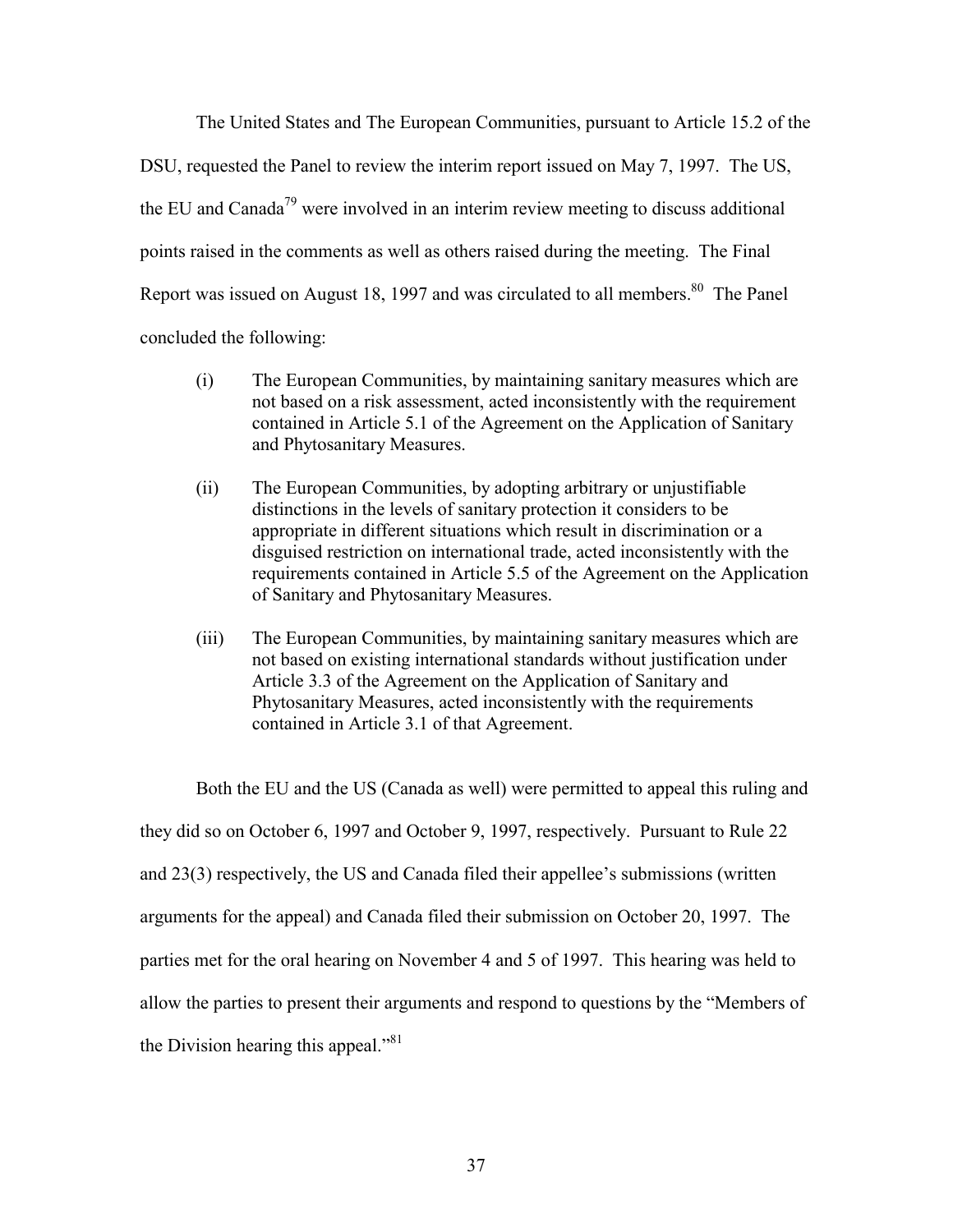The United States and The European Communities, pursuant to Article 15.2 of the DSU, requested the Panel to review the interim report issued on May 7, 1997. The US, the EU and Canada[79] were involved in an interim review meeting to discuss additional points raised in the comments as well as others raised during the meeting. The Final Report was issued on August 18, 1997 and was circulated to all members.[80] The Panel concluded the following:

> (i) The European Communities, by maintaining sanitary measures which are not based on a risk assessment, acted inconsistently with the requirement contained in Article 5.1 of the Agreement on the Application of Sanitary and Phytosanitary Measures.
>
> (ii) The European Communities, by adopting arbitrary or unjustifiable distinctions in the levels of sanitary protection it considers to be appropriate in different situations which result in discrimination or a disguised restriction on international trade, acted inconsistently with the requirements contained in Article 5.5 of the Agreement on the Application of Sanitary and Phytosanitary Measures.
>
> (iii) The European Communities, by maintaining sanitary measures which are not based on existing international standards without justification under Article 3.3 of the Agreement on the Application of Sanitary and Phytosanitary Measures, acted inconsistently with the requirements contained in Article 3.1 of that Agreement.

Both the EU and the US (Canada as well) were permitted to appeal this ruling and they did so on October 6, 1997 and October 9, 1997, respectively. Pursuant to Rule 22 and 23(3) respectively, the US and Canada filed their appellee's submissions (written arguments for the appeal) and Canada filed their submission on October 20, 1997. The parties met for the oral hearing on November 4 and 5 of 1997. This hearing was held to allow the parties to present their arguments and respond to questions by the "Members of the Division hearing this appeal."[81]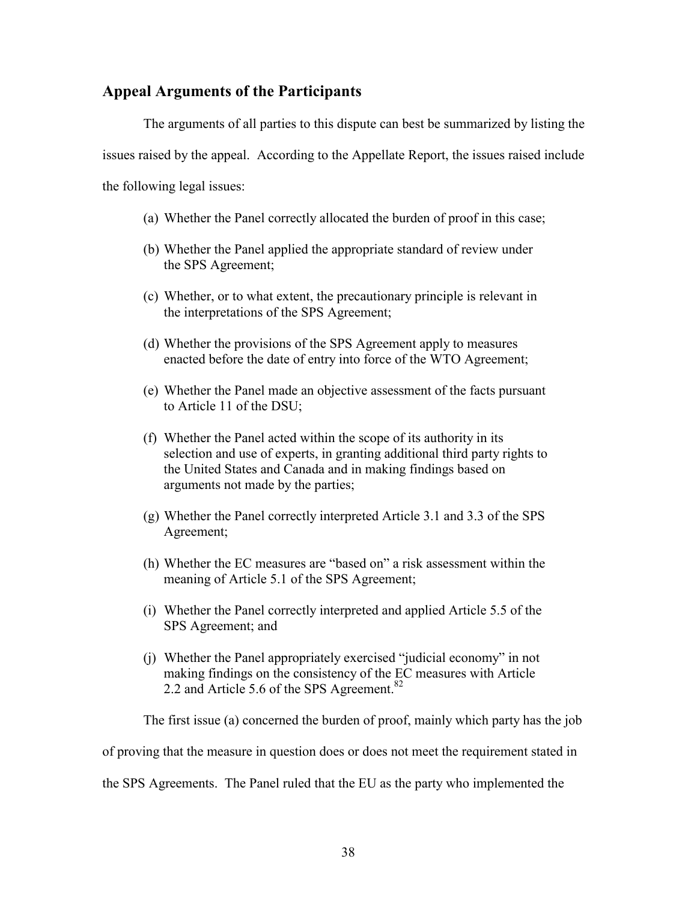## Appeal Arguments of the Participants

The arguments of all parties to this dispute can best be summarized by listing the issues raised by the appeal. According to the Appellate Report, the issues raised include the following legal issues:

(a) Whether the Panel correctly allocated the burden of proof in this case;

(b) Whether the Panel applied the appropriate standard of review under the SPS Agreement;

(c) Whether, or to what extent, the precautionary principle is relevant in the interpretations of the SPS Agreement;

(d) Whether the provisions of the SPS Agreement apply to measures enacted before the date of entry into force of the WTO Agreement;

(e) Whether the Panel made an objective assessment of the facts pursuant to Article 11 of the DSU;

(f) Whether the Panel acted within the scope of its authority in its selection and use of experts, in granting additional third party rights to the United States and Canada and in making findings based on arguments not made by the parties;

(g) Whether the Panel correctly interpreted Article 3.1 and 3.3 of the SPS Agreement;

(h) Whether the EC measures are "based on" a risk assessment within the meaning of Article 5.1 of the SPS Agreement;

(i) Whether the Panel correctly interpreted and applied Article 5.5 of the SPS Agreement; and

(j) Whether the Panel appropriately exercised "judicial economy" in not making findings on the consistency of the EC measures with Article 2.2 and Article 5.6 of the SPS Agreement.[82]

The first issue (a) concerned the burden of proof, mainly which party has the job of proving that the measure in question does or does not meet the requirement stated in the SPS Agreements. The Panel ruled that the EU as the party who implemented the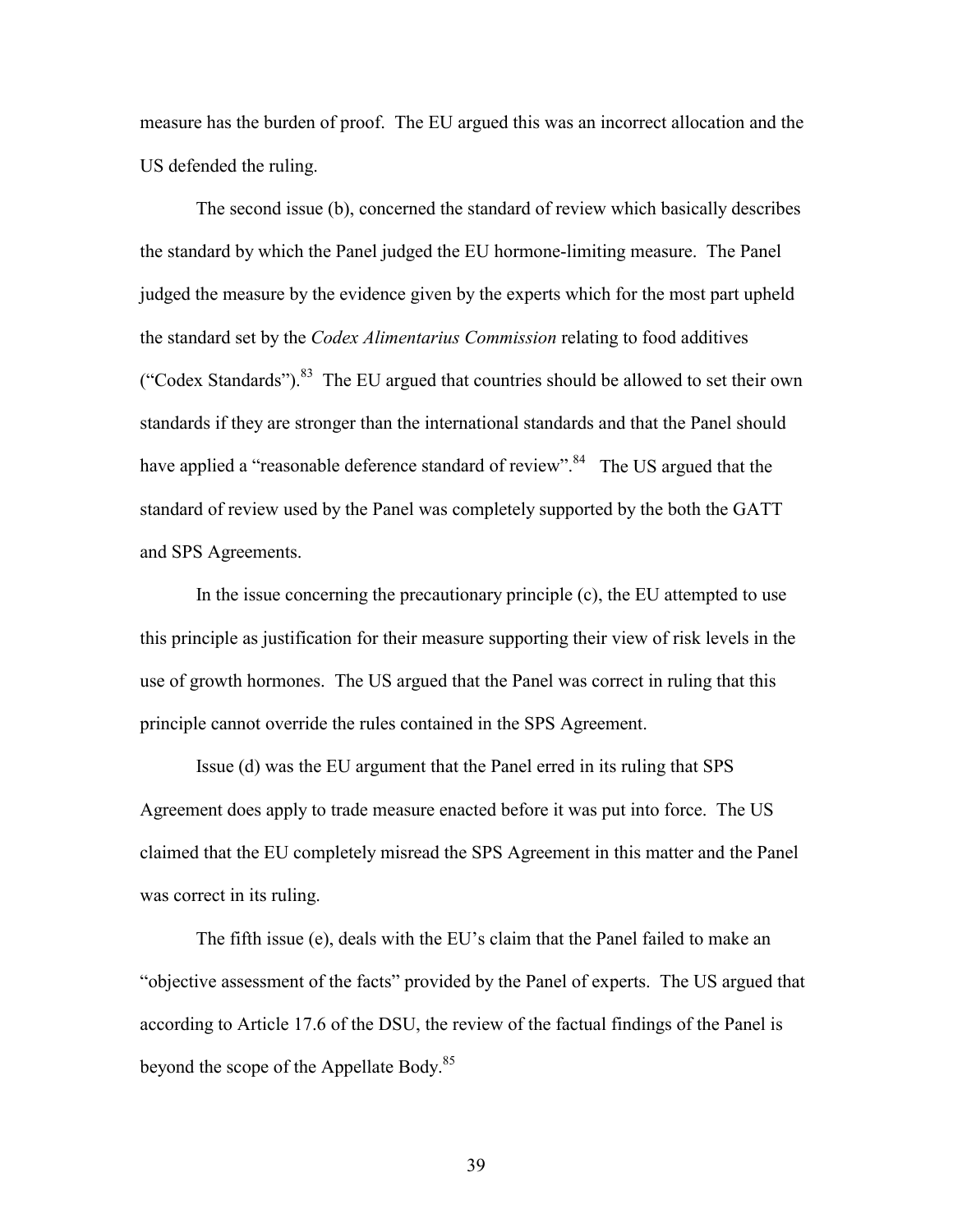measure has the burden of proof. The EU argued this was an incorrect allocation and the US defended the ruling.

The second issue (b), concerned the standard of review which basically describes the standard by which the Panel judged the EU hormone-limiting measure. The Panel judged the measure by the evidence given by the experts which for the most part upheld the standard set by the *Codex Alimentarius Commission* relating to food additives ("Codex Standards").[83] The EU argued that countries should be allowed to set their own standards if they are stronger than the international standards and that the Panel should have applied a "reasonable deference standard of review".[84] The US argued that the standard of review used by the Panel was completely supported by the both the GATT and SPS Agreements.

In the issue concerning the precautionary principle (c), the EU attempted to use this principle as justification for their measure supporting their view of risk levels in the use of growth hormones. The US argued that the Panel was correct in ruling that this principle cannot override the rules contained in the SPS Agreement.

Issue (d) was the EU argument that the Panel erred in its ruling that SPS Agreement does apply to trade measure enacted before it was put into force. The US claimed that the EU completely misread the SPS Agreement in this matter and the Panel was correct in its ruling.

The fifth issue (e), deals with the EU's claim that the Panel failed to make an "objective assessment of the facts" provided by the Panel of experts. The US argued that according to Article 17.6 of the DSU, the review of the factual findings of the Panel is beyond the scope of the Appellate Body.[85]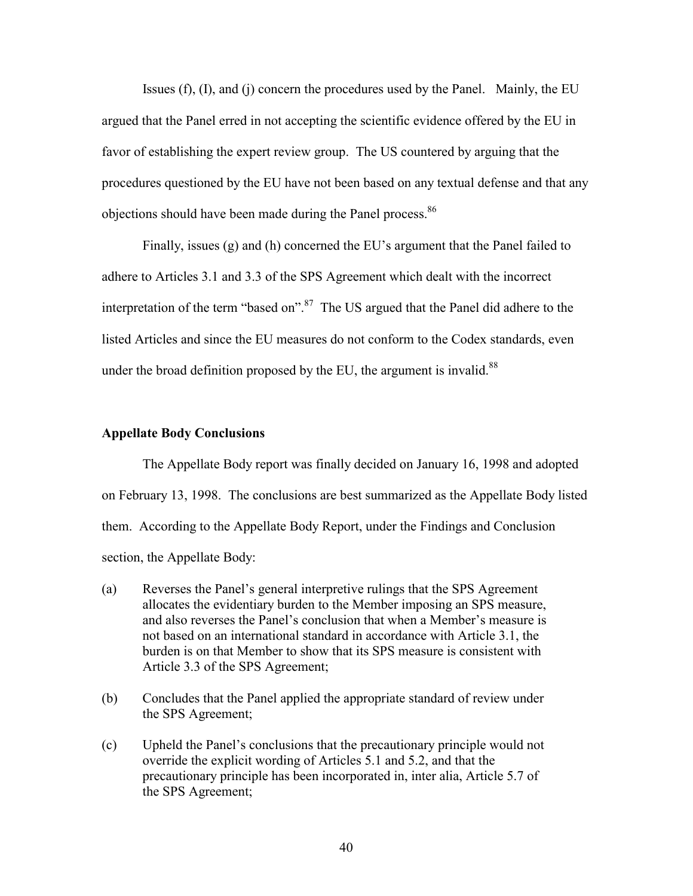Issues (f), (I), and (j) concern the procedures used by the Panel. Mainly, the EU argued that the Panel erred in not accepting the scientific evidence offered by the EU in favor of establishing the expert review group. The US countered by arguing that the procedures questioned by the EU have not been based on any textual defense and that any objections should have been made during the Panel process.[86]

Finally, issues (g) and (h) concerned the EU's argument that the Panel failed to adhere to Articles 3.1 and 3.3 of the SPS Agreement which dealt with the incorrect interpretation of the term "based on".[87] The US argued that the Panel did adhere to the listed Articles and since the EU measures do not conform to the Codex standards, even under the broad definition proposed by the EU, the argument is invalid.[88]

**Appellate Body Conclusions**

The Appellate Body report was finally decided on January 16, 1998 and adopted on February 13, 1998. The conclusions are best summarized as the Appellate Body listed them. According to the Appellate Body Report, under the Findings and Conclusion section, the Appellate Body:

(a) Reverses the Panel's general interpretive rulings that the SPS Agreement allocates the evidentiary burden to the Member imposing an SPS measure, and also reverses the Panel's conclusion that when a Member's measure is not based on an international standard in accordance with Article 3.1, the burden is on that Member to show that its SPS measure is consistent with Article 3.3 of the SPS Agreement;

(b) Concludes that the Panel applied the appropriate standard of review under the SPS Agreement;

(c) Upheld the Panel's conclusions that the precautionary principle would not override the explicit wording of Articles 5.1 and 5.2, and that the precautionary principle has been incorporated in, inter alia, Article 5.7 of the SPS Agreement;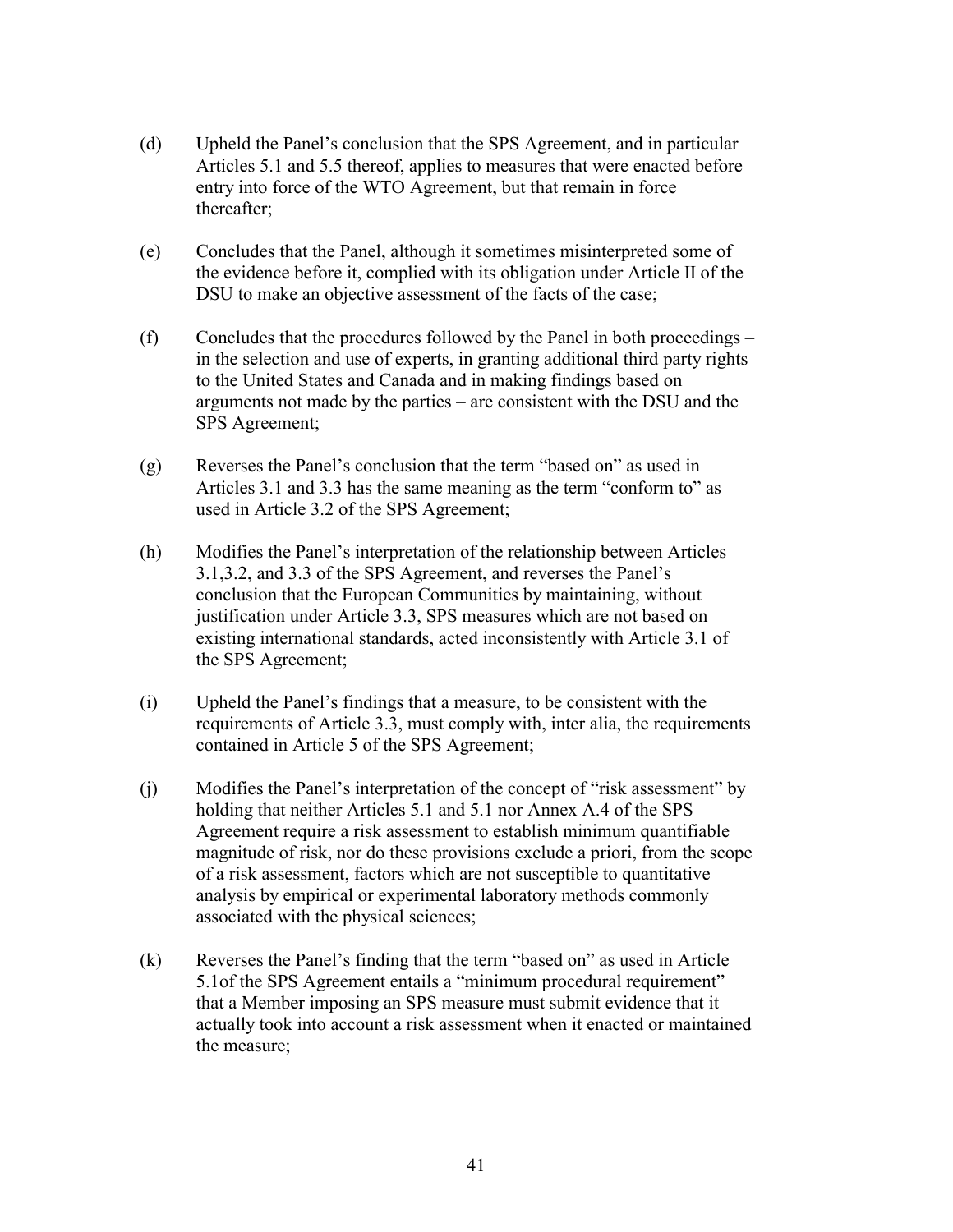(d) Upheld the Panel's conclusion that the SPS Agreement, and in particular Articles 5.1 and 5.5 thereof, applies to measures that were enacted before entry into force of the WTO Agreement, but that remain in force thereafter;

(e) Concludes that the Panel, although it sometimes misinterpreted some of the evidence before it, complied with its obligation under Article II of the DSU to make an objective assessment of the facts of the case;

(f) Concludes that the procedures followed by the Panel in both proceedings – in the selection and use of experts, in granting additional third party rights to the United States and Canada and in making findings based on arguments not made by the parties – are consistent with the DSU and the SPS Agreement;

(g) Reverses the Panel's conclusion that the term "based on" as used in Articles 3.1 and 3.3 has the same meaning as the term "conform to" as used in Article 3.2 of the SPS Agreement;

(h) Modifies the Panel's interpretation of the relationship between Articles 3.1,3.2, and 3.3 of the SPS Agreement, and reverses the Panel's conclusion that the European Communities by maintaining, without justification under Article 3.3, SPS measures which are not based on existing international standards, acted inconsistently with Article 3.1 of the SPS Agreement;

(i) Upheld the Panel's findings that a measure, to be consistent with the requirements of Article 3.3, must comply with, inter alia, the requirements contained in Article 5 of the SPS Agreement;

(j) Modifies the Panel's interpretation of the concept of "risk assessment" by holding that neither Articles 5.1 and 5.1 nor Annex A.4 of the SPS Agreement require a risk assessment to establish minimum quantifiable magnitude of risk, nor do these provisions exclude a priori, from the scope of a risk assessment, factors which are not susceptible to quantitative analysis by empirical or experimental laboratory methods commonly associated with the physical sciences;

(k) Reverses the Panel's finding that the term "based on" as used in Article 5.1of the SPS Agreement entails a "minimum procedural requirement" that a Member imposing an SPS measure must submit evidence that it actually took into account a risk assessment when it enacted or maintained the measure;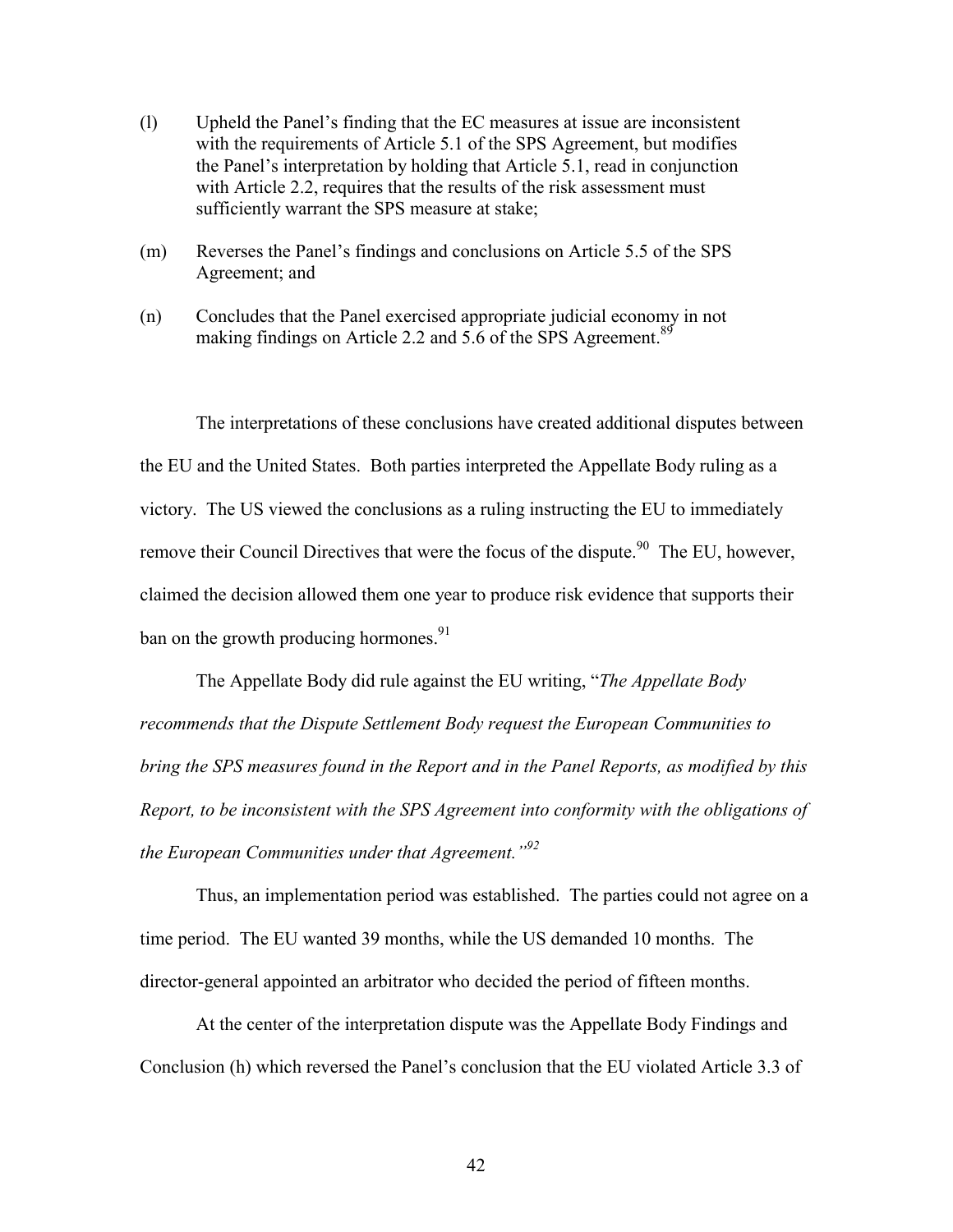(l) Upheld the Panel's finding that the EC measures at issue are inconsistent with the requirements of Article 5.1 of the SPS Agreement, but modifies the Panel's interpretation by holding that Article 5.1, read in conjunction with Article 2.2, requires that the results of the risk assessment must sufficiently warrant the SPS measure at stake;

(m) Reverses the Panel's findings and conclusions on Article 5.5 of the SPS Agreement; and

(n) Concludes that the Panel exercised appropriate judicial economy in not making findings on Article 2.2 and 5.6 of the SPS Agreement.[89]

The interpretations of these conclusions have created additional disputes between the EU and the United States. Both parties interpreted the Appellate Body ruling as a victory. The US viewed the conclusions as a ruling instructing the EU to immediately remove their Council Directives that were the focus of the dispute.[90] The EU, however, claimed the decision allowed them one year to produce risk evidence that supports their ban on the growth producing hormones.[91]

The Appellate Body did rule against the EU writing, "*The Appellate Body recommends that the Dispute Settlement Body request the European Communities to bring the SPS measures found in the Report and in the Panel Reports, as modified by this Report, to be inconsistent with the SPS Agreement into conformity with the obligations of the European Communities under that Agreement.*"[92]

Thus, an implementation period was established. The parties could not agree on a time period. The EU wanted 39 months, while the US demanded 10 months. The director-general appointed an arbitrator who decided the period of fifteen months.

At the center of the interpretation dispute was the Appellate Body Findings and Conclusion (h) which reversed the Panel's conclusion that the EU violated Article 3.3 of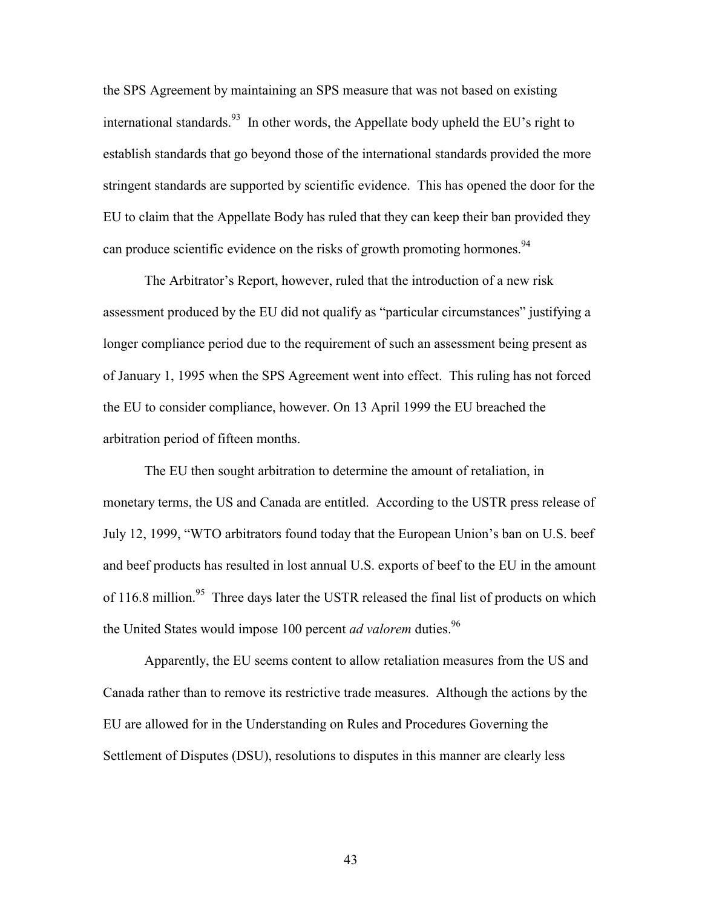the SPS Agreement by maintaining an SPS measure that was not based on existing international standards.[93] In other words, the Appellate body upheld the EU's right to establish standards that go beyond those of the international standards provided the more stringent standards are supported by scientific evidence. This has opened the door for the EU to claim that the Appellate Body has ruled that they can keep their ban provided they can produce scientific evidence on the risks of growth promoting hormones.[94]

The Arbitrator's Report, however, ruled that the introduction of a new risk assessment produced by the EU did not qualify as "particular circumstances" justifying a longer compliance period due to the requirement of such an assessment being present as of January 1, 1995 when the SPS Agreement went into effect. This ruling has not forced the EU to consider compliance, however. On 13 April 1999 the EU breached the arbitration period of fifteen months.

The EU then sought arbitration to determine the amount of retaliation, in monetary terms, the US and Canada are entitled. According to the USTR press release of July 12, 1999, "WTO arbitrators found today that the European Union's ban on U.S. beef and beef products has resulted in lost annual U.S. exports of beef to the EU in the amount of 116.8 million.[95] Three days later the USTR released the final list of products on which the United States would impose 100 percent *ad valorem* duties.[96]

Apparently, the EU seems content to allow retaliation measures from the US and Canada rather than to remove its restrictive trade measures. Although the actions by the EU are allowed for in the Understanding on Rules and Procedures Governing the Settlement of Disputes (DSU), resolutions to disputes in this manner are clearly less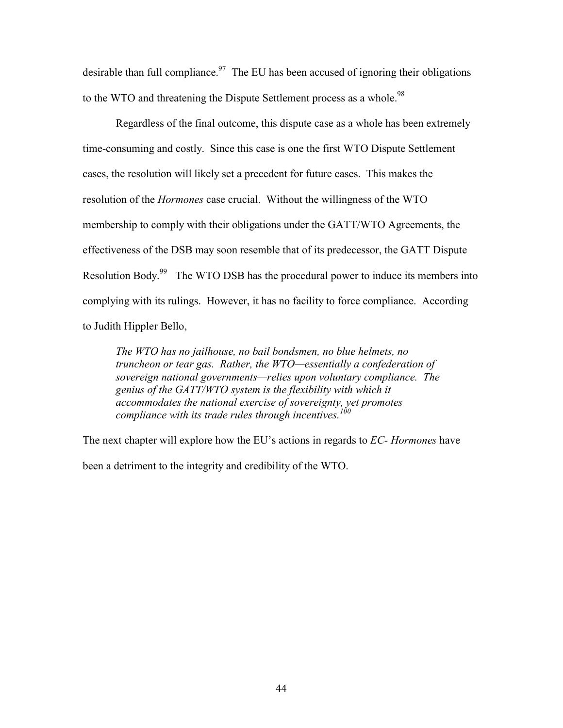desirable than full compliance.[97] The EU has been accused of ignoring their obligations to the WTO and threatening the Dispute Settlement process as a whole.[98]

Regardless of the final outcome, this dispute case as a whole has been extremely time-consuming and costly. Since this case is one the first WTO Dispute Settlement cases, the resolution will likely set a precedent for future cases. This makes the resolution of the *Hormones* case crucial. Without the willingness of the WTO membership to comply with their obligations under the GATT/WTO Agreements, the effectiveness of the DSB may soon resemble that of its predecessor, the GATT Dispute Resolution Body.[99] The WTO DSB has the procedural power to induce its members into complying with its rulings. However, it has no facility to force compliance. According to Judith Hippler Bello,

> *The WTO has no jailhouse, no bail bondsmen, no blue helmets, no truncheon or tear gas. Rather, the WTO—essentially a confederation of sovereign national governments—relies upon voluntary compliance. The genius of the GATT/WTO system is the flexibility with which it accommodates the national exercise of sovereignty, yet promotes compliance with its trade rules through incentives.*[100]

The next chapter will explore how the EU's actions in regards to *EC- Hormones* have been a detriment to the integrity and credibility of the WTO.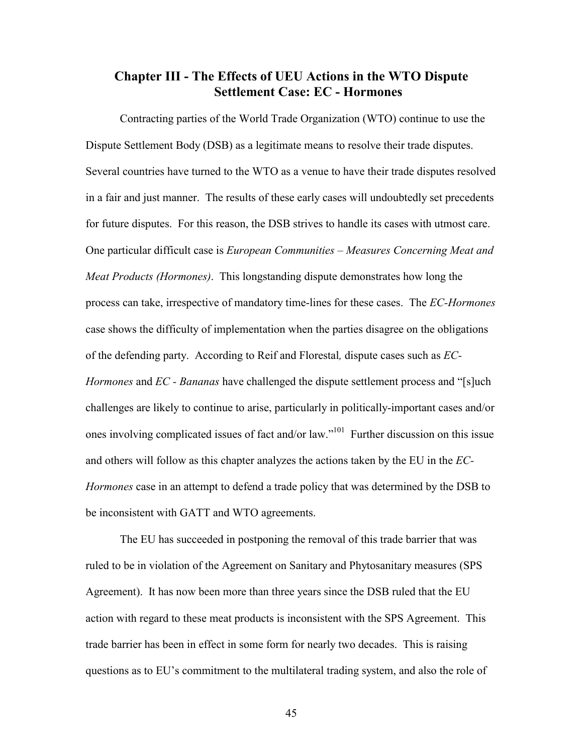## Chapter III - The Effects of UEU Actions in the WTO Dispute Settlement Case: EC - Hormones

Contracting parties of the World Trade Organization (WTO) continue to use the Dispute Settlement Body (DSB) as a legitimate means to resolve their trade disputes. Several countries have turned to the WTO as a venue to have their trade disputes resolved in a fair and just manner. The results of these early cases will undoubtedly set precedents for future disputes. For this reason, the DSB strives to handle its cases with utmost care. One particular difficult case is *European Communities – Measures Concerning Meat and Meat Products (Hormones)*. This longstanding dispute demonstrates how long the process can take, irrespective of mandatory time-lines for these cases. The *EC-Hormones* case shows the difficulty of implementation when the parties disagree on the obligations of the defending party. According to Reif and Florestal*,* dispute cases such as *EC-Hormones* and *EC - Bananas* have challenged the dispute settlement process and "[s]uch challenges are likely to continue to arise, particularly in politically-important cases and/or ones involving complicated issues of fact and/or law."[101] Further discussion on this issue and others will follow as this chapter analyzes the actions taken by the EU in the *EC-Hormones* case in an attempt to defend a trade policy that was determined by the DSB to be inconsistent with GATT and WTO agreements.

The EU has succeeded in postponing the removal of this trade barrier that was ruled to be in violation of the Agreement on Sanitary and Phytosanitary measures (SPS Agreement). It has now been more than three years since the DSB ruled that the EU action with regard to these meat products is inconsistent with the SPS Agreement. This trade barrier has been in effect in some form for nearly two decades. This is raising questions as to EU's commitment to the multilateral trading system, and also the role of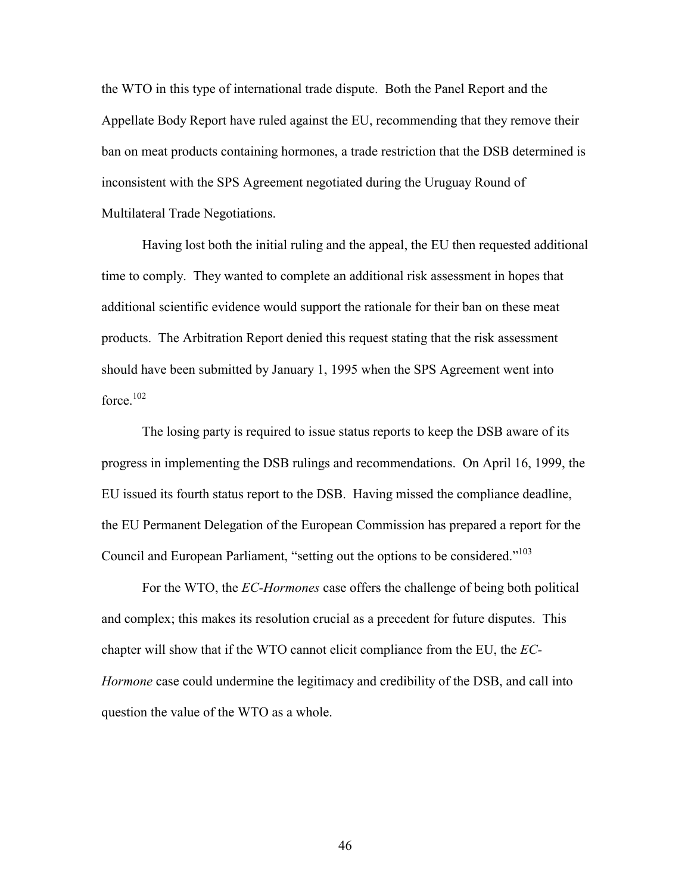the WTO in this type of international trade dispute. Both the Panel Report and the Appellate Body Report have ruled against the EU, recommending that they remove their ban on meat products containing hormones, a trade restriction that the DSB determined is inconsistent with the SPS Agreement negotiated during the Uruguay Round of Multilateral Trade Negotiations.

Having lost both the initial ruling and the appeal, the EU then requested additional time to comply. They wanted to complete an additional risk assessment in hopes that additional scientific evidence would support the rationale for their ban on these meat products. The Arbitration Report denied this request stating that the risk assessment should have been submitted by January 1, 1995 when the SPS Agreement went into force.[102]

The losing party is required to issue status reports to keep the DSB aware of its progress in implementing the DSB rulings and recommendations. On April 16, 1999, the EU issued its fourth status report to the DSB. Having missed the compliance deadline, the EU Permanent Delegation of the European Commission has prepared a report for the Council and European Parliament, "setting out the options to be considered."[103]

For the WTO, the *EC-Hormones* case offers the challenge of being both political and complex; this makes its resolution crucial as a precedent for future disputes. This chapter will show that if the WTO cannot elicit compliance from the EU, the *EC-Hormone* case could undermine the legitimacy and credibility of the DSB, and call into question the value of the WTO as a whole.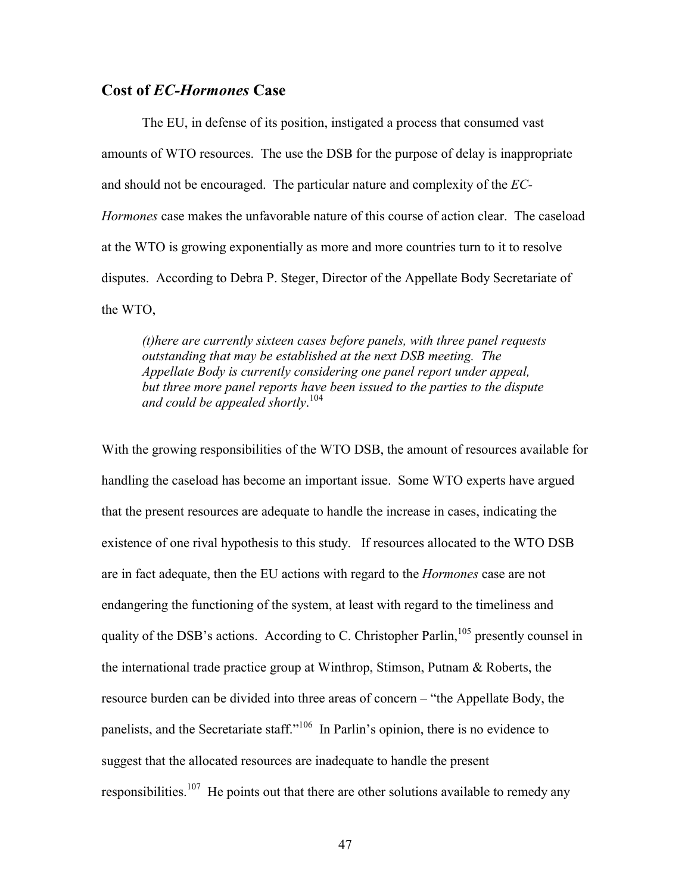## Cost of *EC-Hormones* Case

The EU, in defense of its position, instigated a process that consumed vast amounts of WTO resources. The use the DSB for the purpose of delay is inappropriate and should not be encouraged. The particular nature and complexity of the *EC-Hormones* case makes the unfavorable nature of this course of action clear. The caseload at the WTO is growing exponentially as more and more countries turn to it to resolve disputes. According to Debra P. Steger, Director of the Appellate Body Secretariate of the WTO,

> *(t)here are currently sixteen cases before panels, with three panel requests outstanding that may be established at the next DSB meeting. The Appellate Body is currently considering one panel report under appeal, but three more panel reports have been issued to the parties to the dispute and could be appealed shortly*.[104]

With the growing responsibilities of the WTO DSB, the amount of resources available for handling the caseload has become an important issue. Some WTO experts have argued that the present resources are adequate to handle the increase in cases, indicating the existence of one rival hypothesis to this study. If resources allocated to the WTO DSB are in fact adequate, then the EU actions with regard to the *Hormones* case are not endangering the functioning of the system, at least with regard to the timeliness and quality of the DSB's actions. According to C. Christopher Parlin,[105] presently counsel in the international trade practice group at Winthrop, Stimson, Putnam & Roberts, the resource burden can be divided into three areas of concern – "the Appellate Body, the panelists, and the Secretariate staff."[106] In Parlin's opinion, there is no evidence to suggest that the allocated resources are inadequate to handle the present responsibilities.[107] He points out that there are other solutions available to remedy any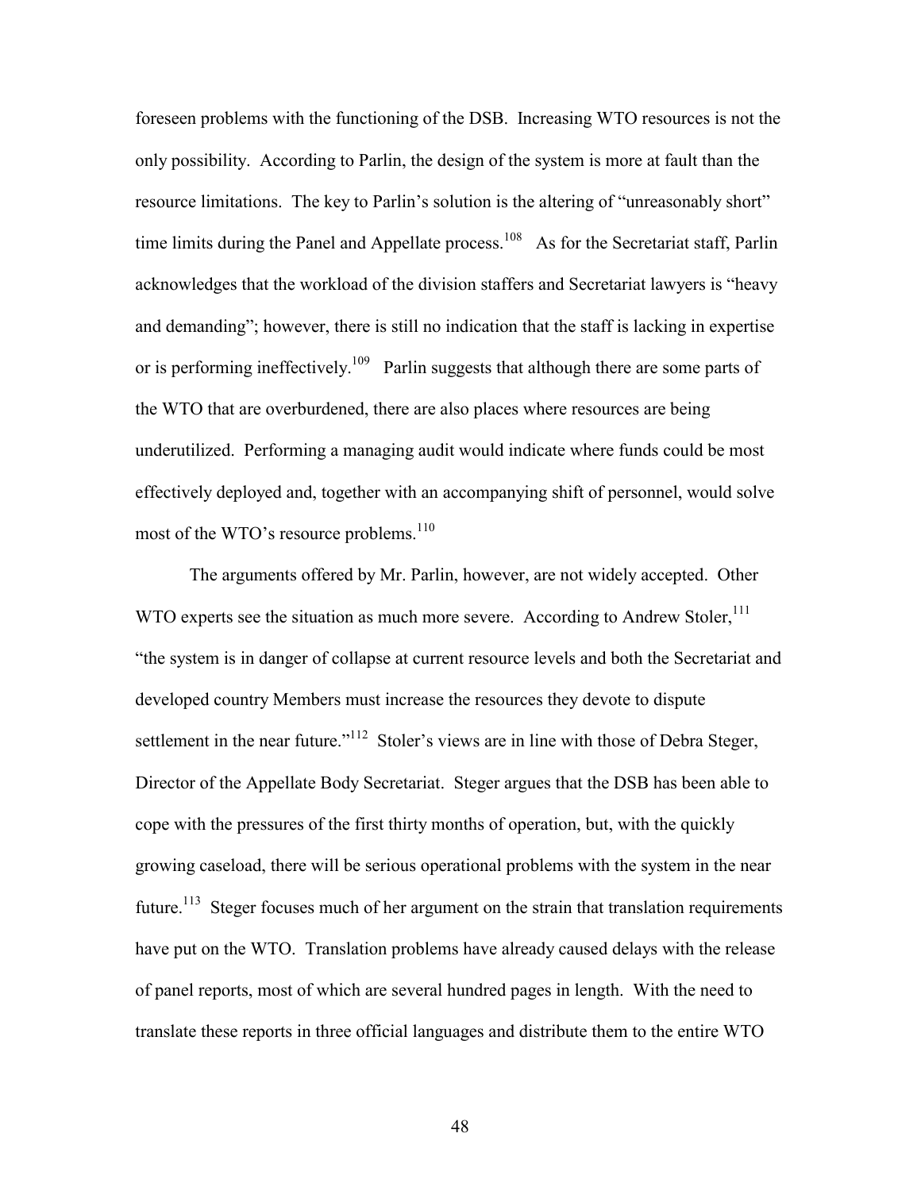foreseen problems with the functioning of the DSB. Increasing WTO resources is not the only possibility. According to Parlin, the design of the system is more at fault than the resource limitations. The key to Parlin's solution is the altering of "unreasonably short" time limits during the Panel and Appellate process.[108] As for the Secretariat staff, Parlin acknowledges that the workload of the division staffers and Secretariat lawyers is "heavy and demanding"; however, there is still no indication that the staff is lacking in expertise or is performing ineffectively.[109] Parlin suggests that although there are some parts of the WTO that are overburdened, there are also places where resources are being underutilized. Performing a managing audit would indicate where funds could be most effectively deployed and, together with an accompanying shift of personnel, would solve most of the WTO's resource problems.[110]

The arguments offered by Mr. Parlin, however, are not widely accepted. Other WTO experts see the situation as much more severe. According to Andrew Stoler,[111] "the system is in danger of collapse at current resource levels and both the Secretariat and developed country Members must increase the resources they devote to dispute settlement in the near future."[112] Stoler's views are in line with those of Debra Steger, Director of the Appellate Body Secretariat. Steger argues that the DSB has been able to cope with the pressures of the first thirty months of operation, but, with the quickly growing caseload, there will be serious operational problems with the system in the near future.[113] Steger focuses much of her argument on the strain that translation requirements have put on the WTO. Translation problems have already caused delays with the release of panel reports, most of which are several hundred pages in length. With the need to translate these reports in three official languages and distribute them to the entire WTO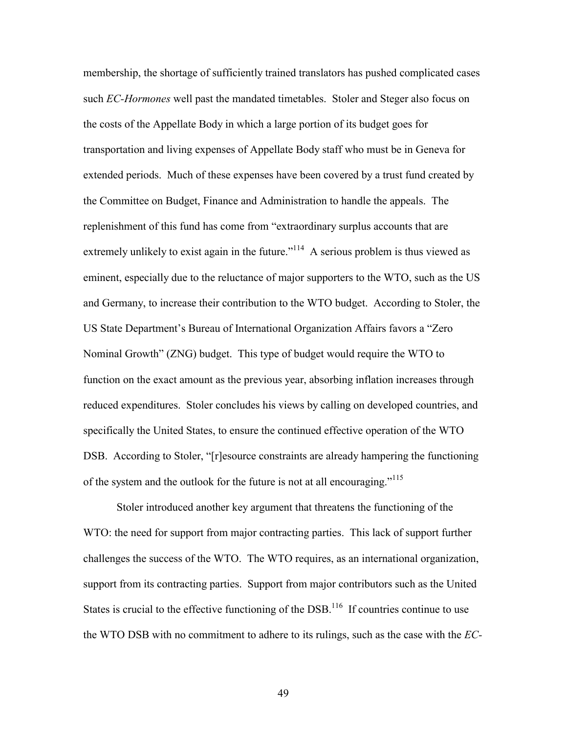membership, the shortage of sufficiently trained translators has pushed complicated cases such *EC-Hormones* well past the mandated timetables. Stoler and Steger also focus on the costs of the Appellate Body in which a large portion of its budget goes for transportation and living expenses of Appellate Body staff who must be in Geneva for extended periods. Much of these expenses have been covered by a trust fund created by the Committee on Budget, Finance and Administration to handle the appeals. The replenishment of this fund has come from "extraordinary surplus accounts that are extremely unlikely to exist again in the future."[114] A serious problem is thus viewed as eminent, especially due to the reluctance of major supporters to the WTO, such as the US and Germany, to increase their contribution to the WTO budget. According to Stoler, the US State Department's Bureau of International Organization Affairs favors a "Zero Nominal Growth" (ZNG) budget. This type of budget would require the WTO to function on the exact amount as the previous year, absorbing inflation increases through reduced expenditures. Stoler concludes his views by calling on developed countries, and specifically the United States, to ensure the continued effective operation of the WTO DSB. According to Stoler, "[r]esource constraints are already hampering the functioning of the system and the outlook for the future is not at all encouraging."[115]

Stoler introduced another key argument that threatens the functioning of the WTO: the need for support from major contracting parties. This lack of support further challenges the success of the WTO. The WTO requires, as an international organization, support from its contracting parties. Support from major contributors such as the United States is crucial to the effective functioning of the DSB.[116] If countries continue to use the WTO DSB with no commitment to adhere to its rulings, such as the case with the *EC-*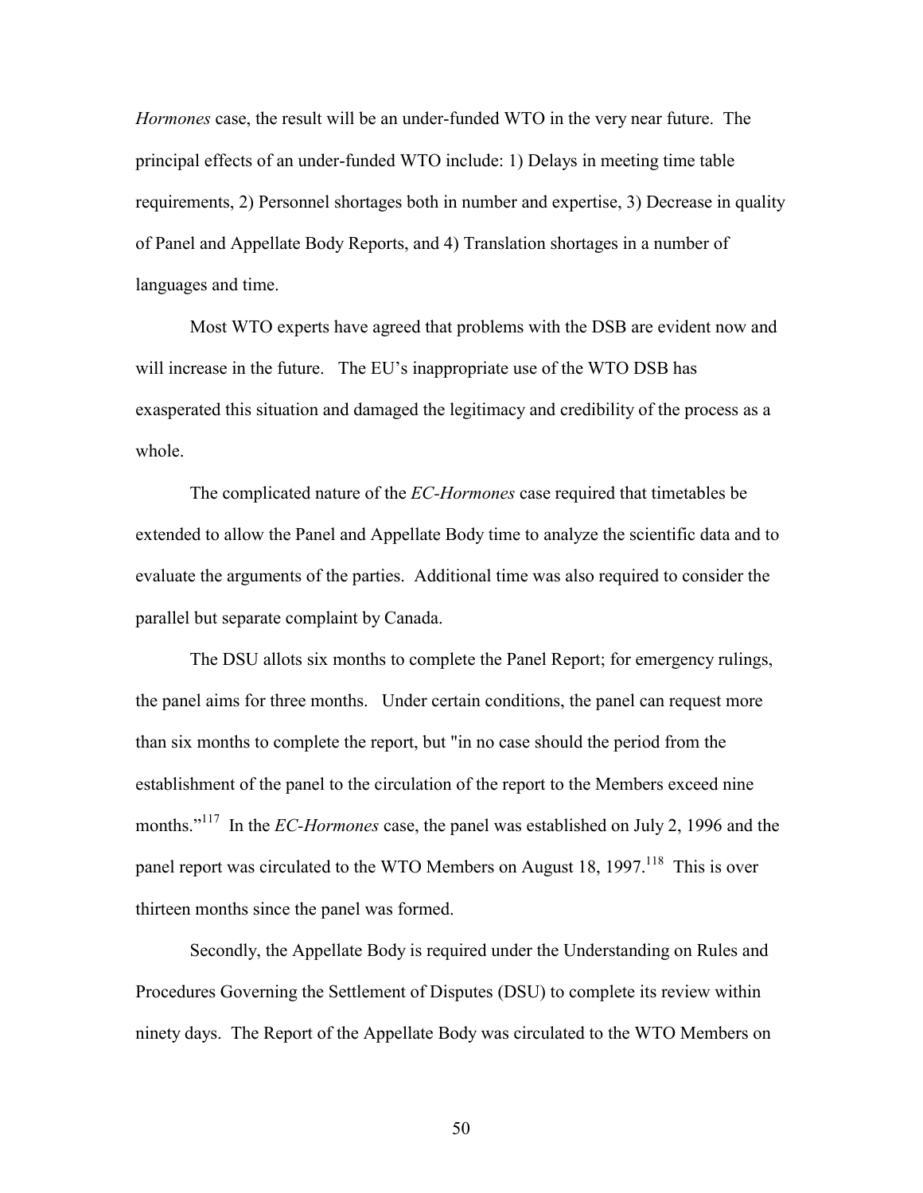*Hormones* case, the result will be an under-funded WTO in the very near future. The principal effects of an under-funded WTO include: 1) Delays in meeting time table requirements, 2) Personnel shortages both in number and expertise, 3) Decrease in quality of Panel and Appellate Body Reports, and 4) Translation shortages in a number of languages and time.

Most WTO experts have agreed that problems with the DSB are evident now and will increase in the future. The EU's inappropriate use of the WTO DSB has exasperated this situation and damaged the legitimacy and credibility of the process as a whole.

The complicated nature of the *EC-Hormones* case required that timetables be extended to allow the Panel and Appellate Body time to analyze the scientific data and to evaluate the arguments of the parties. Additional time was also required to consider the parallel but separate complaint by Canada.

The DSU allots six months to complete the Panel Report; for emergency rulings, the panel aims for three months. Under certain conditions, the panel can request more than six months to complete the report, but "in no case should the period from the establishment of the panel to the circulation of the report to the Members exceed nine months."[117] In the *EC-Hormones* case, the panel was established on July 2, 1996 and the panel report was circulated to the WTO Members on August 18, 1997.[118] This is over thirteen months since the panel was formed.

Secondly, the Appellate Body is required under the Understanding on Rules and Procedures Governing the Settlement of Disputes (DSU) to complete its review within ninety days. The Report of the Appellate Body was circulated to the WTO Members on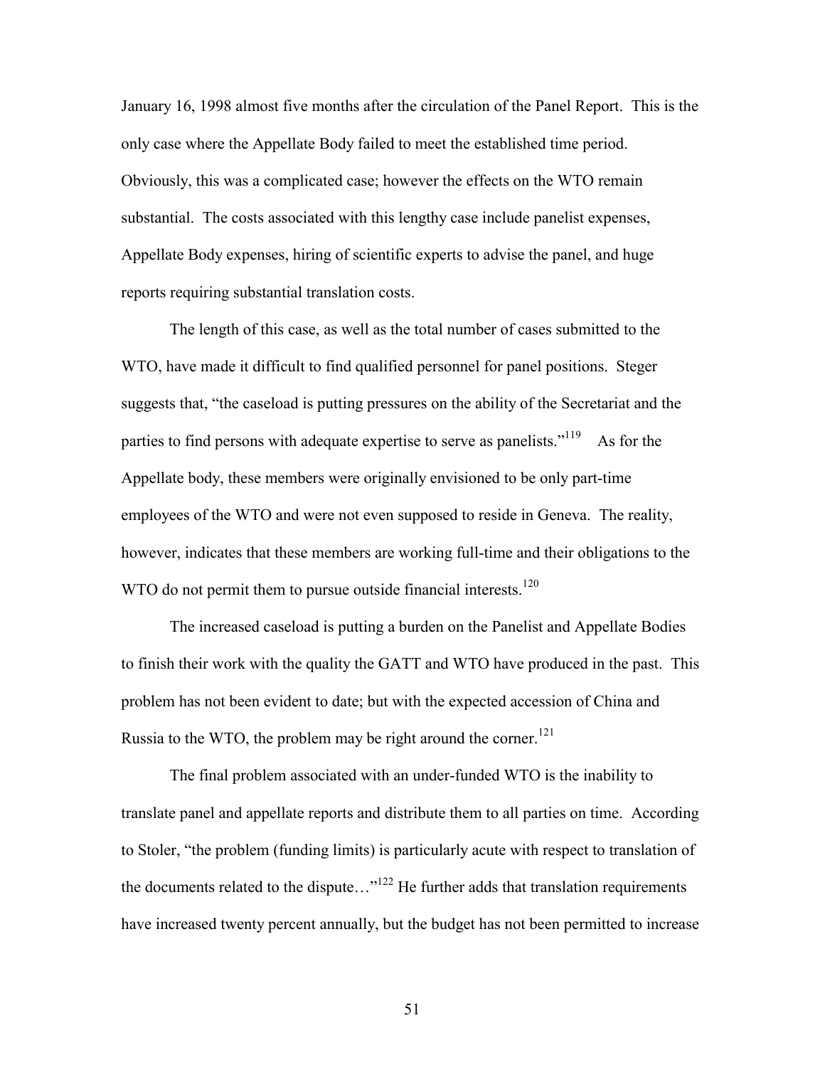January 16, 1998 almost five months after the circulation of the Panel Report. This is the only case where the Appellate Body failed to meet the established time period. Obviously, this was a complicated case; however the effects on the WTO remain substantial. The costs associated with this lengthy case include panelist expenses, Appellate Body expenses, hiring of scientific experts to advise the panel, and huge reports requiring substantial translation costs.

The length of this case, as well as the total number of cases submitted to the WTO, have made it difficult to find qualified personnel for panel positions. Steger suggests that, "the caseload is putting pressures on the ability of the Secretariat and the parties to find persons with adequate expertise to serve as panelists."[119] As for the Appellate body, these members were originally envisioned to be only part-time employees of the WTO and were not even supposed to reside in Geneva. The reality, however, indicates that these members are working full-time and their obligations to the WTO do not permit them to pursue outside financial interests.[120]

The increased caseload is putting a burden on the Panelist and Appellate Bodies to finish their work with the quality the GATT and WTO have produced in the past. This problem has not been evident to date; but with the expected accession of China and Russia to the WTO, the problem may be right around the corner.[121]

The final problem associated with an under-funded WTO is the inability to translate panel and appellate reports and distribute them to all parties on time. According to Stoler, "the problem (funding limits) is particularly acute with respect to translation of the documents related to the dispute…"[122] He further adds that translation requirements have increased twenty percent annually, but the budget has not been permitted to increase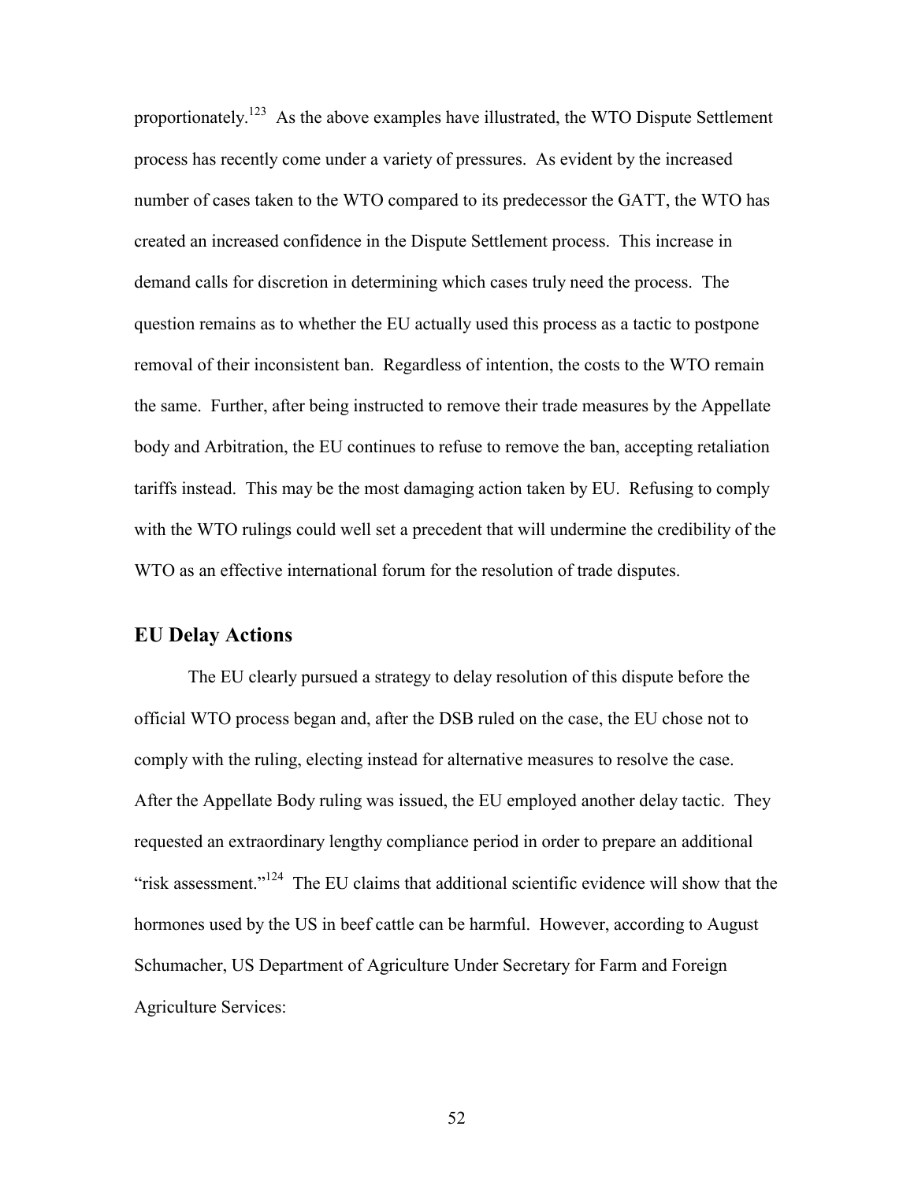proportionately.[123] As the above examples have illustrated, the WTO Dispute Settlement process has recently come under a variety of pressures. As evident by the increased number of cases taken to the WTO compared to its predecessor the GATT, the WTO has created an increased confidence in the Dispute Settlement process. This increase in demand calls for discretion in determining which cases truly need the process. The question remains as to whether the EU actually used this process as a tactic to postpone removal of their inconsistent ban. Regardless of intention, the costs to the WTO remain the same. Further, after being instructed to remove their trade measures by the Appellate body and Arbitration, the EU continues to refuse to remove the ban, accepting retaliation tariffs instead. This may be the most damaging action taken by EU. Refusing to comply with the WTO rulings could well set a precedent that will undermine the credibility of the WTO as an effective international forum for the resolution of trade disputes.

## EU Delay Actions

The EU clearly pursued a strategy to delay resolution of this dispute before the official WTO process began and, after the DSB ruled on the case, the EU chose not to comply with the ruling, electing instead for alternative measures to resolve the case. After the Appellate Body ruling was issued, the EU employed another delay tactic. They requested an extraordinary lengthy compliance period in order to prepare an additional "risk assessment."[124] The EU claims that additional scientific evidence will show that the hormones used by the US in beef cattle can be harmful. However, according to August Schumacher, US Department of Agriculture Under Secretary for Farm and Foreign Agriculture Services: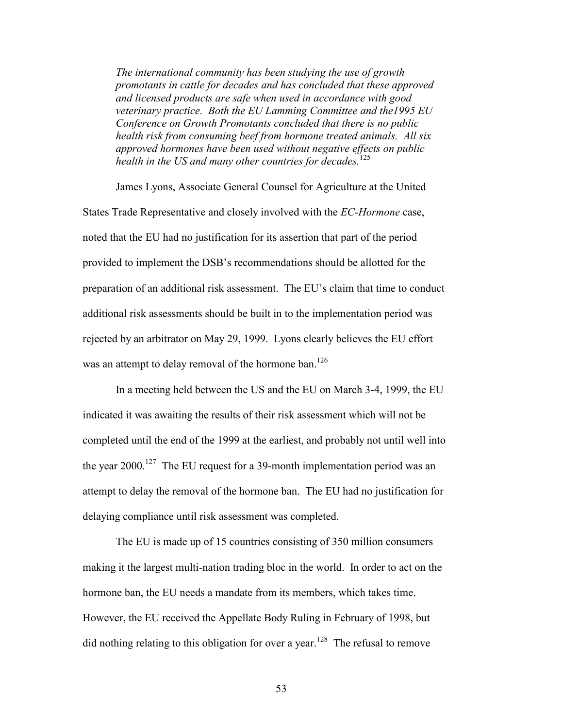> *The international community has been studying the use of growth promotants in cattle for decades and has concluded that these approved and licensed products are safe when used in accordance with good veterinary practice. Both the EU Lamming Committee and the1995 EU Conference on Growth Promotants concluded that there is no public health risk from consuming beef from hormone treated animals. All six approved hormones have been used without negative effects on public health in the US and many other countries for decades.*[125]

James Lyons, Associate General Counsel for Agriculture at the United States Trade Representative and closely involved with the *EC-Hormone* case, noted that the EU had no justification for its assertion that part of the period provided to implement the DSB's recommendations should be allotted for the preparation of an additional risk assessment. The EU's claim that time to conduct additional risk assessments should be built in to the implementation period was rejected by an arbitrator on May 29, 1999. Lyons clearly believes the EU effort was an attempt to delay removal of the hormone ban.[126]

In a meeting held between the US and the EU on March 3-4, 1999, the EU indicated it was awaiting the results of their risk assessment which will not be completed until the end of the 1999 at the earliest, and probably not until well into the year 2000.[127] The EU request for a 39-month implementation period was an attempt to delay the removal of the hormone ban. The EU had no justification for delaying compliance until risk assessment was completed.

The EU is made up of 15 countries consisting of 350 million consumers making it the largest multi-nation trading bloc in the world. In order to act on the hormone ban, the EU needs a mandate from its members, which takes time. However, the EU received the Appellate Body Ruling in February of 1998, but did nothing relating to this obligation for over a year.[128] The refusal to remove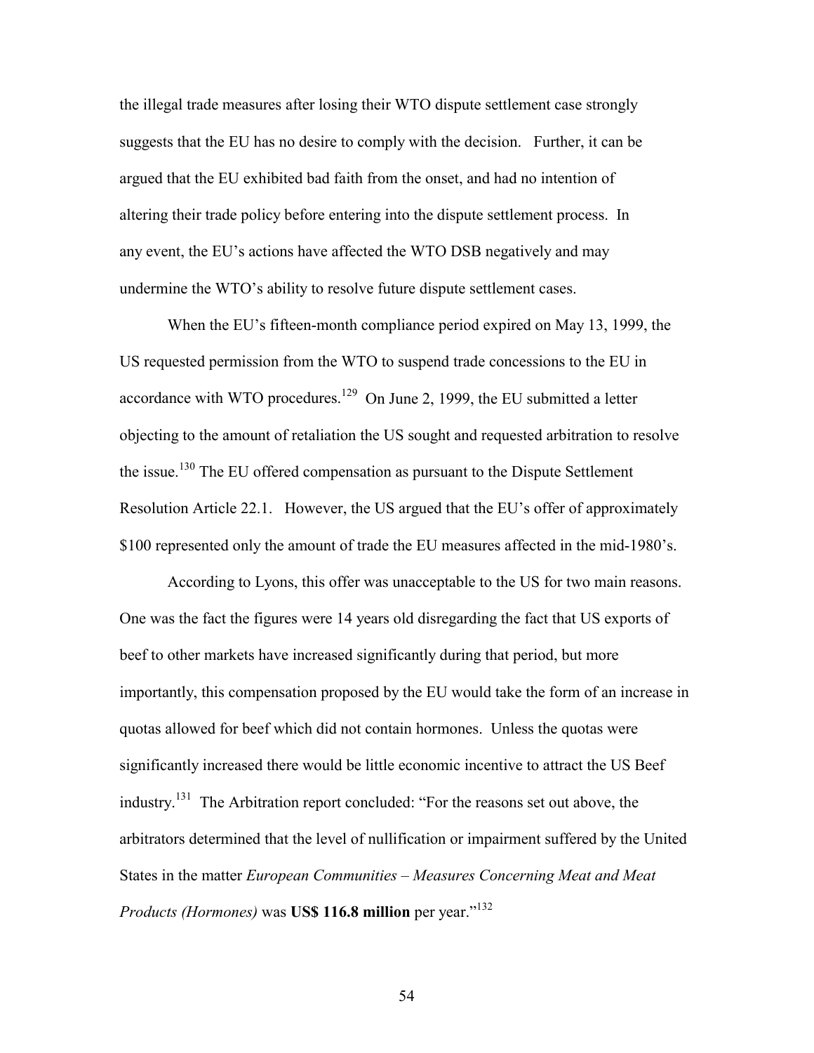the illegal trade measures after losing their WTO dispute settlement case strongly suggests that the EU has no desire to comply with the decision. Further, it can be argued that the EU exhibited bad faith from the onset, and had no intention of altering their trade policy before entering into the dispute settlement process. In any event, the EU's actions have affected the WTO DSB negatively and may undermine the WTO's ability to resolve future dispute settlement cases.

When the EU's fifteen-month compliance period expired on May 13, 1999, the US requested permission from the WTO to suspend trade concessions to the EU in accordance with WTO procedures.[129] On June 2, 1999, the EU submitted a letter objecting to the amount of retaliation the US sought and requested arbitration to resolve the issue.[130] The EU offered compensation as pursuant to the Dispute Settlement Resolution Article 22.1. However, the US argued that the EU's offer of approximately $100 represented only the amount of trade the EU measures affected in the mid-1980's.

According to Lyons, this offer was unacceptable to the US for two main reasons. One was the fact the figures were 14 years old disregarding the fact that US exports of beef to other markets have increased significantly during that period, but more importantly, this compensation proposed by the EU would take the form of an increase in quotas allowed for beef which did not contain hormones. Unless the quotas were significantly increased there would be little economic incentive to attract the US Beef industry.[131] The Arbitration report concluded: "For the reasons set out above, the arbitrators determined that the level of nullification or impairment suffered by the United States in the matter *European Communities – Measures Concerning Meat and Meat Products (Hormones)* was **US$ 116.8 million** per year."[132]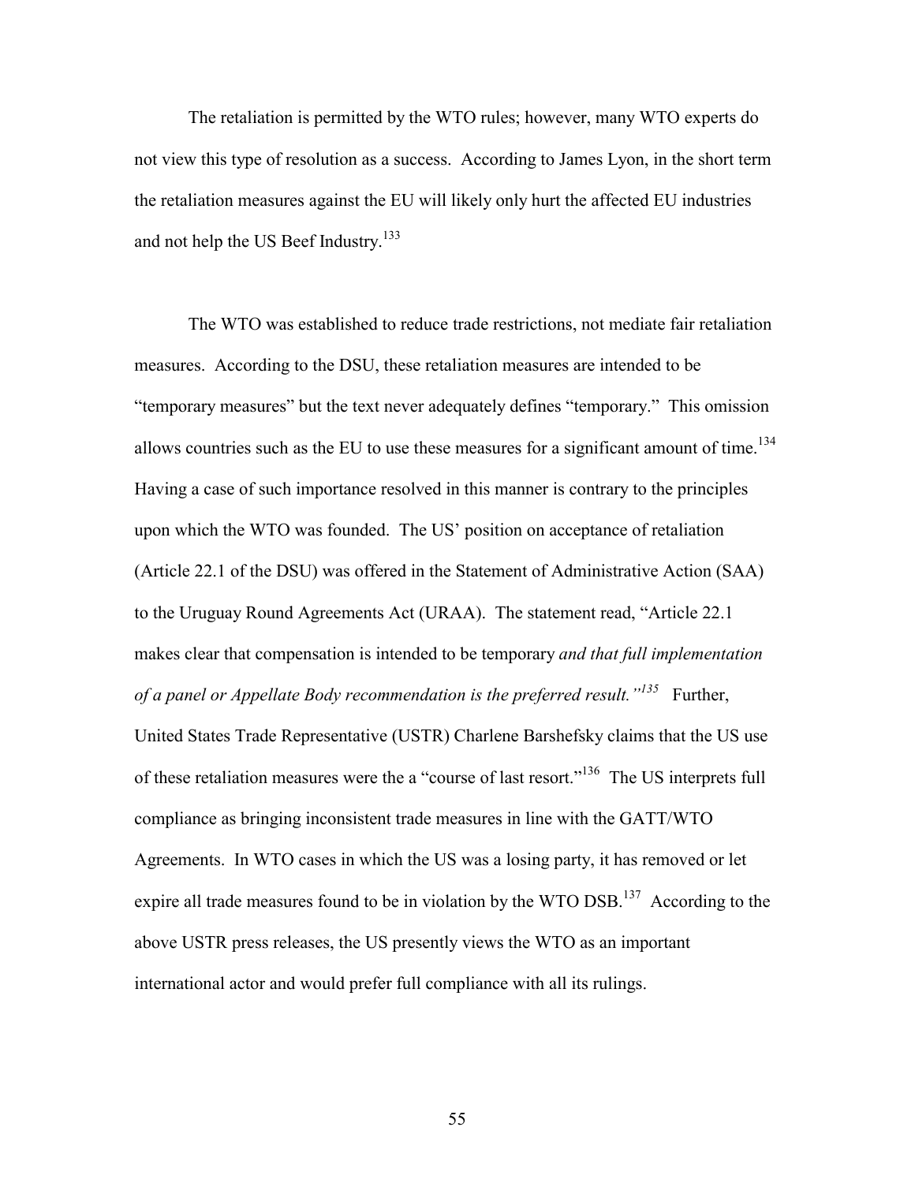The retaliation is permitted by the WTO rules; however, many WTO experts do not view this type of resolution as a success. According to James Lyon, in the short term the retaliation measures against the EU will likely only hurt the affected EU industries and not help the US Beef Industry.[133]

The WTO was established to reduce trade restrictions, not mediate fair retaliation measures. According to the DSU, these retaliation measures are intended to be "temporary measures" but the text never adequately defines "temporary." This omission allows countries such as the EU to use these measures for a significant amount of time.[134] Having a case of such importance resolved in this manner is contrary to the principles upon which the WTO was founded. The US' position on acceptance of retaliation (Article 22.1 of the DSU) was offered in the Statement of Administrative Action (SAA) to the Uruguay Round Agreements Act (URAA). The statement read, "Article 22.1 makes clear that compensation is intended to be temporary *and that full implementation of a panel or Appellate Body recommendation is the preferred result."*[135] Further, United States Trade Representative (USTR) Charlene Barshefsky claims that the US use of these retaliation measures were the a "course of last resort."[136] The US interprets full compliance as bringing inconsistent trade measures in line with the GATT/WTO Agreements. In WTO cases in which the US was a losing party, it has removed or let expire all trade measures found to be in violation by the WTO DSB.[137] According to the above USTR press releases, the US presently views the WTO as an important international actor and would prefer full compliance with all its rulings.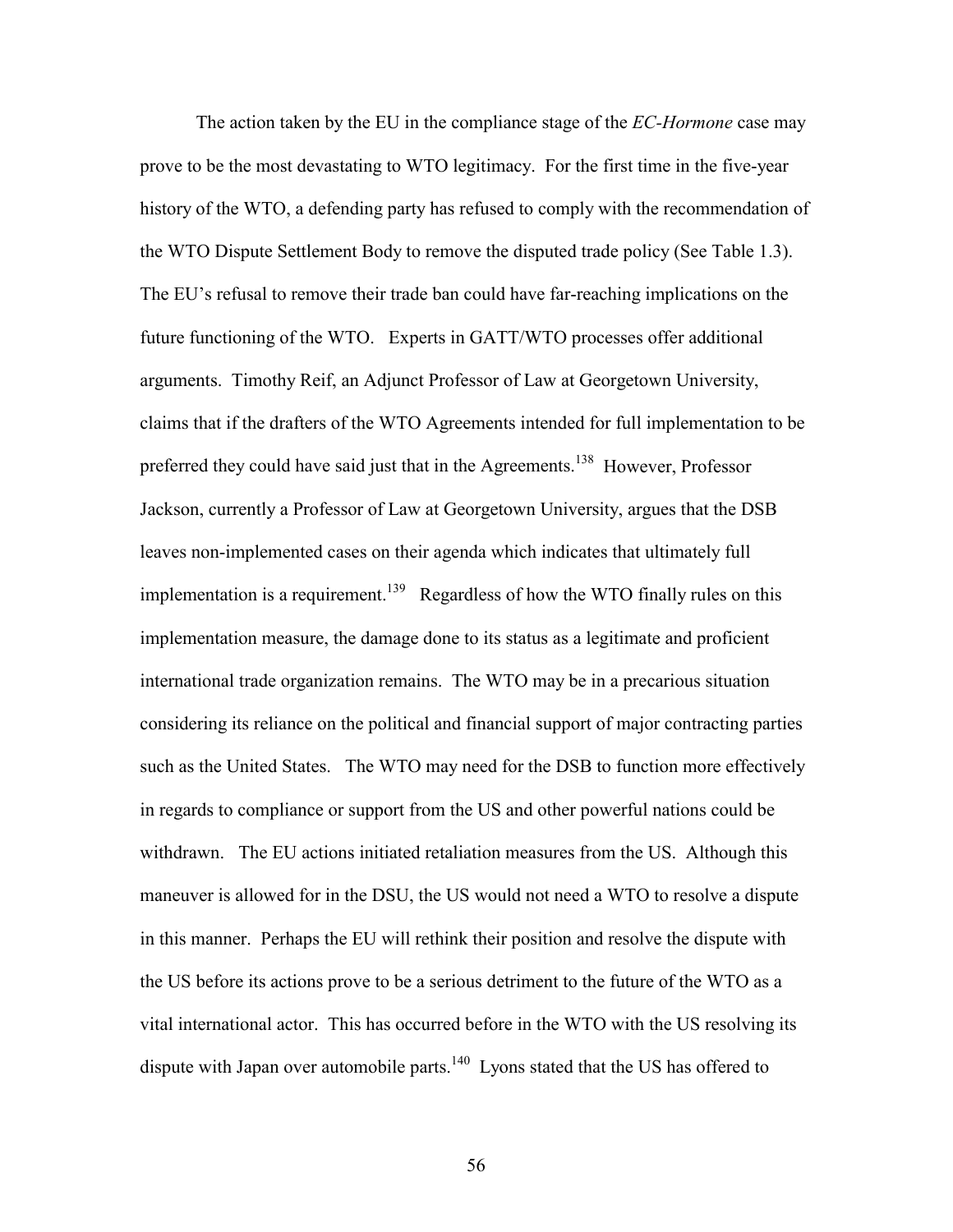The action taken by the EU in the compliance stage of the *EC-Hormone* case may prove to be the most devastating to WTO legitimacy. For the first time in the five-year history of the WTO, a defending party has refused to comply with the recommendation of the WTO Dispute Settlement Body to remove the disputed trade policy (See Table 1.3). The EU's refusal to remove their trade ban could have far-reaching implications on the future functioning of the WTO. Experts in GATT/WTO processes offer additional arguments. Timothy Reif, an Adjunct Professor of Law at Georgetown University, claims that if the drafters of the WTO Agreements intended for full implementation to be preferred they could have said just that in the Agreements.[138] However, Professor Jackson, currently a Professor of Law at Georgetown University, argues that the DSB leaves non-implemented cases on their agenda which indicates that ultimately full implementation is a requirement.[139] Regardless of how the WTO finally rules on this implementation measure, the damage done to its status as a legitimate and proficient international trade organization remains. The WTO may be in a precarious situation considering its reliance on the political and financial support of major contracting parties such as the United States. The WTO may need for the DSB to function more effectively in regards to compliance or support from the US and other powerful nations could be withdrawn. The EU actions initiated retaliation measures from the US. Although this maneuver is allowed for in the DSU, the US would not need a WTO to resolve a dispute in this manner. Perhaps the EU will rethink their position and resolve the dispute with the US before its actions prove to be a serious detriment to the future of the WTO as a vital international actor. This has occurred before in the WTO with the US resolving its dispute with Japan over automobile parts.[140] Lyons stated that the US has offered to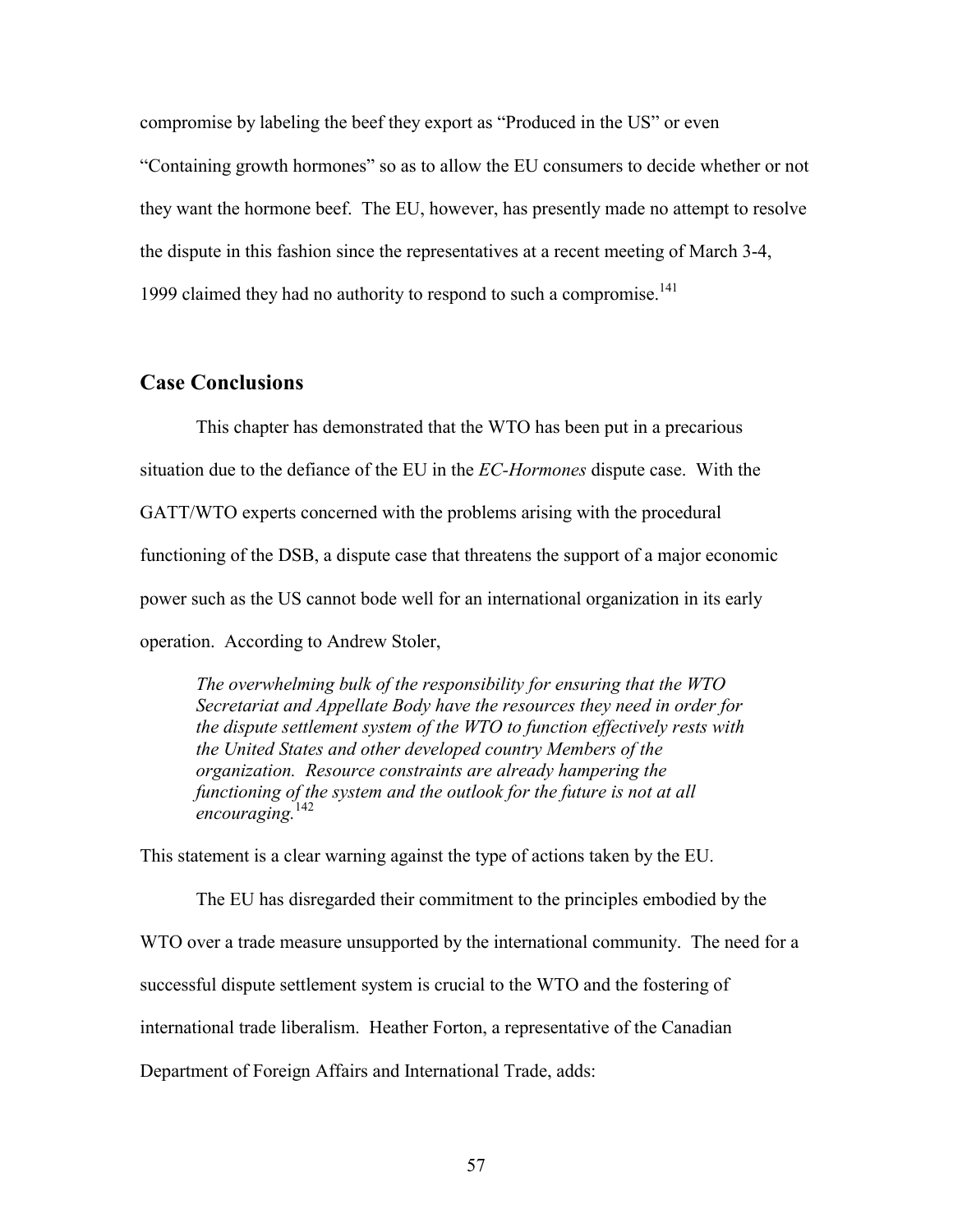compromise by labeling the beef they export as "Produced in the US" or even "Containing growth hormones" so as to allow the EU consumers to decide whether or not they want the hormone beef. The EU, however, has presently made no attempt to resolve the dispute in this fashion since the representatives at a recent meeting of March 3-4, 1999 claimed they had no authority to respond to such a compromise.[141]

## Case Conclusions

This chapter has demonstrated that the WTO has been put in a precarious situation due to the defiance of the EU in the *EC-Hormones* dispute case. With the GATT/WTO experts concerned with the problems arising with the procedural functioning of the DSB, a dispute case that threatens the support of a major economic power such as the US cannot bode well for an international organization in its early operation. According to Andrew Stoler,

> *The overwhelming bulk of the responsibility for ensuring that the WTO Secretariat and Appellate Body have the resources they need in order for the dispute settlement system of the WTO to function effectively rests with the United States and other developed country Members of the organization. Resource constraints are already hampering the functioning of the system and the outlook for the future is not at all encouraging.*[142]

This statement is a clear warning against the type of actions taken by the EU.

The EU has disregarded their commitment to the principles embodied by the WTO over a trade measure unsupported by the international community. The need for a successful dispute settlement system is crucial to the WTO and the fostering of international trade liberalism. Heather Forton, a representative of the Canadian Department of Foreign Affairs and International Trade, adds: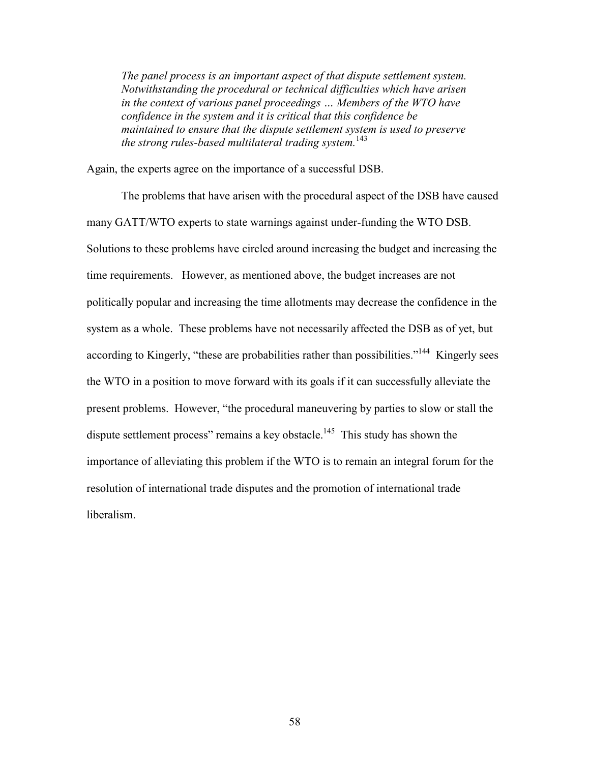> *The panel process is an important aspect of that dispute settlement system. Notwithstanding the procedural or technical difficulties which have arisen in the context of various panel proceedings … Members of the WTO have confidence in the system and it is critical that this confidence be maintained to ensure that the dispute settlement system is used to preserve the strong rules-based multilateral trading system.*[143]

Again, the experts agree on the importance of a successful DSB.

The problems that have arisen with the procedural aspect of the DSB have caused many GATT/WTO experts to state warnings against under-funding the WTO DSB. Solutions to these problems have circled around increasing the budget and increasing the time requirements. However, as mentioned above, the budget increases are not politically popular and increasing the time allotments may decrease the confidence in the system as a whole. These problems have not necessarily affected the DSB as of yet, but according to Kingerly, "these are probabilities rather than possibilities."[144] Kingerly sees the WTO in a position to move forward with its goals if it can successfully alleviate the present problems. However, "the procedural maneuvering by parties to slow or stall the dispute settlement process" remains a key obstacle.[145] This study has shown the importance of alleviating this problem if the WTO is to remain an integral forum for the resolution of international trade disputes and the promotion of international trade liberalism.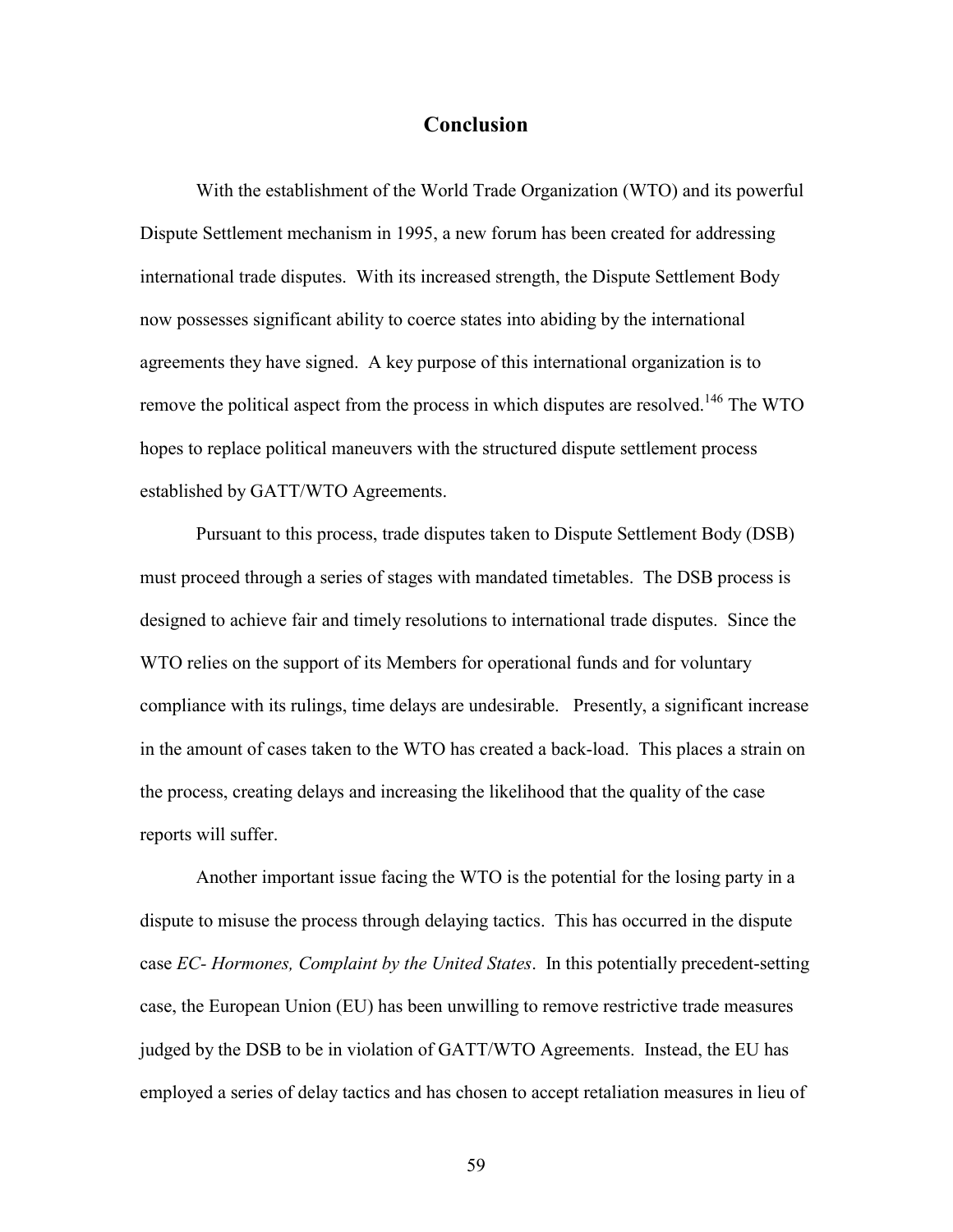# Conclusion

With the establishment of the World Trade Organization (WTO) and its powerful Dispute Settlement mechanism in 1995, a new forum has been created for addressing international trade disputes. With its increased strength, the Dispute Settlement Body now possesses significant ability to coerce states into abiding by the international agreements they have signed. A key purpose of this international organization is to remove the political aspect from the process in which disputes are resolved.[146] The WTO hopes to replace political maneuvers with the structured dispute settlement process established by GATT/WTO Agreements.

Pursuant to this process, trade disputes taken to Dispute Settlement Body (DSB) must proceed through a series of stages with mandated timetables. The DSB process is designed to achieve fair and timely resolutions to international trade disputes. Since the WTO relies on the support of its Members for operational funds and for voluntary compliance with its rulings, time delays are undesirable. Presently, a significant increase in the amount of cases taken to the WTO has created a back-load. This places a strain on the process, creating delays and increasing the likelihood that the quality of the case reports will suffer.

Another important issue facing the WTO is the potential for the losing party in a dispute to misuse the process through delaying tactics. This has occurred in the dispute case *EC- Hormones, Complaint by the United States*. In this potentially precedent-setting case, the European Union (EU) has been unwilling to remove restrictive trade measures judged by the DSB to be in violation of GATT/WTO Agreements. Instead, the EU has employed a series of delay tactics and has chosen to accept retaliation measures in lieu of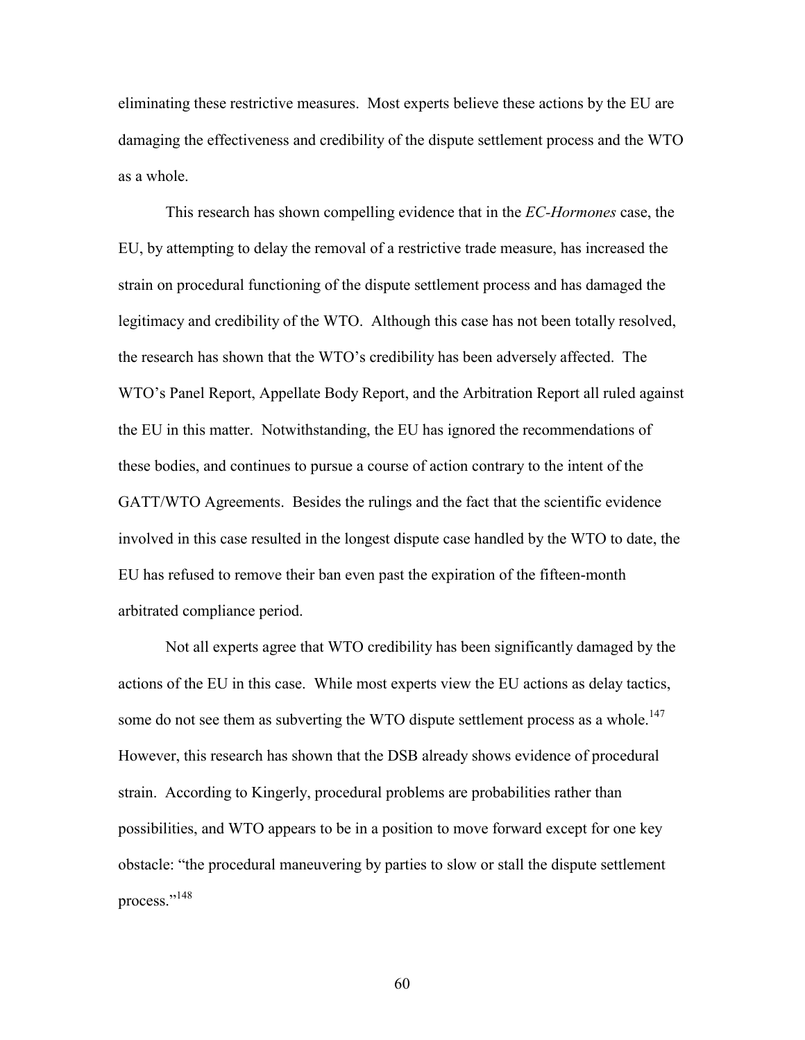eliminating these restrictive measures. Most experts believe these actions by the EU are damaging the effectiveness and credibility of the dispute settlement process and the WTO as a whole.

This research has shown compelling evidence that in the *EC-Hormones* case, the EU, by attempting to delay the removal of a restrictive trade measure, has increased the strain on procedural functioning of the dispute settlement process and has damaged the legitimacy and credibility of the WTO. Although this case has not been totally resolved, the research has shown that the WTO's credibility has been adversely affected. The WTO's Panel Report, Appellate Body Report, and the Arbitration Report all ruled against the EU in this matter. Notwithstanding, the EU has ignored the recommendations of these bodies, and continues to pursue a course of action contrary to the intent of the GATT/WTO Agreements. Besides the rulings and the fact that the scientific evidence involved in this case resulted in the longest dispute case handled by the WTO to date, the EU has refused to remove their ban even past the expiration of the fifteen-month arbitrated compliance period.

Not all experts agree that WTO credibility has been significantly damaged by the actions of the EU in this case. While most experts view the EU actions as delay tactics, some do not see them as subverting the WTO dispute settlement process as a whole.[147] However, this research has shown that the DSB already shows evidence of procedural strain. According to Kingerly, procedural problems are probabilities rather than possibilities, and WTO appears to be in a position to move forward except for one key obstacle: "the procedural maneuvering by parties to slow or stall the dispute settlement process."[148]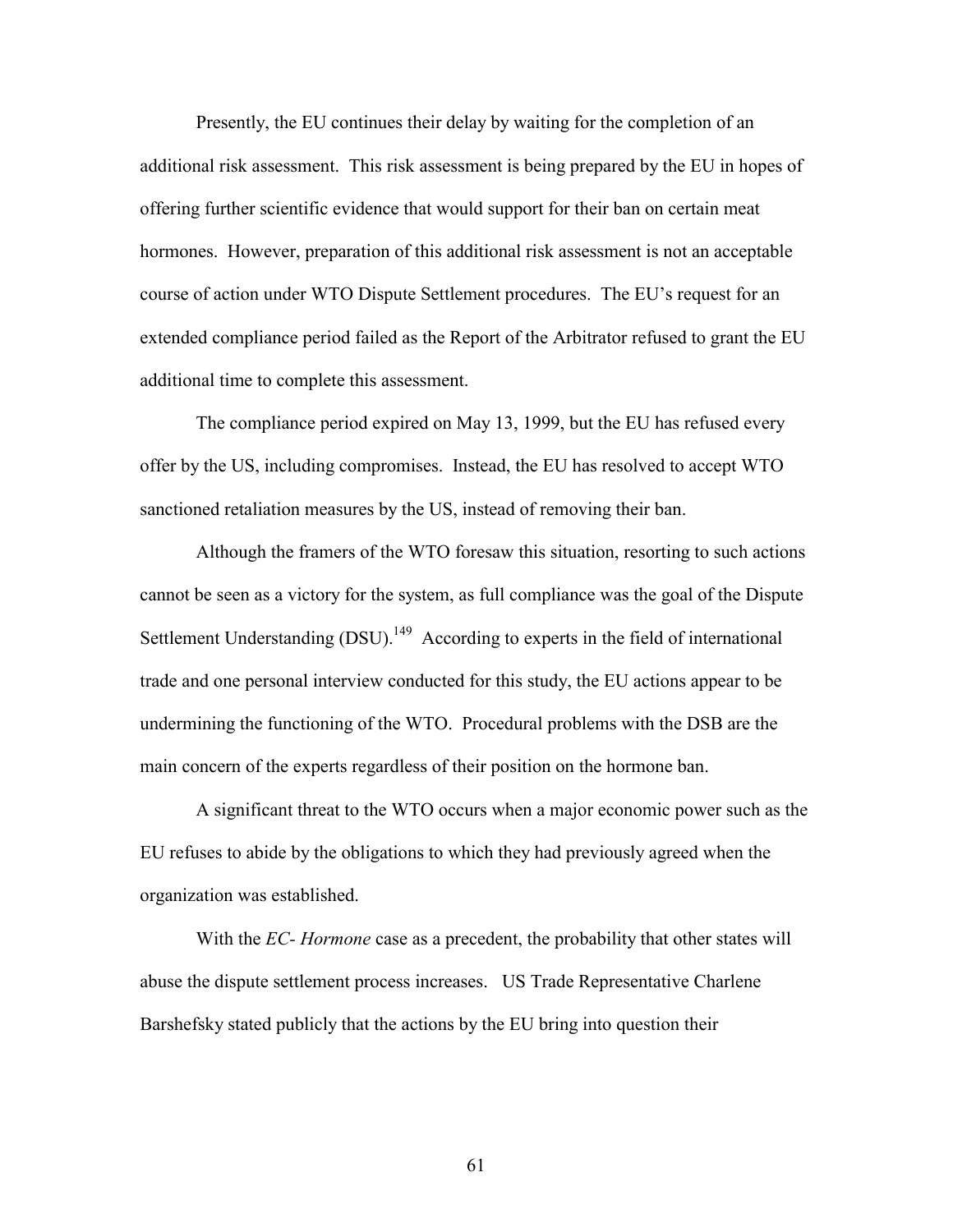Presently, the EU continues their delay by waiting for the completion of an additional risk assessment. This risk assessment is being prepared by the EU in hopes of offering further scientific evidence that would support for their ban on certain meat hormones. However, preparation of this additional risk assessment is not an acceptable course of action under WTO Dispute Settlement procedures. The EU's request for an extended compliance period failed as the Report of the Arbitrator refused to grant the EU additional time to complete this assessment.

The compliance period expired on May 13, 1999, but the EU has refused every offer by the US, including compromises. Instead, the EU has resolved to accept WTO sanctioned retaliation measures by the US, instead of removing their ban.

Although the framers of the WTO foresaw this situation, resorting to such actions cannot be seen as a victory for the system, as full compliance was the goal of the Dispute Settlement Understanding (DSU).[149] According to experts in the field of international trade and one personal interview conducted for this study, the EU actions appear to be undermining the functioning of the WTO. Procedural problems with the DSB are the main concern of the experts regardless of their position on the hormone ban.

A significant threat to the WTO occurs when a major economic power such as the EU refuses to abide by the obligations to which they had previously agreed when the organization was established.

With the *EC- Hormone* case as a precedent, the probability that other states will abuse the dispute settlement process increases. US Trade Representative Charlene Barshefsky stated publicly that the actions by the EU bring into question their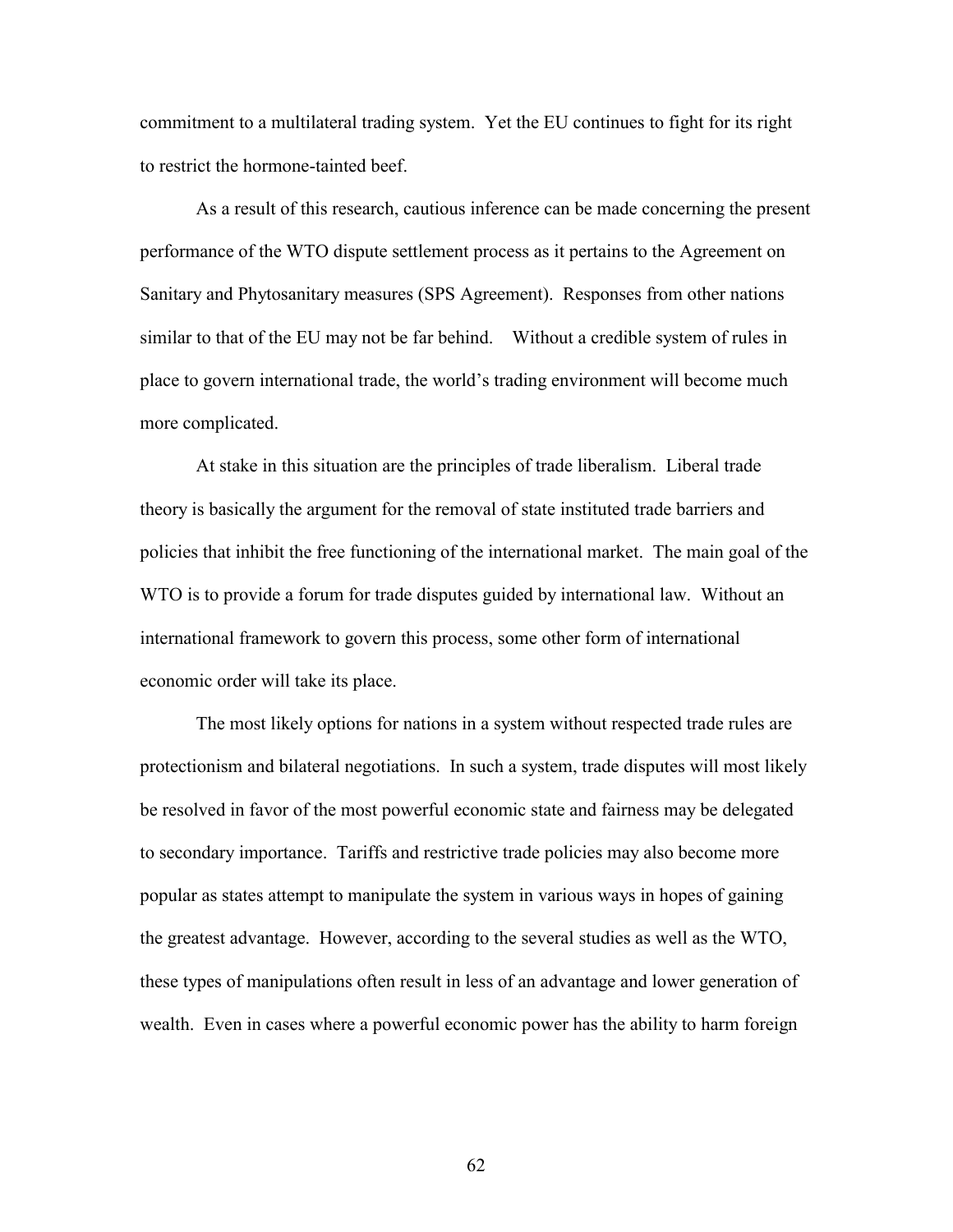commitment to a multilateral trading system. Yet the EU continues to fight for its right to restrict the hormone-tainted beef.

As a result of this research, cautious inference can be made concerning the present performance of the WTO dispute settlement process as it pertains to the Agreement on Sanitary and Phytosanitary measures (SPS Agreement). Responses from other nations similar to that of the EU may not be far behind. Without a credible system of rules in place to govern international trade, the world's trading environment will become much more complicated.

At stake in this situation are the principles of trade liberalism. Liberal trade theory is basically the argument for the removal of state instituted trade barriers and policies that inhibit the free functioning of the international market. The main goal of the WTO is to provide a forum for trade disputes guided by international law. Without an international framework to govern this process, some other form of international economic order will take its place.

The most likely options for nations in a system without respected trade rules are protectionism and bilateral negotiations. In such a system, trade disputes will most likely be resolved in favor of the most powerful economic state and fairness may be delegated to secondary importance. Tariffs and restrictive trade policies may also become more popular as states attempt to manipulate the system in various ways in hopes of gaining the greatest advantage. However, according to the several studies as well as the WTO, these types of manipulations often result in less of an advantage and lower generation of wealth. Even in cases where a powerful economic power has the ability to harm foreign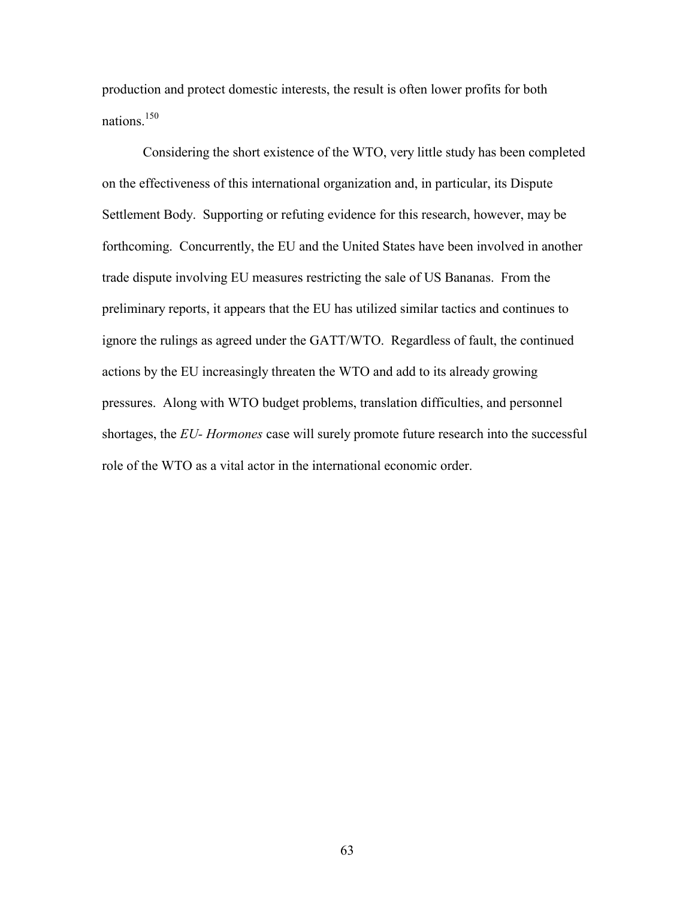production and protect domestic interests, the result is often lower profits for both nations.[150]

Considering the short existence of the WTO, very little study has been completed on the effectiveness of this international organization and, in particular, its Dispute Settlement Body. Supporting or refuting evidence for this research, however, may be forthcoming. Concurrently, the EU and the United States have been involved in another trade dispute involving EU measures restricting the sale of US Bananas. From the preliminary reports, it appears that the EU has utilized similar tactics and continues to ignore the rulings as agreed under the GATT/WTO. Regardless of fault, the continued actions by the EU increasingly threaten the WTO and add to its already growing pressures. Along with WTO budget problems, translation difficulties, and personnel shortages, the *EU- Hormones* case will surely promote future research into the successful role of the WTO as a vital actor in the international economic order.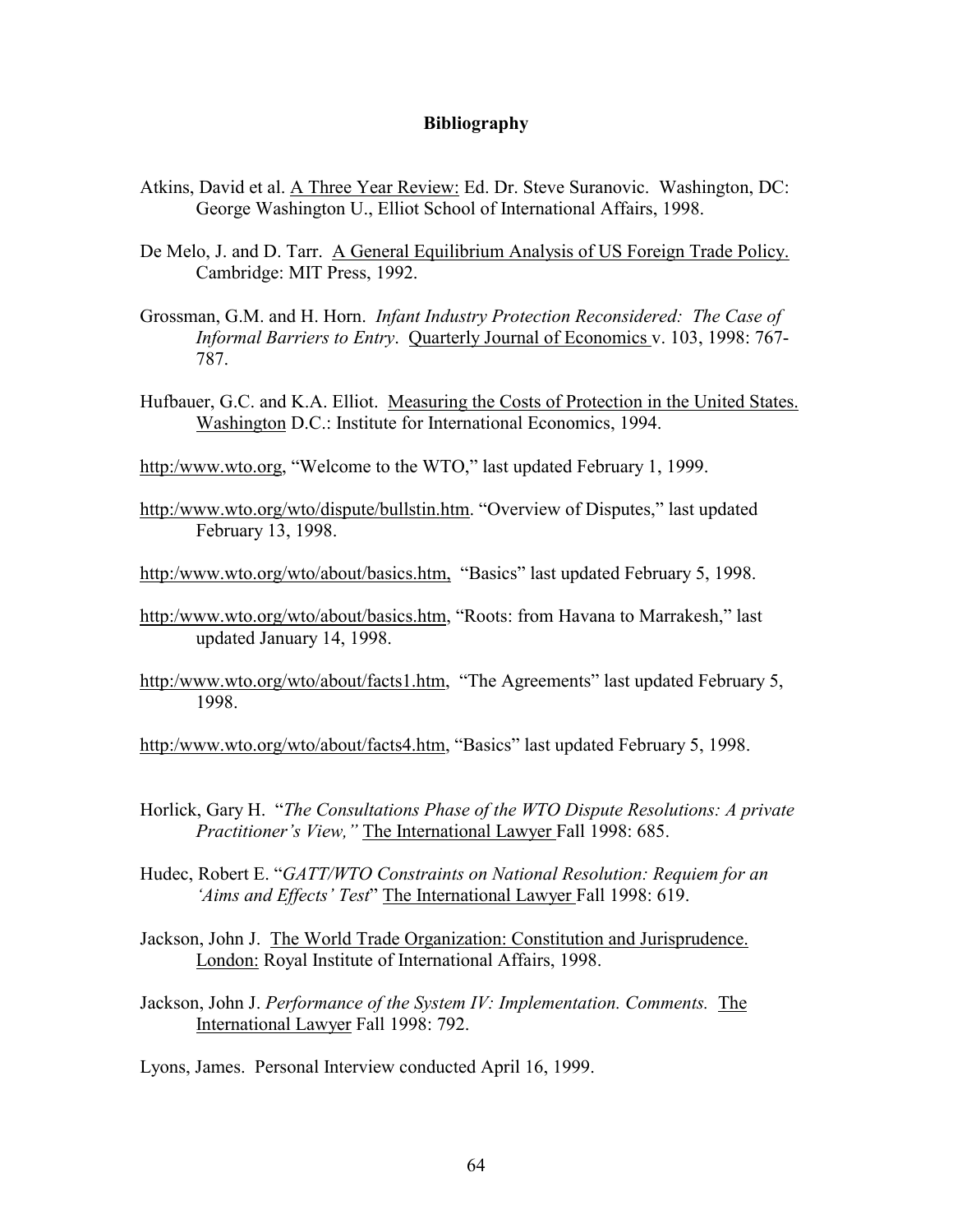**Bibliography**

Atkins, David et al. A Three Year Review: Ed. Dr. Steve Suranovic. Washington, DC: George Washington U., Elliot School of International Affairs, 1998.

De Melo, J. and D. Tarr. A General Equilibrium Analysis of US Foreign Trade Policy. Cambridge: MIT Press, 1992.

Grossman, G.M. and H. Horn. *Infant Industry Protection Reconsidered: The Case of Informal Barriers to Entry*. Quarterly Journal of Economics v. 103, 1998: 767-787.

Hufbauer, G.C. and K.A. Elliot. Measuring the Costs of Protection in the United States. Washington D.C.: Institute for International Economics, 1994.

http:/www.wto.org, "Welcome to the WTO," last updated February 1, 1999.

http:/www.wto.org/wto/dispute/bullstin.htm. "Overview of Disputes," last updated February 13, 1998.

http:/www.wto.org/wto/about/basics.htm, "Basics" last updated February 5, 1998.

http:/www.wto.org/wto/about/basics.htm, "Roots: from Havana to Marrakesh," last updated January 14, 1998.

http:/www.wto.org/wto/about/facts1.htm, "The Agreements" last updated February 5, 1998.

http:/www.wto.org/wto/about/facts4.htm, "Basics" last updated February 5, 1998.

Horlick, Gary H. "*The Consultations Phase of the WTO Dispute Resolutions: A private Practitioner's View,"* The International Lawyer Fall 1998: 685.

Hudec, Robert E. "*GATT/WTO Constraints on National Resolution: Requiem for an 'Aims and Effects' Test*" The International Lawyer Fall 1998: 619.

Jackson, John J. The World Trade Organization: Constitution and Jurisprudence. London: Royal Institute of International Affairs, 1998.

Jackson, John J. *Performance of the System IV: Implementation. Comments.* The International Lawyer Fall 1998: 792.

Lyons, James. Personal Interview conducted April 16, 1999.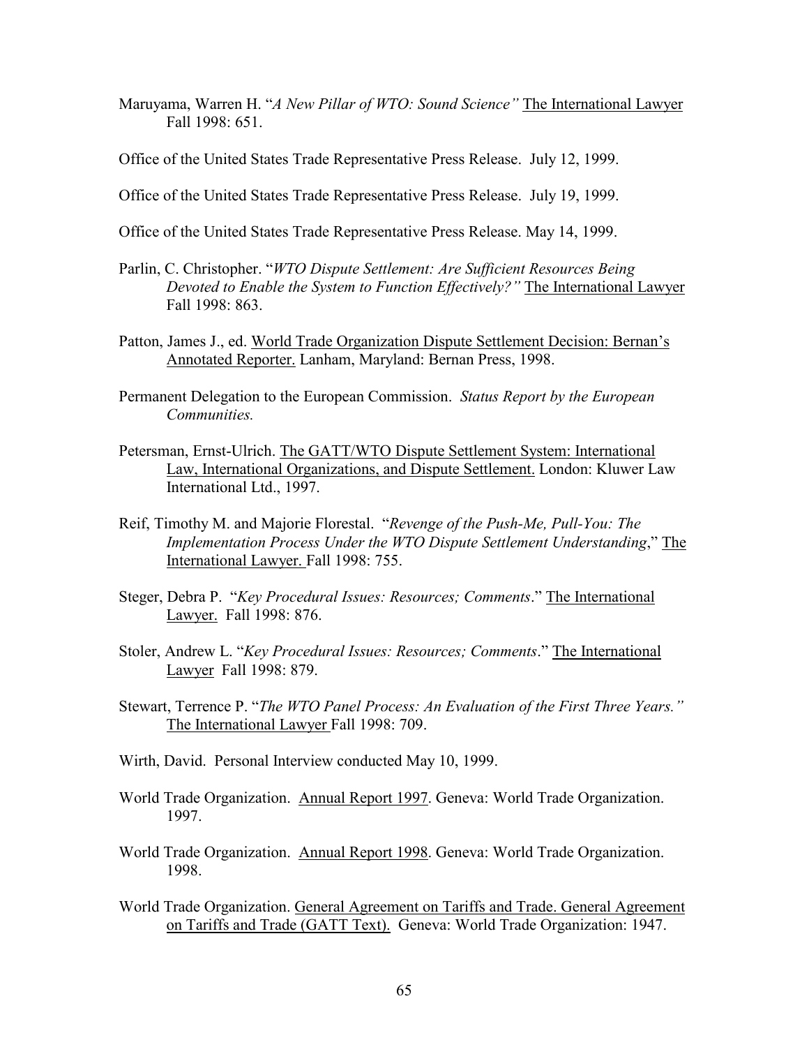Maruyama, Warren H. "*A New Pillar of WTO: Sound Science"* The International Lawyer Fall 1998: 651.

Office of the United States Trade Representative Press Release. July 12, 1999.

Office of the United States Trade Representative Press Release. July 19, 1999.

Office of the United States Trade Representative Press Release. May 14, 1999.

Parlin, C. Christopher. "*WTO Dispute Settlement: Are Sufficient Resources Being Devoted to Enable the System to Function Effectively?"* The International Lawyer Fall 1998: 863.

Patton, James J., ed. World Trade Organization Dispute Settlement Decision: Bernan's Annotated Reporter. Lanham, Maryland: Bernan Press, 1998.

Permanent Delegation to the European Commission. *Status Report by the European Communities.*

Petersman, Ernst-Ulrich. The GATT/WTO Dispute Settlement System: International Law, International Organizations, and Dispute Settlement. London: Kluwer Law International Ltd., 1997.

Reif, Timothy M. and Majorie Florestal. "*Revenge of the Push-Me, Pull-You: The Implementation Process Under the WTO Dispute Settlement Understanding*," The International Lawyer. Fall 1998: 755.

Steger, Debra P. "*Key Procedural Issues: Resources; Comments*." The International Lawyer. Fall 1998: 876.

Stoler, Andrew L. "*Key Procedural Issues: Resources; Comments*." The International Lawyer Fall 1998: 879.

Stewart, Terrence P. "*The WTO Panel Process: An Evaluation of the First Three Years."* The International Lawyer Fall 1998: 709.

Wirth, David. Personal Interview conducted May 10, 1999.

World Trade Organization. Annual Report 1997. Geneva: World Trade Organization. 1997.

World Trade Organization. Annual Report 1998. Geneva: World Trade Organization. 1998.

World Trade Organization. General Agreement on Tariffs and Trade. General Agreement on Tariffs and Trade (GATT Text). Geneva: World Trade Organization: 1947.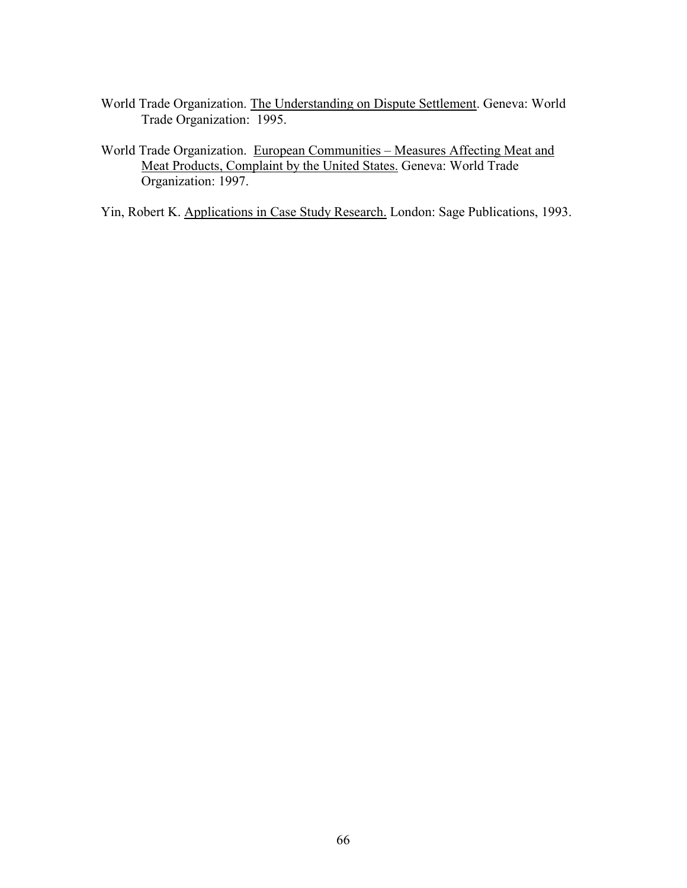World Trade Organization. The Understanding on Dispute Settlement. Geneva: World Trade Organization: 1995.

World Trade Organization. European Communities – Measures Affecting Meat and Meat Products, Complaint by the United States. Geneva: World Trade Organization: 1997.

Yin, Robert K. Applications in Case Study Research. London: Sage Publications, 1993.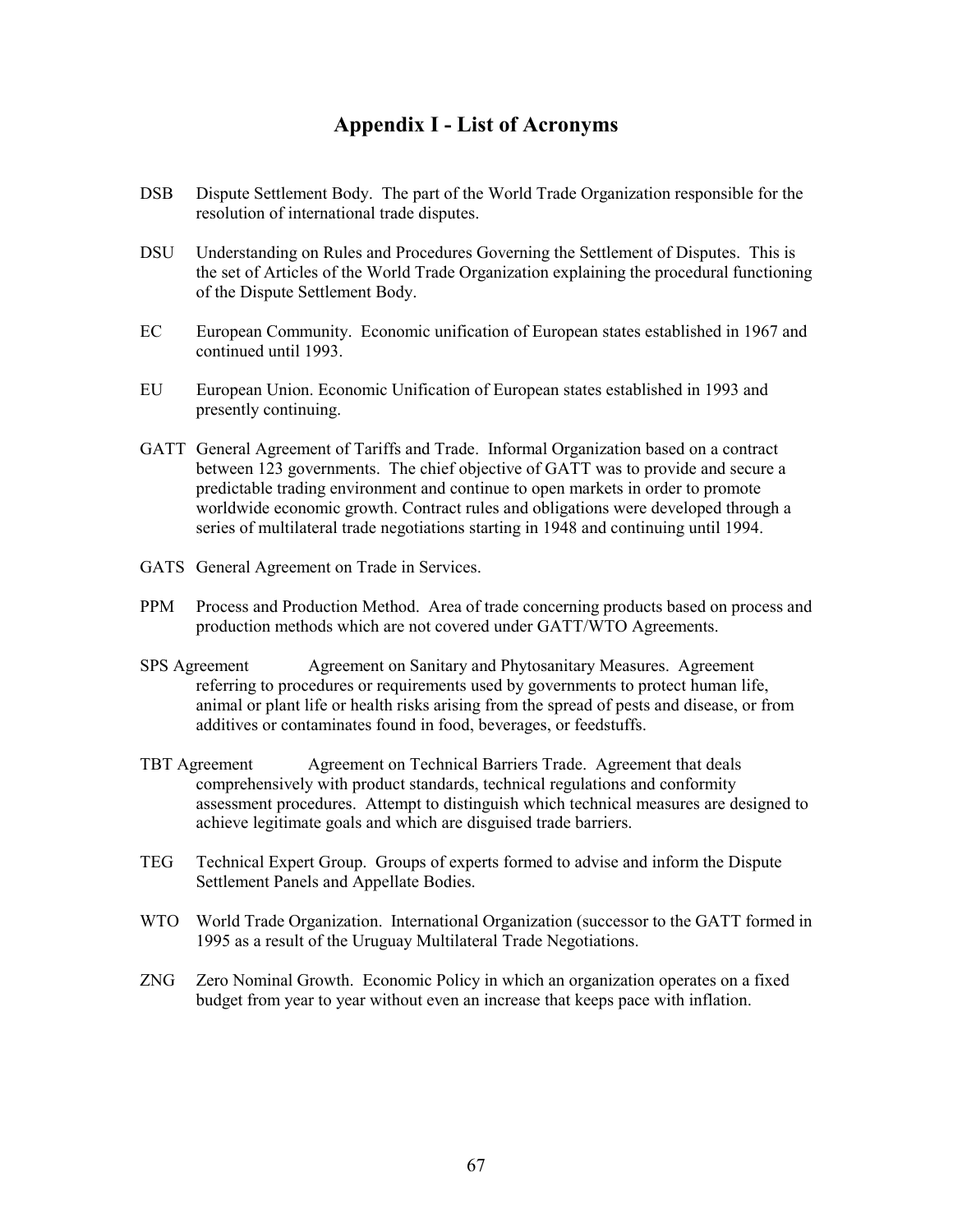## Appendix I - List of Acronyms

DSB Dispute Settlement Body. The part of the World Trade Organization responsible for the resolution of international trade disputes.

DSU Understanding on Rules and Procedures Governing the Settlement of Disputes. This is the set of Articles of the World Trade Organization explaining the procedural functioning of the Dispute Settlement Body.

EC European Community. Economic unification of European states established in 1967 and continued until 1993.

EU European Union. Economic Unification of European states established in 1993 and presently continuing.

GATT General Agreement of Tariffs and Trade. Informal Organization based on a contract between 123 governments. The chief objective of GATT was to provide and secure a predictable trading environment and continue to open markets in order to promote worldwide economic growth. Contract rules and obligations were developed through a series of multilateral trade negotiations starting in 1948 and continuing until 1994.

GATS General Agreement on Trade in Services.

PPM Process and Production Method. Area of trade concerning products based on process and production methods which are not covered under GATT/WTO Agreements.

SPS Agreement Agreement on Sanitary and Phytosanitary Measures. Agreement referring to procedures or requirements used by governments to protect human life, animal or plant life or health risks arising from the spread of pests and disease, or from additives or contaminates found in food, beverages, or feedstuffs.

TBT Agreement Agreement on Technical Barriers Trade. Agreement that deals comprehensively with product standards, technical regulations and conformity assessment procedures. Attempt to distinguish which technical measures are designed to achieve legitimate goals and which are disguised trade barriers.

TEG Technical Expert Group. Groups of experts formed to advise and inform the Dispute Settlement Panels and Appellate Bodies.

WTO World Trade Organization. International Organization (successor to the GATT formed in 1995 as a result of the Uruguay Multilateral Trade Negotiations.

ZNG Zero Nominal Growth. Economic Policy in which an organization operates on a fixed budget from year to year without even an increase that keeps pace with inflation.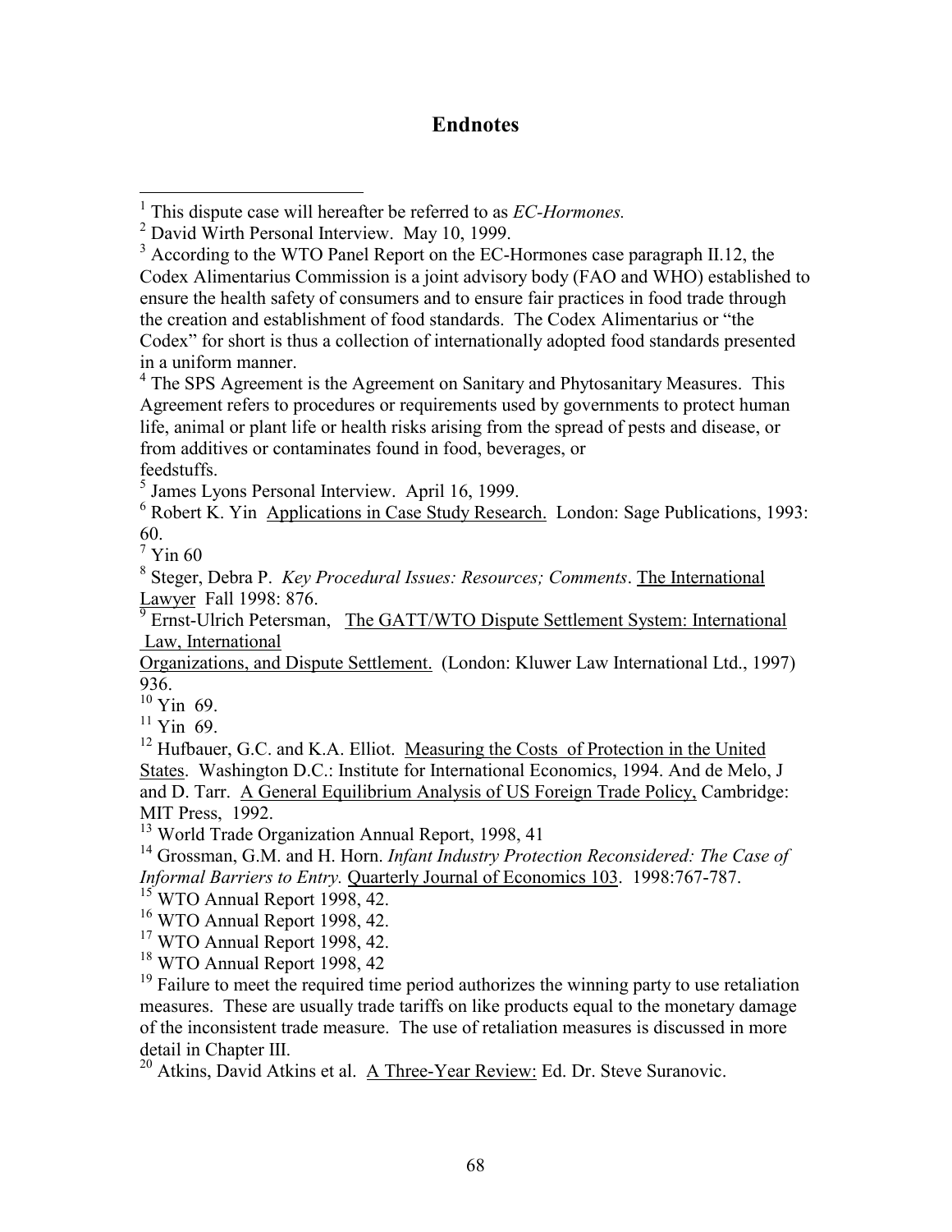## Endnotes

[1] This dispute case will hereafter be referred to as *EC-Hormones.*

[2] David Wirth Personal Interview. May 10, 1999.

[3] According to the WTO Panel Report on the EC-Hormones case paragraph II.12, the Codex Alimentarius Commission is a joint advisory body (FAO and WHO) established to ensure the health safety of consumers and to ensure fair practices in food trade through the creation and establishment of food standards. The Codex Alimentarius or "the Codex" for short is thus a collection of internationally adopted food standards presented in a uniform manner.

[4] The SPS Agreement is the Agreement on Sanitary and Phytosanitary Measures. This Agreement refers to procedures or requirements used by governments to protect human life, animal or plant life or health risks arising from the spread of pests and disease, or from additives or contaminates found in food, beverages, or feedstuffs.

[5] James Lyons Personal Interview. April 16, 1999.

[6] Robert K. Yin Applications in Case Study Research. London: Sage Publications, 1993: 60.

[7] Yin 60

[8] Steger, Debra P. *Key Procedural Issues: Resources; Comments*. The International Lawyer Fall 1998: 876.

[9] Ernst-Ulrich Petersman, The GATT/WTO Dispute Settlement System: International Law, International Organizations, and Dispute Settlement. (London: Kluwer Law International Ltd., 1997) 936.

[10] Yin 69.

[11] Yin 69.

[12] Hufbauer, G.C. and K.A. Elliot. Measuring the Costs of Protection in the United States. Washington D.C.: Institute for International Economics, 1994. And de Melo, J and D. Tarr. A General Equilibrium Analysis of US Foreign Trade Policy, Cambridge: MIT Press, 1992.

[13] World Trade Organization Annual Report, 1998, 41

[14] Grossman, G.M. and H. Horn. *Infant Industry Protection Reconsidered: The Case of Informal Barriers to Entry.* Quarterly Journal of Economics 103. 1998:767-787.

[15] WTO Annual Report 1998, 42.

[16] WTO Annual Report 1998, 42.

[17] WTO Annual Report 1998, 42.

[18] WTO Annual Report 1998, 42

[19] Failure to meet the required time period authorizes the winning party to use retaliation measures. These are usually trade tariffs on like products equal to the monetary damage of the inconsistent trade measure. The use of retaliation measures is discussed in more detail in Chapter III.

[20] Atkins, David Atkins et al. A Three-Year Review: Ed. Dr. Steve Suranovic.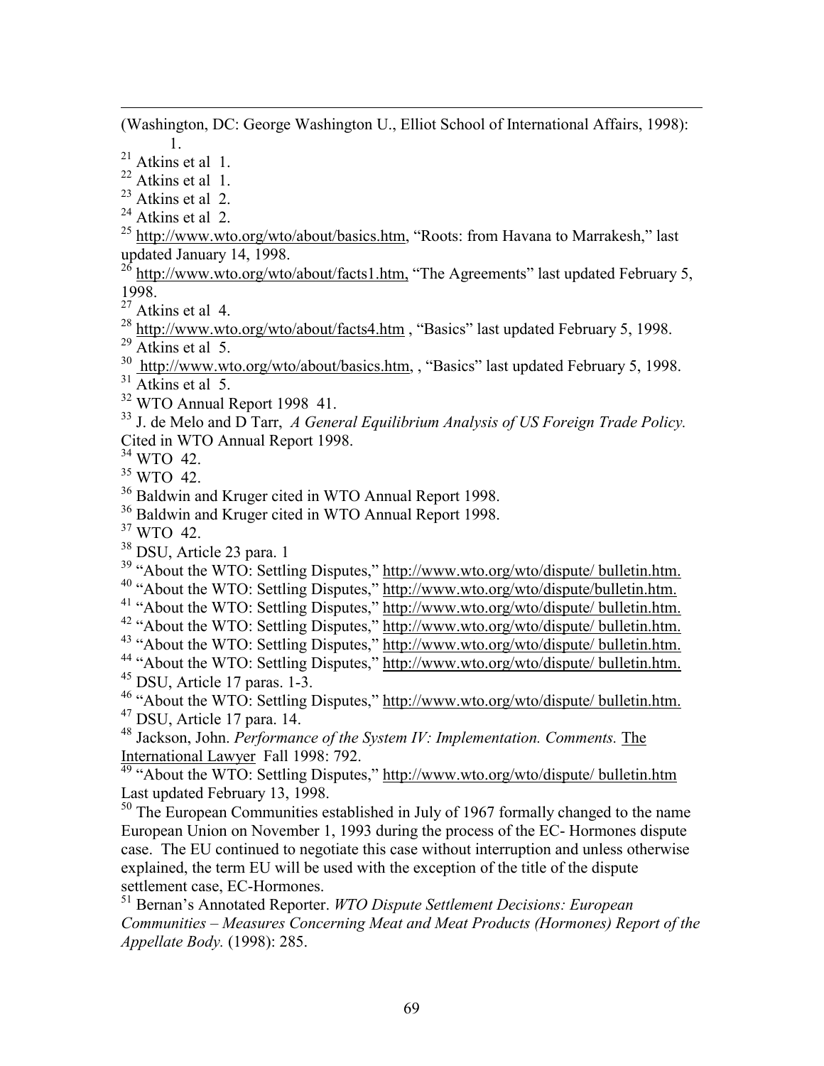(Washington, DC: George Washington U., Elliot School of International Affairs, 1998): 1.

[21] Atkins et al 1.

[22] Atkins et al 1.

[23] Atkins et al 2.

[24] Atkins et al 2.

[25] http://www.wto.org/wto/about/basics.htm, "Roots: from Havana to Marrakesh," last updated January 14, 1998.

[26] http://www.wto.org/wto/about/facts1.htm, "The Agreements" last updated February 5, 1998.

[27] Atkins et al 4.

[28] http://www.wto.org/wto/about/facts4.htm , "Basics" last updated February 5, 1998.

[29] Atkins et al 5.

[30] http://www.wto.org/wto/about/basics.htm, , "Basics" last updated February 5, 1998.

[31] Atkins et al 5.

[32] WTO Annual Report 1998 41.

[33] J. de Melo and D Tarr, *A General Equilibrium Analysis of US Foreign Trade Policy.* Cited in WTO Annual Report 1998.

[34] WTO 42.

[35] WTO 42.

[36] Baldwin and Kruger cited in WTO Annual Report 1998.

[36] Baldwin and Kruger cited in WTO Annual Report 1998.

[37] WTO 42.

[38] DSU, Article 23 para. 1

[39] "About the WTO: Settling Disputes," http://www.wto.org/wto/dispute/ bulletin.htm.

[40] "About the WTO: Settling Disputes," http://www.wto.org/wto/dispute/bulletin.htm.

[41] "About the WTO: Settling Disputes," http://www.wto.org/wto/dispute/ bulletin.htm.

[42] "About the WTO: Settling Disputes," http://www.wto.org/wto/dispute/ bulletin.htm.

[43] "About the WTO: Settling Disputes," http://www.wto.org/wto/dispute/ bulletin.htm.

[44] "About the WTO: Settling Disputes," http://www.wto.org/wto/dispute/ bulletin.htm.

[45] DSU, Article 17 paras. 1-3.

[46] "About the WTO: Settling Disputes," http://www.wto.org/wto/dispute/ bulletin.htm.

[47] DSU, Article 17 para. 14.

[48] Jackson, John. *Performance of the System IV: Implementation. Comments.* The International Lawyer Fall 1998: 792.

[49] "About the WTO: Settling Disputes," http://www.wto.org/wto/dispute/ bulletin.htm Last updated February 13, 1998.

[50] The European Communities established in July of 1967 formally changed to the name European Union on November 1, 1993 during the process of the EC- Hormones dispute case. The EU continued to negotiate this case without interruption and unless otherwise explained, the term EU will be used with the exception of the title of the dispute settlement case, EC-Hormones.

[51] Bernan's Annotated Reporter. *WTO Dispute Settlement Decisions: European Communities – Measures Concerning Meat and Meat Products (Hormones) Report of the Appellate Body.* (1998): 285.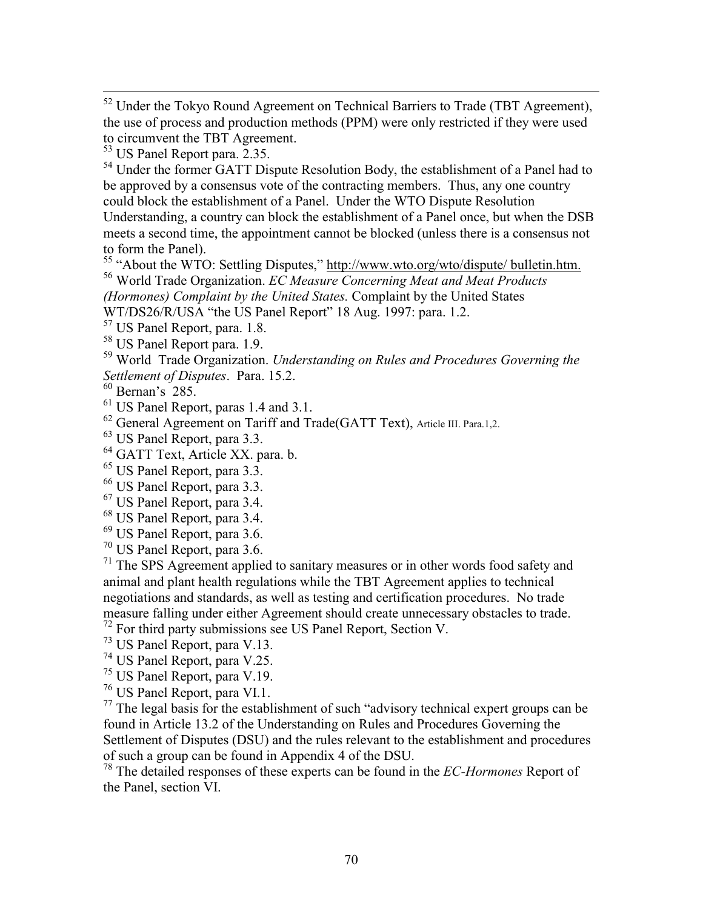[52] Under the Tokyo Round Agreement on Technical Barriers to Trade (TBT Agreement), the use of process and production methods (PPM) were only restricted if they were used to circumvent the TBT Agreement.

[53] US Panel Report para. 2.35.

[54] Under the former GATT Dispute Resolution Body, the establishment of a Panel had to be approved by a consensus vote of the contracting members. Thus, any one country could block the establishment of a Panel. Under the WTO Dispute Resolution Understanding, a country can block the establishment of a Panel once, but when the DSB meets a second time, the appointment cannot be blocked (unless there is a consensus not to form the Panel).

[55] "About the WTO: Settling Disputes," http://www.wto.org/wto/dispute/ bulletin.htm.

[56] World Trade Organization. *EC Measure Concerning Meat and Meat Products (Hormones) Complaint by the United States.* Complaint by the United States WT/DS26/R/USA "the US Panel Report" 18 Aug. 1997: para. 1.2.

[57] US Panel Report, para. 1.8.

[58] US Panel Report para. 1.9.

[59] World Trade Organization. *Understanding on Rules and Procedures Governing the Settlement of Disputes*. Para. 15.2.

[60] Bernan's 285.

[61] US Panel Report, paras 1.4 and 3.1.

[62] General Agreement on Tariff and Trade(GATT Text), Article III. Para.1,2.

[63] US Panel Report, para 3.3.

[64] GATT Text, Article XX. para. b.

[65] US Panel Report, para 3.3.

[66] US Panel Report, para 3.3.

[67] US Panel Report, para 3.4.

[68] US Panel Report, para 3.4.

[69] US Panel Report, para 3.6.

[70] US Panel Report, para 3.6.

[71] The SPS Agreement applied to sanitary measures or in other words food safety and animal and plant health regulations while the TBT Agreement applies to technical negotiations and standards, as well as testing and certification procedures. No trade measure falling under either Agreement should create unnecessary obstacles to trade.

[72] For third party submissions see US Panel Report, Section V.

[73] US Panel Report, para V.13.

[74] US Panel Report, para V.25.

[75] US Panel Report, para V.19.

[76] US Panel Report, para VI.1.

[77] The legal basis for the establishment of such "advisory technical expert groups can be found in Article 13.2 of the Understanding on Rules and Procedures Governing the Settlement of Disputes (DSU) and the rules relevant to the establishment and procedures of such a group can be found in Appendix 4 of the DSU.

[78] The detailed responses of these experts can be found in the *EC-Hormones* Report of the Panel, section VI.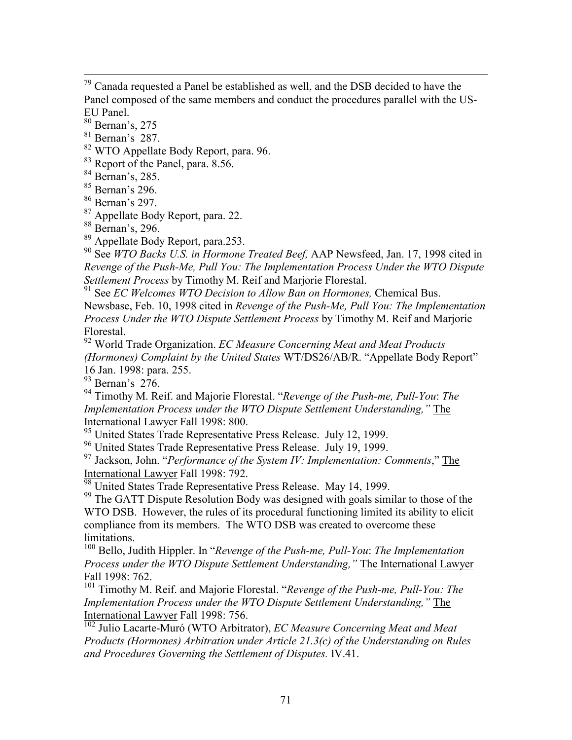[79] Canada requested a Panel be established as well, and the DSB decided to have the Panel composed of the same members and conduct the procedures parallel with the US-EU Panel.

[80] Bernan's, 275

[81] Bernan's 287.

[82] WTO Appellate Body Report, para. 96.

[83] Report of the Panel, para. 8.56.

[84] Bernan's, 285.

[85] Bernan's 296.

[86] Bernan's 297.

[87] Appellate Body Report, para. 22.

[88] Bernan's, 296.

[89] Appellate Body Report, para.253.

[90] See *WTO Backs U.S. in Hormone Treated Beef,* AAP Newsfeed, Jan. 17, 1998 cited in *Revenge of the Push-Me, Pull You: The Implementation Process Under the WTO Dispute Settlement Process* by Timothy M. Reif and Marjorie Florestal.

[91] See *EC Welcomes WTO Decision to Allow Ban on Hormones,* Chemical Bus. Newsbase, Feb. 10, 1998 cited in *Revenge of the Push-Me, Pull You: The Implementation Process Under the WTO Dispute Settlement Process* by Timothy M. Reif and Marjorie Florestal.

[92] World Trade Organization. *EC Measure Concerning Meat and Meat Products (Hormones) Complaint by the United States* WT/DS26/AB/R. "Appellate Body Report" 16 Jan. 1998: para. 255.

[93] Bernan's 276.

[94] Timothy M. Reif. and Majorie Florestal. "*Revenge of the Push-me, Pull-You*: *The Implementation Process under the WTO Dispute Settlement Understanding,"* The International Lawyer Fall 1998: 800.

[95] United States Trade Representative Press Release. July 12, 1999.

[96] United States Trade Representative Press Release. July 19, 1999.

[97] Jackson, John. "*Performance of the System IV: Implementation: Comments*," The International Lawyer Fall 1998: 792.

[98] United States Trade Representative Press Release. May 14, 1999.

[99] The GATT Dispute Resolution Body was designed with goals similar to those of the WTO DSB. However, the rules of its procedural functioning limited its ability to elicit compliance from its members. The WTO DSB was created to overcome these limitations.

[100] Bello, Judith Hippler. In "*Revenge of the Push-me, Pull-You*: *The Implementation Process under the WTO Dispute Settlement Understanding,"* The International Lawyer Fall 1998: 762.

[101] Timothy M. Reif. and Majorie Florestal. "*Revenge of the Push-me, Pull-You: The Implementation Process under the WTO Dispute Settlement Understanding,"* The International Lawyer Fall 1998: 756.

[102] Julio Lacarte-Muró (WTO Arbitrator), *EC Measure Concerning Meat and Meat Products (Hormones) Arbitration under Article 21.3(c) of the Understanding on Rules and Procedures Governing the Settlement of Disputes.* IV.41.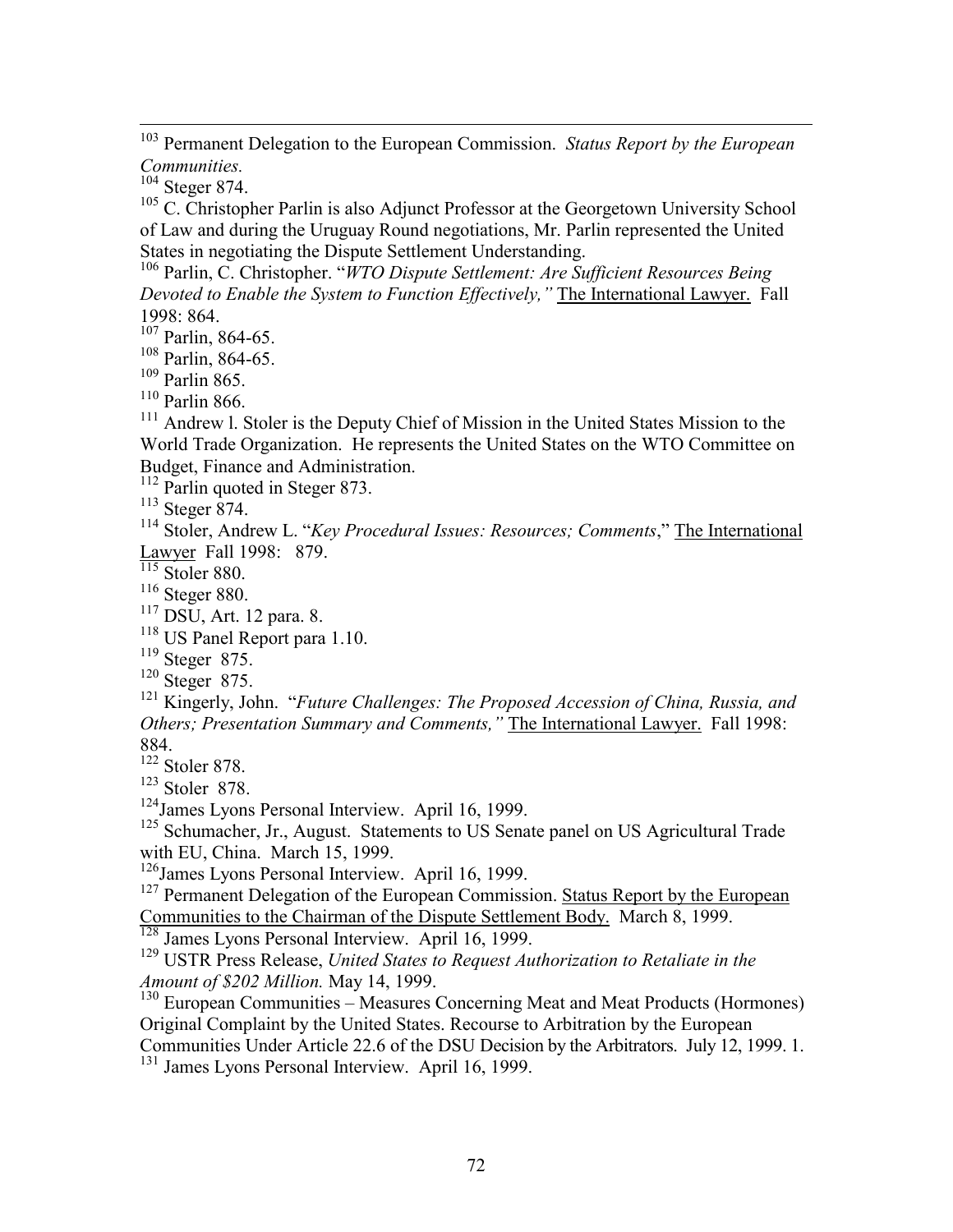[103] Permanent Delegation to the European Commission. *Status Report by the European Communities.*

[104] Steger 874.

[105] C. Christopher Parlin is also Adjunct Professor at the Georgetown University School of Law and during the Uruguay Round negotiations, Mr. Parlin represented the United States in negotiating the Dispute Settlement Understanding.

[106] Parlin, C. Christopher. "*WTO Dispute Settlement: Are Sufficient Resources Being Devoted to Enable the System to Function Effectively,"* The International Lawyer. Fall 1998: 864.

[107] Parlin, 864-65.

[108] Parlin, 864-65.

[109] Parlin 865.

[110] Parlin 866.

[111] Andrew l. Stoler is the Deputy Chief of Mission in the United States Mission to the World Trade Organization. He represents the United States on the WTO Committee on Budget, Finance and Administration.

[112] Parlin quoted in Steger 873.

[113] Steger 874.

[114] Stoler, Andrew L. "*Key Procedural Issues: Resources; Comments*," The International Lawyer Fall 1998: 879.

[115] Stoler 880.

[116] Steger 880.

[117] DSU, Art. 12 para. 8.

[118] US Panel Report para 1.10.

[119] Steger 875.

[120] Steger 875.

[121] Kingerly, John. "*Future Challenges: The Proposed Accession of China, Russia, and Others; Presentation Summary and Comments,"* The International Lawyer. Fall 1998: 884.

[122] Stoler 878.

[123] Stoler 878.

[124] James Lyons Personal Interview. April 16, 1999.

[125] Schumacher, Jr., August. Statements to US Senate panel on US Agricultural Trade with EU, China. March 15, 1999.

[126] James Lyons Personal Interview. April 16, 1999.

[127] Permanent Delegation of the European Commission. Status Report by the European Communities to the Chairman of the Dispute Settlement Body. March 8, 1999.

[128] James Lyons Personal Interview. April 16, 1999.

[129] USTR Press Release, *United States to Request Authorization to Retaliate in the Amount of $202 Million.* May 14, 1999.

[130] European Communities – Measures Concerning Meat and Meat Products (Hormones) Original Complaint by the United States. Recourse to Arbitration by the European Communities Under Article 22.6 of the DSU Decision by the Arbitrators. July 12, 1999. 1.

[131] James Lyons Personal Interview. April 16, 1999.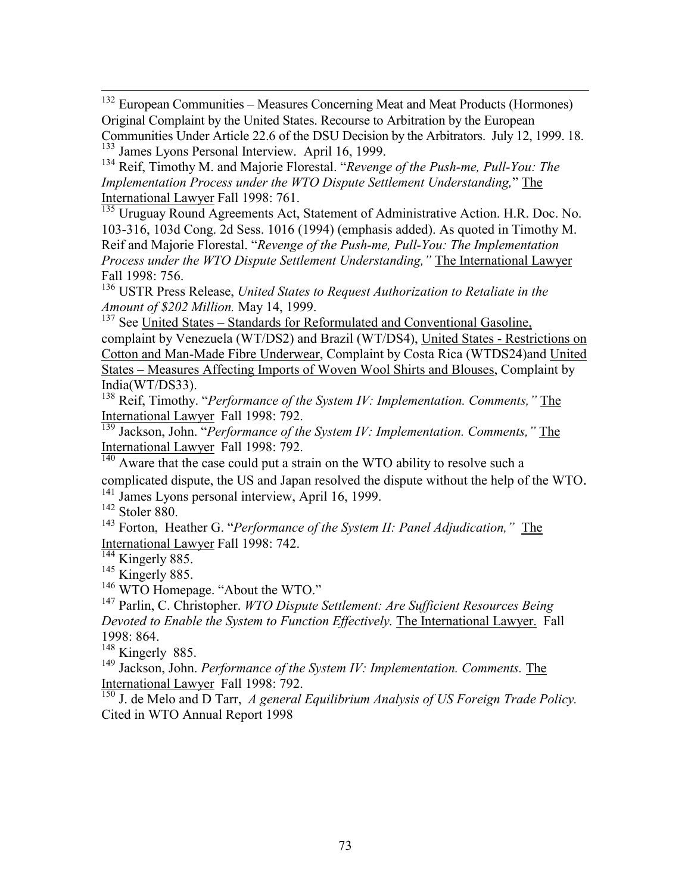[132] European Communities – Measures Concerning Meat and Meat Products (Hormones) Original Complaint by the United States. Recourse to Arbitration by the European Communities Under Article 22.6 of the DSU Decision by the Arbitrators. July 12, 1999. 18.

[133] James Lyons Personal Interview. April 16, 1999.

[134] Reif, Timothy M. and Majorie Florestal. "*Revenge of the Push-me, Pull-You: The Implementation Process under the WTO Dispute Settlement Understanding,*" The International Lawyer Fall 1998: 761.

[135] Uruguay Round Agreements Act, Statement of Administrative Action. H.R. Doc. No. 103-316, 103d Cong. 2d Sess. 1016 (1994) (emphasis added). As quoted in Timothy M. Reif and Majorie Florestal. "*Revenge of the Push-me, Pull-You: The Implementation Process under the WTO Dispute Settlement Understanding,*" The International Lawyer Fall 1998: 756.

[136] USTR Press Release, *United States to Request Authorization to Retaliate in the Amount of $202 Million.* May 14, 1999.

[137] See United States – Standards for Reformulated and Conventional Gasoline, complaint by Venezuela (WT/DS2) and Brazil (WT/DS4), United States - Restrictions on Cotton and Man-Made Fibre Underwear, Complaint by Costa Rica (WTDS24)and United States – Measures Affecting Imports of Woven Wool Shirts and Blouses, Complaint by India(WT/DS33).

[138] Reif, Timothy. "*Performance of the System IV: Implementation. Comments,*" The International Lawyer Fall 1998: 792.

[139] Jackson, John. "*Performance of the System IV: Implementation. Comments,*" The International Lawyer Fall 1998: 792.

[140] Aware that the case could put a strain on the WTO ability to resolve such a complicated dispute, the US and Japan resolved the dispute without the help of the WTO.

[141] James Lyons personal interview, April 16, 1999.

[142] Stoler 880.

[143] Forton, Heather G. "*Performance of the System II: Panel Adjudication,*" The International Lawyer Fall 1998: 742.

[144] Kingerly 885.

[145] Kingerly 885.

[146] WTO Homepage. "About the WTO."

[147] Parlin, C. Christopher. *WTO Dispute Settlement: Are Sufficient Resources Being Devoted to Enable the System to Function Effectively.* The International Lawyer. Fall 1998: 864.

[148] Kingerly 885.

[149] Jackson, John. *Performance of the System IV: Implementation. Comments.* The International Lawyer Fall 1998: 792.

[150] J. de Melo and D Tarr, *A general Equilibrium Analysis of US Foreign Trade Policy.* Cited in WTO Annual Report 1998